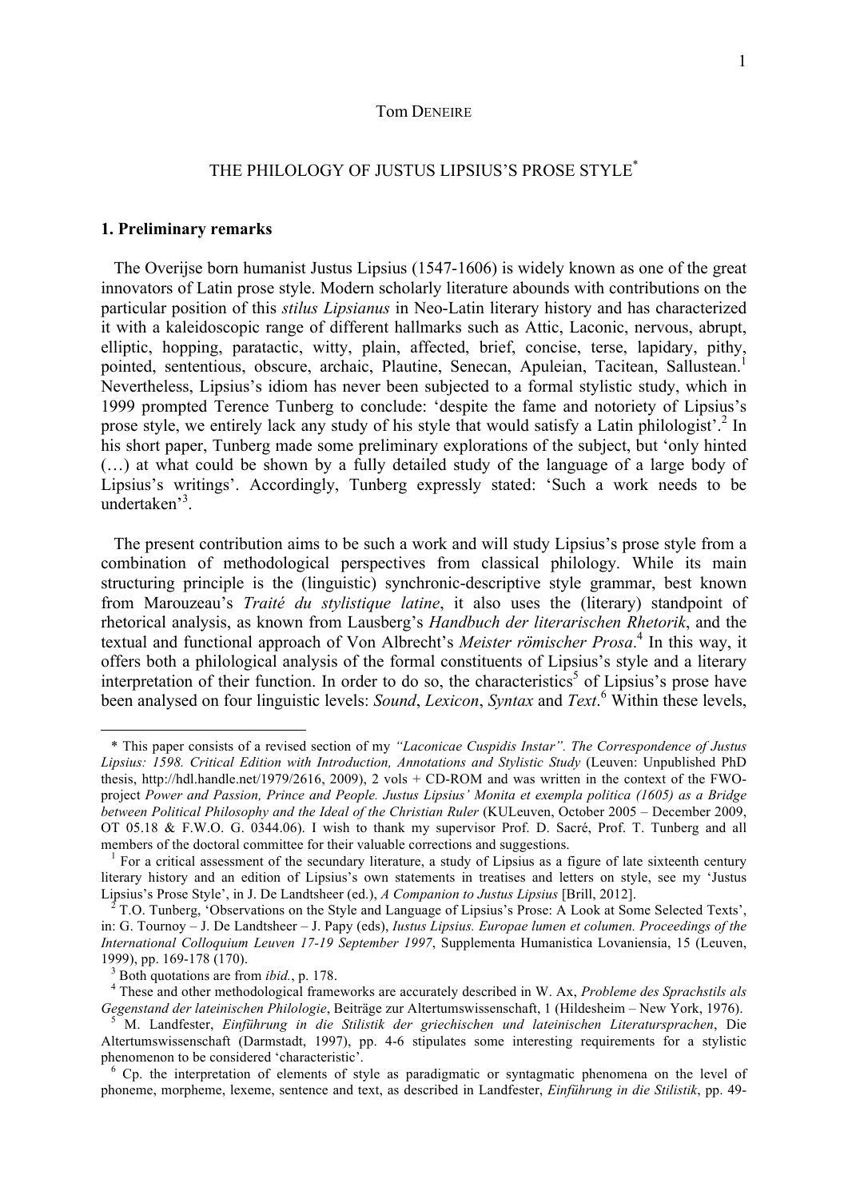Tom DENEIRE

# THE PHILOLOGY OF JUSTUS LIPSIUS'S PROSE STYLE*

## 1. Preliminary remarks

The Overijse born humanist Justus Lipsius (1547-1606) is widely known as one of the great innovators of Latin prose style. Modern scholarly literature abounds with contributions on the particular position of this *stilus Lipsianus* in Neo-Latin literary history and has characterized it with a kaleidoscopic range of different hallmarks such as Attic, Laconic, nervous, abrupt, elliptic, hopping, paratactic, witty, plain, affected, brief, concise, terse, lapidary, pithy, pointed, sententious, obscure, archaic, Plautine, Senecan, Apuleian, Tacitean, Sallustean.[1] Nevertheless, Lipsius's idiom has never been subjected to a formal stylistic study, which in 1999 prompted Terence Tunberg to conclude: 'despite the fame and notoriety of Lipsius's prose style, we entirely lack any study of his style that would satisfy a Latin philologist'.[2] In his short paper, Tunberg made some preliminary explorations of the subject, but 'only hinted (…) at what could be shown by a fully detailed study of the language of a large body of Lipsius's writings'. Accordingly, Tunberg expressly stated: 'Such a work needs to be undertaken'[3].

The present contribution aims to be such a work and will study Lipsius's prose style from a combination of methodological perspectives from classical philology. While its main structuring principle is the (linguistic) synchronic-descriptive style grammar, best known from Marouzeau's *Traité du stylistique latine*, it also uses the (literary) standpoint of rhetorical analysis, as known from Lausberg's *Handbuch der literarischen Rhetorik*, and the textual and functional approach of Von Albrecht's *Meister römischer Prosa*.[4] In this way, it offers both a philological analysis of the formal constituents of Lipsius's style and a literary interpretation of their function. In order to do so, the characteristics[5] of Lipsius's prose have been analysed on four linguistic levels: *Sound*, *Lexicon*, *Syntax* and *Text*.[6] Within these levels,

---

\* This paper consists of a revised section of my *"Laconicae Cuspidis Instar". The Correspondence of Justus Lipsius: 1598. Critical Edition with Introduction, Annotations and Stylistic Study* (Leuven: Unpublished PhD thesis, http://hdl.handle.net/1979/2616, 2009), 2 vols + CD-ROM and was written in the context of the FWO-project *Power and Passion, Prince and People. Justus Lipsius' Monita et exempla politica (1605) as a Bridge between Political Philosophy and the Ideal of the Christian Ruler* (KULeuven, October 2005 – December 2009, OT 05.18 & F.W.O. G. 0344.06). I wish to thank my supervisor Prof. D. Sacré, Prof. T. Tunberg and all members of the doctoral committee for their valuable corrections and suggestions.

[1] For a critical assessment of the secundary literature, a study of Lipsius as a figure of late sixteenth century literary history and an edition of Lipsius's own statements in treatises and letters on style, see my 'Justus Lipsius's Prose Style', in J. De Landtsheer (ed.), *A Companion to Justus Lipsius* [Brill, 2012].

[2] T.O. Tunberg, 'Observations on the Style and Language of Lipsius's Prose: A Look at Some Selected Texts', in: G. Tournoy – J. De Landtsheer – J. Papy (eds), *Iustus Lipsius. Europae lumen et columen. Proceedings of the International Colloquium Leuven 17-19 September 1997*, Supplementa Humanistica Lovaniensia, 15 (Leuven, 1999), pp. 169-178 (170).

[3] Both quotations are from *ibid.*, p. 178.

[4] These and other methodological frameworks are accurately described in W. Ax, *Probleme des Sprachstils als Gegenstand der lateinischen Philologie*, Beiträge zur Altertumswissenschaft, 1 (Hildesheim – New York, 1976).

[5] M. Landfester, *Einführung in die Stilistik der griechischen und lateinischen Literatursprachen*, Die Altertumswissenschaft (Darmstadt, 1997), pp. 4-6 stipulates some interesting requirements for a stylistic phenomenon to be considered 'characteristic'.

[6] Cp. the interpretation of elements of style as paradigmatic or syntagmatic phenomena on the level of phoneme, morpheme, lexeme, sentence and text, as described in Landfester, *Einführung in die Stilistik*, pp. 49-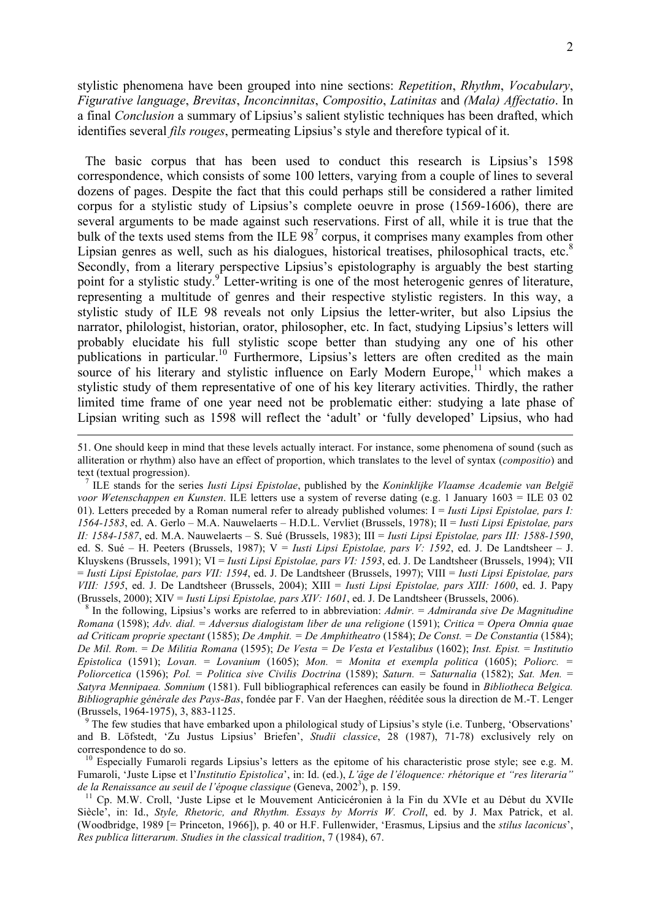stylistic phenomena have been grouped into nine sections: *Repetition*, *Rhythm*, *Vocabulary*, *Figurative language*, *Brevitas*, *Inconcinnitas*, *Compositio*, *Latinitas* and *(Mala) Affectatio*. In a final *Conclusion* a summary of Lipsius's salient stylistic techniques has been drafted, which identifies several *fils rouges*, permeating Lipsius's style and therefore typical of it.

The basic corpus that has been used to conduct this research is Lipsius's 1598 correspondence, which consists of some 100 letters, varying from a couple of lines to several dozens of pages. Despite the fact that this could perhaps still be considered a rather limited corpus for a stylistic study of Lipsius's complete oeuvre in prose (1569-1606), there are several arguments to be made against such reservations. First of all, while it is true that the bulk of the texts used stems from the ILE 98[7] corpus, it comprises many examples from other Lipsian genres as well, such as his dialogues, historical treatises, philosophical tracts, etc.[8] Secondly, from a literary perspective Lipsius's epistolography is arguably the best starting point for a stylistic study.[9] Letter-writing is one of the most heterogenic genres of literature, representing a multitude of genres and their respective stylistic registers. In this way, a stylistic study of ILE 98 reveals not only Lipsius the letter-writer, but also Lipsius the narrator, philologist, historian, orator, philosopher, etc. In fact, studying Lipsius's letters will probably elucidate his full stylistic scope better than studying any one of his other publications in particular.[10] Furthermore, Lipsius's letters are often credited as the main source of his literary and stylistic influence on Early Modern Europe,[11] which makes a stylistic study of them representative of one of his key literary activities. Thirdly, the rather limited time frame of one year need not be problematic either: studying a late phase of Lipsian writing such as 1598 will reflect the 'adult' or 'fully developed' Lipsius, who had

---

51. One should keep in mind that these levels actually interact. For instance, some phenomena of sound (such as alliteration or rhythm) also have an effect of proportion, which translates to the level of syntax (*compositio*) and text (textual progression).

[7] ILE stands for the series *Iusti Lipsi Epistolae*, published by the *Koninklijke Vlaamse Academie van België voor Wetenschappen en Kunsten*. ILE letters use a system of reverse dating (e.g. 1 January 1603 = ILE 03 02 01). Letters preceded by a Roman numeral refer to already published volumes: I = *Iusti Lipsi Epistolae, pars I: 1564-1583*, ed. A. Gerlo – M.A. Nauwelaerts – H.D.L. Vervliet (Brussels, 1978); II = *Iusti Lipsi Epistolae, pars II: 1584-1587*, ed. M.A. Nauwelaerts – S. Sué (Brussels, 1983); III = *Iusti Lipsi Epistolae, pars III: 1588-1590*, ed. S. Sué – H. Peeters (Brussels, 1987); V = *Iusti Lipsi Epistolae, pars V: 1592*, ed. J. De Landtsheer – J. Kluyskens (Brussels, 1991); VI = *Iusti Lipsi Epistolae, pars VI: 1593*, ed. J. De Landtsheer (Brussels, 1994); VII = *Iusti Lipsi Epistolae, pars VII: 1594*, ed. J. De Landtsheer (Brussels, 1997); VIII = *Iusti Lipsi Epistolae, pars VIII: 1595*, ed. J. De Landtsheer (Brussels, 2004); XIII = *Iusti Lipsi Epistolae, pars XIII: 1600*, ed. J. Papy (Brussels, 2000); XIV = *Iusti Lipsi Epistolae, pars XIV: 1601*, ed. J. De Landtsheer (Brussels, 2006).

[8] In the following, Lipsius's works are referred to in abbreviation: *Admir. = Admiranda sive De Magnitudine Romana* (1598); *Adv. dial. = Adversus dialogistam liber de una religione* (1591); *Critica = Opera Omnia quae ad Criticam proprie spectant* (1585); *De Amphit. = De Amphitheatro* (1584); *De Const. = De Constantia* (1584); *De Mil. Rom. = De Militia Romana* (1595); *De Vesta = De Vesta et Vestalibus* (1602); *Inst. Epist. = Institutio Epistolica* (1591); *Lovan. = Lovanium* (1605); *Mon. = Monita et exempla politica* (1605); *Poliorc. = Poliorcetica* (1596); *Pol. = Politica sive Civilis Doctrina* (1589); *Saturn. = Saturnalia* (1582); *Sat. Men. = Satyra Mennipaea. Somnium* (1581). Full bibliographical references can easily be found in *Bibliotheca Belgica. Bibliographie générale des Pays-Bas*, fondée par F. Van der Haeghen, rééditée sous la direction de M.-T. Lenger (Brussels, 1964-1975), 3, 883-1125.

[9] The few studies that have embarked upon a philological study of Lipsius's style (i.e. Tunberg, 'Observations' and B. Löfstedt, 'Zu Justus Lipsius' Briefen', *Studii classice*, 28 (1987), 71-78) exclusively rely on correspondence to do so.

[10] Especially Fumaroli regards Lipsius's letters as the epitome of his characteristic prose style; see e.g. M. Fumaroli, 'Juste Lipse et l'*Institutio Epistolica*', in: Id. (ed.), *L'âge de l'éloquence: rhétorique et "res literaria" de la Renaissance au seuil de l'époque classique* (Geneva, 2002[3]), p. 159.

[11] Cp. M.W. Croll, 'Juste Lipse et le Mouvement Anticicéronien à la Fin du XVIe et au Début du XVIIe Siècle', in: Id., *Style, Rhetoric, and Rhythm. Essays by Morris W. Croll*, ed. by J. Max Patrick, et al. (Woodbridge, 1989 [= Princeton, 1966]), p. 40 or H.F. Fullenwider, 'Erasmus, Lipsius and the *stilus laconicus*', *Res publica litterarum. Studies in the classical tradition*, 7 (1984), 67.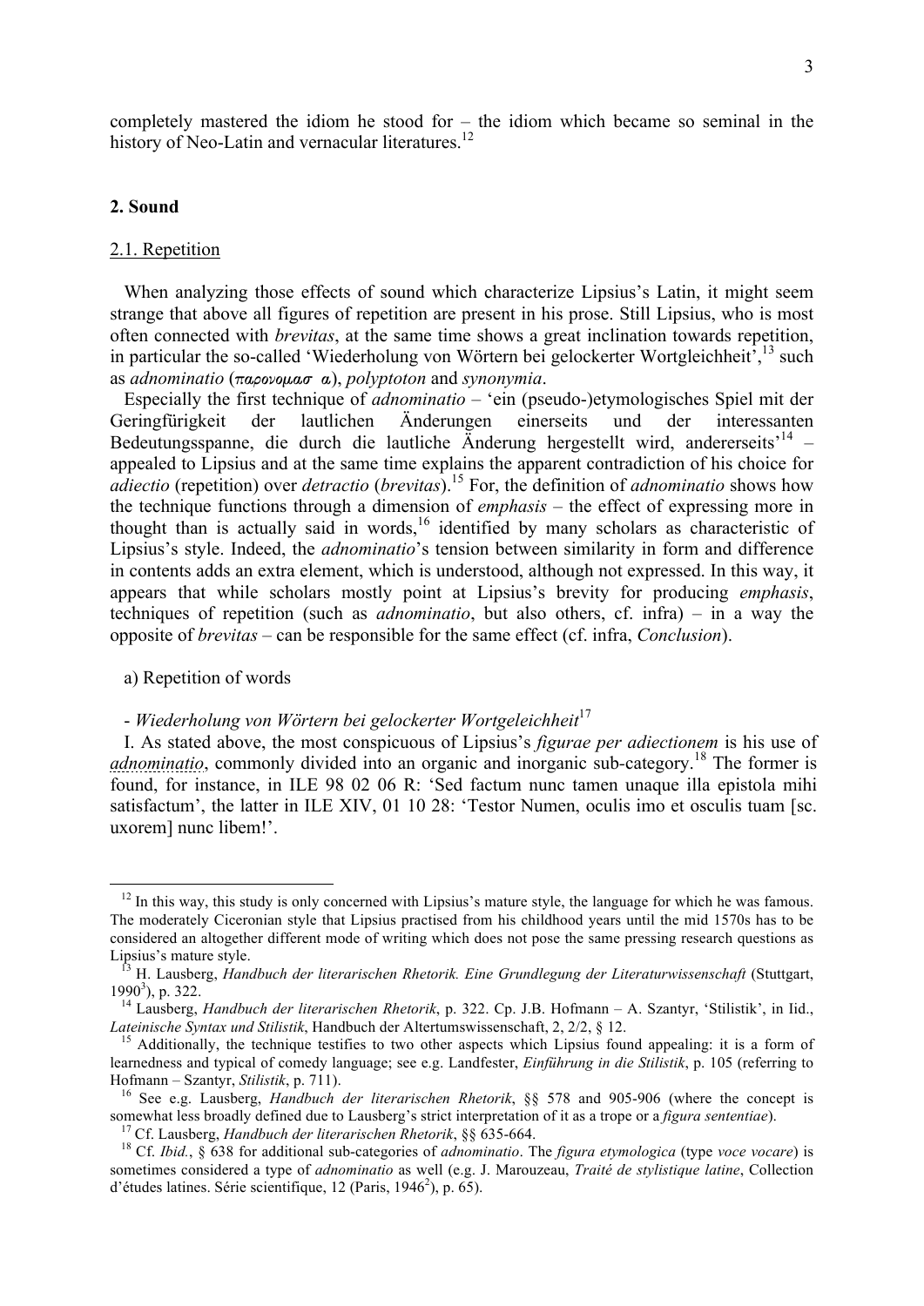completely mastered the idiom he stood for – the idiom which became so seminal in the history of Neo-Latin and vernacular literatures.[12]

## 2. Sound

### 2.1. Repetition

When analyzing those effects of sound which characterize Lipsius's Latin, it might seem strange that above all figures of repetition are present in his prose. Still Lipsius, who is most often connected with *brevitas*, at the same time shows a great inclination towards repetition, in particular the so-called 'Wiederholung von Wörtern bei gelockerter Wortgleichheit',[13] such as *adnominatio* (παρονομασία), *polyptoton* and *synonymia*.

Especially the first technique of *adnominatio* – 'ein (pseudo-)etymologisches Spiel mit der Geringfürigkeit der lautlichen Änderungen einerseits und der interessanten Bedeutungsspanne, die durch die lautliche Änderung hergestellt wird, andererseits'[14] – appealed to Lipsius and at the same time explains the apparent contradiction of his choice for *adiectio* (repetition) over *detractio* (*brevitas*).[15] For, the definition of *adnominatio* shows how the technique functions through a dimension of *emphasis* – the effect of expressing more in thought than is actually said in words,[16] identified by many scholars as characteristic of Lipsius's style. Indeed, the *adnominatio*'s tension between similarity in form and difference in contents adds an extra element, which is understood, although not expressed. In this way, it appears that while scholars mostly point at Lipsius's brevity for producing *emphasis*, techniques of repetition (such as *adnominatio*, but also others, cf. infra) – in a way the opposite of *brevitas* – can be responsible for the same effect (cf. infra, *Conclusion*).

a) Repetition of words

- *Wiederholung von Wörtern bei gelockerter Wortgeleichheit*[17]

I. As stated above, the most conspicuous of Lipsius's *figurae per adiectionem* is his use of ***adnominatio***, commonly divided into an organic and inorganic sub-category.[18] The former is found, for instance, in ILE 98 02 06 R: 'Sed factum nunc tamen unaque illa epistola mihi satisfactum', the latter in ILE XIV, 01 10 28: 'Testor Numen, oculis imo et osculis tuam [sc. uxorem] nunc libem!'.

---

[12] In this way, this study is only concerned with Lipsius's mature style, the language for which he was famous. The moderately Ciceronian style that Lipsius practised from his childhood years until the mid 1570s has to be considered an altogether different mode of writing which does not pose the same pressing research questions as Lipsius's mature style.

[13] H. Lausberg, *Handbuch der literarischen Rhetorik. Eine Grundlegung der Literaturwissenschaft* (Stuttgart, 1990[3]), p. 322.

[14] Lausberg, *Handbuch der literarischen Rhetorik*, p. 322. Cp. J.B. Hofmann – A. Szantyr, 'Stilistik', in Iid., *Lateinische Syntax und Stilistik*, Handbuch der Altertumswissenschaft, 2, 2/2, § 12.

[15] Additionally, the technique testifies to two other aspects which Lipsius found appealing: it is a form of learnedness and typical of comedy language; see e.g. Landfester, *Einführung in die Stilistik*, p. 105 (referring to Hofmann – Szantyr, *Stilistik*, p. 711).

[16] See e.g. Lausberg, *Handbuch der literarischen Rhetorik*, §§ 578 and 905-906 (where the concept is somewhat less broadly defined due to Lausberg's strict interpretation of it as a trope or a *figura sententiae*).

[17] Cf. Lausberg, *Handbuch der literarischen Rhetorik*, §§ 635-664.

[18] Cf. *Ibid.*, § 638 for additional sub-categories of *adnominatio*. The *figura etymologica* (type *voce vocare*) is sometimes considered a type of *adnominatio* as well (e.g. J. Marouzeau, *Traité de stylistique latine*, Collection d'études latines. Série scientifique, 12 (Paris, 1946[2]), p. 65).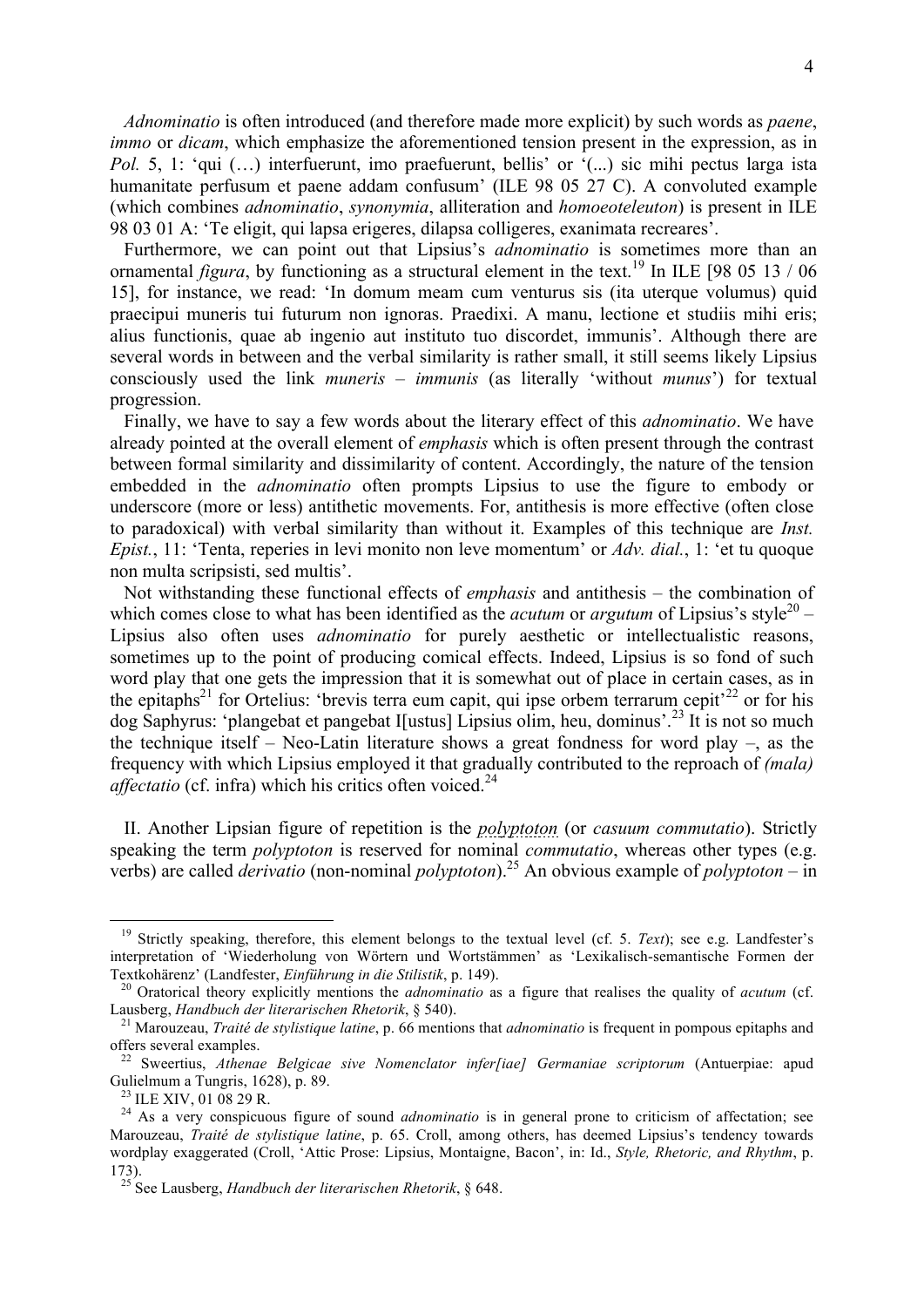*Adnominatio* is often introduced (and therefore made more explicit) by such words as *paene*, *immo* or *dicam*, which emphasize the aforementioned tension present in the expression, as in *Pol.* 5, 1: 'qui (…) interfuerunt, imo praefuerunt, bellis' or '(...) sic mihi pectus larga ista humanitate perfusum et paene addam confusum' (ILE 98 05 27 C). A convoluted example (which combines *adnominatio*, *synonymia*, alliteration and *homoeoteleuton*) is present in ILE 98 03 01 A: 'Te eligit, qui lapsa erigeres, dilapsa colligeres, exanimata recreares'.

Furthermore, we can point out that Lipsius's *adnominatio* is sometimes more than an ornamental *figura*, by functioning as a structural element in the text.[19] In ILE [98 05 13 / 06 15], for instance, we read: 'In domum meam cum venturus sis (ita uterque volumus) quid praecipui muneris tui futurum non ignoras. Praedixi. A manu, lectione et studiis mihi eris; alius functionis, quae ab ingenio aut instituto tuo discordet, immunis'. Although there are several words in between and the verbal similarity is rather small, it still seems likely Lipsius consciously used the link *muneris* – *immunis* (as literally 'without *munus*') for textual progression.

Finally, we have to say a few words about the literary effect of this *adnominatio*. We have already pointed at the overall element of *emphasis* which is often present through the contrast between formal similarity and dissimilarity of content. Accordingly, the nature of the tension embedded in the *adnominatio* often prompts Lipsius to use the figure to embody or underscore (more or less) antithetic movements. For, antithesis is more effective (often close to paradoxical) with verbal similarity than without it. Examples of this technique are *Inst. Epist.*, 11: 'Tenta, reperies in levi monito non leve momentum' or *Adv. dial.*, 1: 'et tu quoque non multa scripsisti, sed multis'.

Not withstanding these functional effects of *emphasis* and antithesis – the combination of which comes close to what has been identified as the *acutum* or *argutum* of Lipsius's style[20] – Lipsius also often uses *adnominatio* for purely aesthetic or intellectualistic reasons, sometimes up to the point of producing comical effects. Indeed, Lipsius is so fond of such word play that one gets the impression that it is somewhat out of place in certain cases, as in the epitaphs[21] for Ortelius: 'brevis terra eum capit, qui ipse orbem terrarum cepit'[22] or for his dog Saphyrus: 'plangebat et pangebat I[ustus] Lipsius olim, heu, dominus'.[23] It is not so much the technique itself – Neo-Latin literature shows a great fondness for word play –, as the frequency with which Lipsius employed it that gradually contributed to the reproach of *(mala) affectatio* (cf. infra) which his critics often voiced.[24]

II. Another Lipsian figure of repetition is the *polyptoton* (or *casuum commutatio*). Strictly speaking the term *polyptoton* is reserved for nominal *commutatio*, whereas other types (e.g. verbs) are called *derivatio* (non-nominal *polyptoton*).[25] An obvious example of *polyptoton* – in

---

[19] Strictly speaking, therefore, this element belongs to the textual level (cf. 5. *Text*); see e.g. Landfester's interpretation of 'Wiederholung von Wörtern und Wortstämmen' as 'Lexikalisch-semantische Formen der Textkohärenz' (Landfester, *Einführung in die Stilistik*, p. 149).

[20] Oratorical theory explicitly mentions the *adnominatio* as a figure that realises the quality of *acutum* (cf. Lausberg, *Handbuch der literarischen Rhetorik*, § 540).

[21] Marouzeau, *Traité de stylistique latine*, p. 66 mentions that *adnominatio* is frequent in pompous epitaphs and offers several examples.

[22] Sweertius, *Athenae Belgicae sive Nomenclator infer[iae] Germaniae scriptorum* (Antuerpiae: apud Gulielmum a Tungris, 1628), p. 89.

[23] ILE XIV, 01 08 29 R.

[24] As a very conspicuous figure of sound *adnominatio* is in general prone to criticism of affectation; see Marouzeau, *Traité de stylistique latine*, p. 65. Croll, among others, has deemed Lipsius's tendency towards wordplay exaggerated (Croll, 'Attic Prose: Lipsius, Montaigne, Bacon', in: Id., *Style, Rhetoric, and Rhythm*, p. 173).

[25] See Lausberg, *Handbuch der literarischen Rhetorik*, § 648.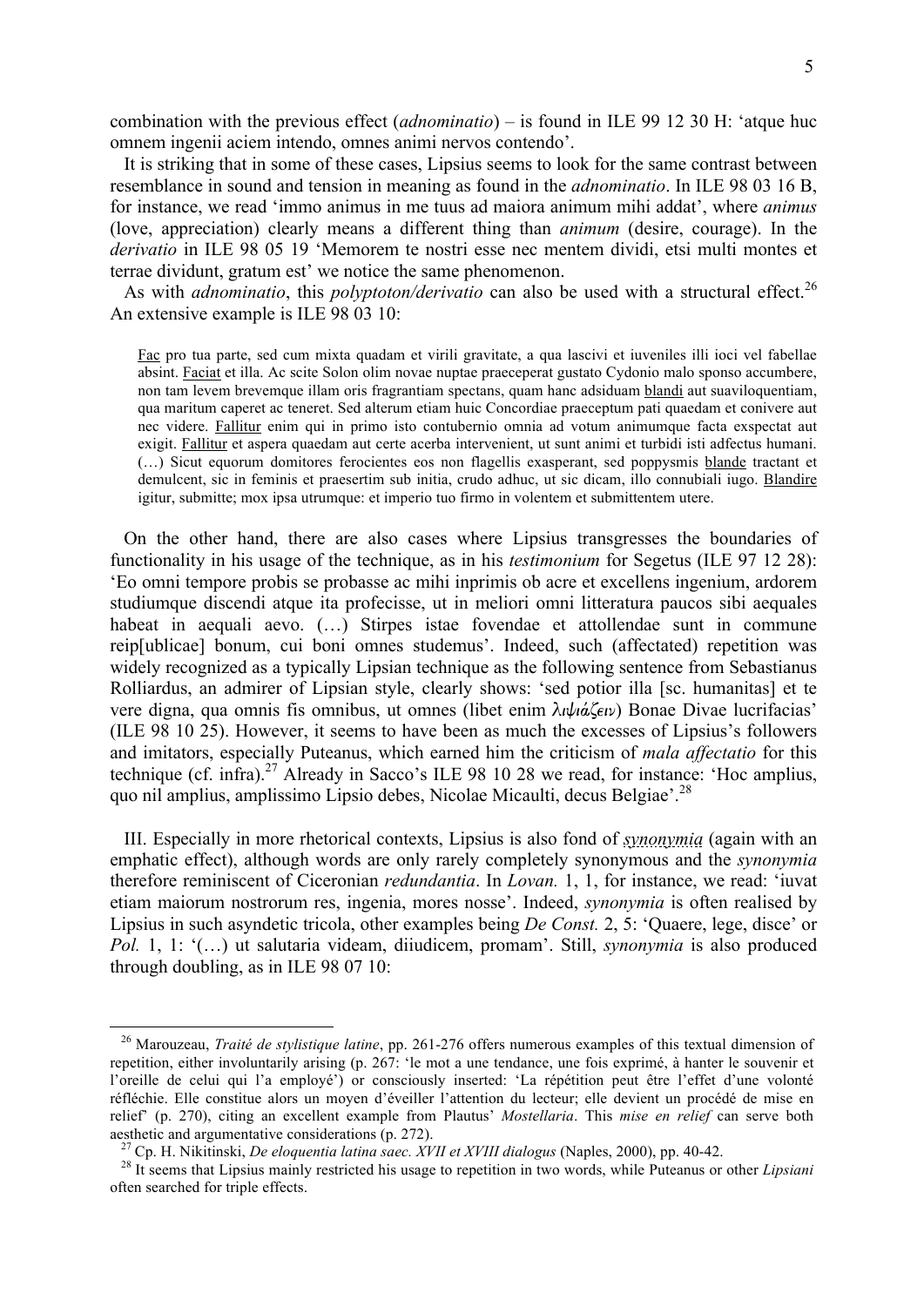combination with the previous effect (*adnominatio*) – is found in ILE 99 12 30 H: 'atque huc omnem ingenii aciem intendo, omnes animi nervos contendo'.

It is striking that in some of these cases, Lipsius seems to look for the same contrast between resemblance in sound and tension in meaning as found in the *adnominatio*. In ILE 98 03 16 B, for instance, we read 'immo animus in me tuus ad maiora animum mihi addat', where *animus* (love, appreciation) clearly means a different thing than *animum* (desire, courage). In the *derivatio* in ILE 98 05 19 'Memorem te nostri esse nec mentem dividi, etsi multi montes et terrae dividunt, gratum est' we notice the same phenomenon.

As with *adnominatio*, this *polyptoton/derivatio* can also be used with a structural effect.[26] An extensive example is ILE 98 03 10:

> <u>Fac</u> pro tua parte, sed cum mixta quadam et virili gravitate, a qua lascivi et iuveniles illi ioci vel fabellae absint. <u>Faciat</u> et illa. Ac scite Solon olim novae nuptae praeceperat gustato Cydonio malo sponso accumbere, non tam levem brevemque illam oris fragrantiam spectans, quam hanc adsiduam <u>blandi</u> aut suaviloquentiam, qua maritum caperet ac teneret. Sed alterum etiam huic Concordiae praeceptum pati quaedam et conivere aut nec videre. <u>Fallitur</u> enim qui in primo isto contubernio omnia ad votum animumque facta exspectat aut exigit. <u>Fallitur</u> et aspera quaedam aut certe acerba intervenient, ut sunt animi et turbidi isti adfectus humani. (…) Sicut equorum domitores ferocientes eos non flagellis exasperant, sed poppysmis <u>blande</u> tractant et demulcent, sic in feminis et praesertim sub initia, crudo adhuc, ut sic dicam, illo connubiali iugo. <u>Blandire</u> igitur, submitte; mox ipsa utrumque: et imperio tuo firmo in volentem et submittentem utere.

On the other hand, there are also cases where Lipsius transgresses the boundaries of functionality in his usage of the technique, as in his *testimonium* for Segetus (ILE 97 12 28): 'Eo omni tempore probis se probasse ac mihi inprimis ob acre et excellens ingenium, ardorem studiumque discendi atque ita profecisse, ut in meliori omni litteratura paucos sibi aequales habeat in aequali aevo. (…) Stirpes istae fovendae et attollendae sunt in commune reip[ublicae] bonum, cui boni omnes studemus'. Indeed, such (affectated) repetition was widely recognized as a typically Lipsian technique as the following sentence from Sebastianus Rolliardus, an admirer of Lipsian style, clearly shows: 'sed potior illa [sc. humanitas] et te vere digna, qua omnis fis omnibus, ut omnes (libet enim λιψιάζειν) Bonae Divae lucrifacias' (ILE 98 10 25). However, it seems to have been as much the excesses of Lipsius's followers and imitators, especially Puteanus, which earned him the criticism of *mala affectatio* for this technique (cf. infra).[27] Already in Sacco's ILE 98 10 28 we read, for instance: 'Hoc amplius, quo nil amplius, amplissimo Lipsio debes, Nicolae Micaulti, decus Belgiae'.[28]

III. Especially in more rhetorical contexts, Lipsius is also fond of *synonymia* (again with an emphatic effect), although words are only rarely completely synonymous and the *synonymia* therefore reminiscent of Ciceronian *redundantia*. In *Lovan.* 1, 1, for instance, we read: 'iuvat etiam maiorum nostrorum res, ingenia, mores nosse'. Indeed, *synonymia* is often realised by Lipsius in such asyndetic tricola, other examples being *De Const.* 2, 5: 'Quaere, lege, disce' or *Pol.* 1, 1: '(…) ut salutaria videam, diiudicem, promam'. Still, *synonymia* is also produced through doubling, as in ILE 98 07 10:

---

[26] Marouzeau, *Traité de stylistique latine*, pp. 261-276 offers numerous examples of this textual dimension of repetition, either involuntarily arising (p. 267: 'le mot a une tendance, une fois exprimé, à hanter le souvenir et l'oreille de celui qui l'a employé') or consciously inserted: 'La répétition peut être l'effet d'une volonté réfléchie. Elle constitue alors un moyen d'éveiller l'attention du lecteur; elle devient un procédé de mise en relief' (p. 270), citing an excellent example from Plautus' *Mostellaria*. This *mise en relief* can serve both aesthetic and argumentative considerations (p. 272).

[27] Cp. H. Nikitinski, *De eloquentia latina saec. XVII et XVIII dialogus* (Naples, 2000), pp. 40-42.

[28] It seems that Lipsius mainly restricted his usage to repetition in two words, while Puteanus or other *Lipsiani* often searched for triple effects.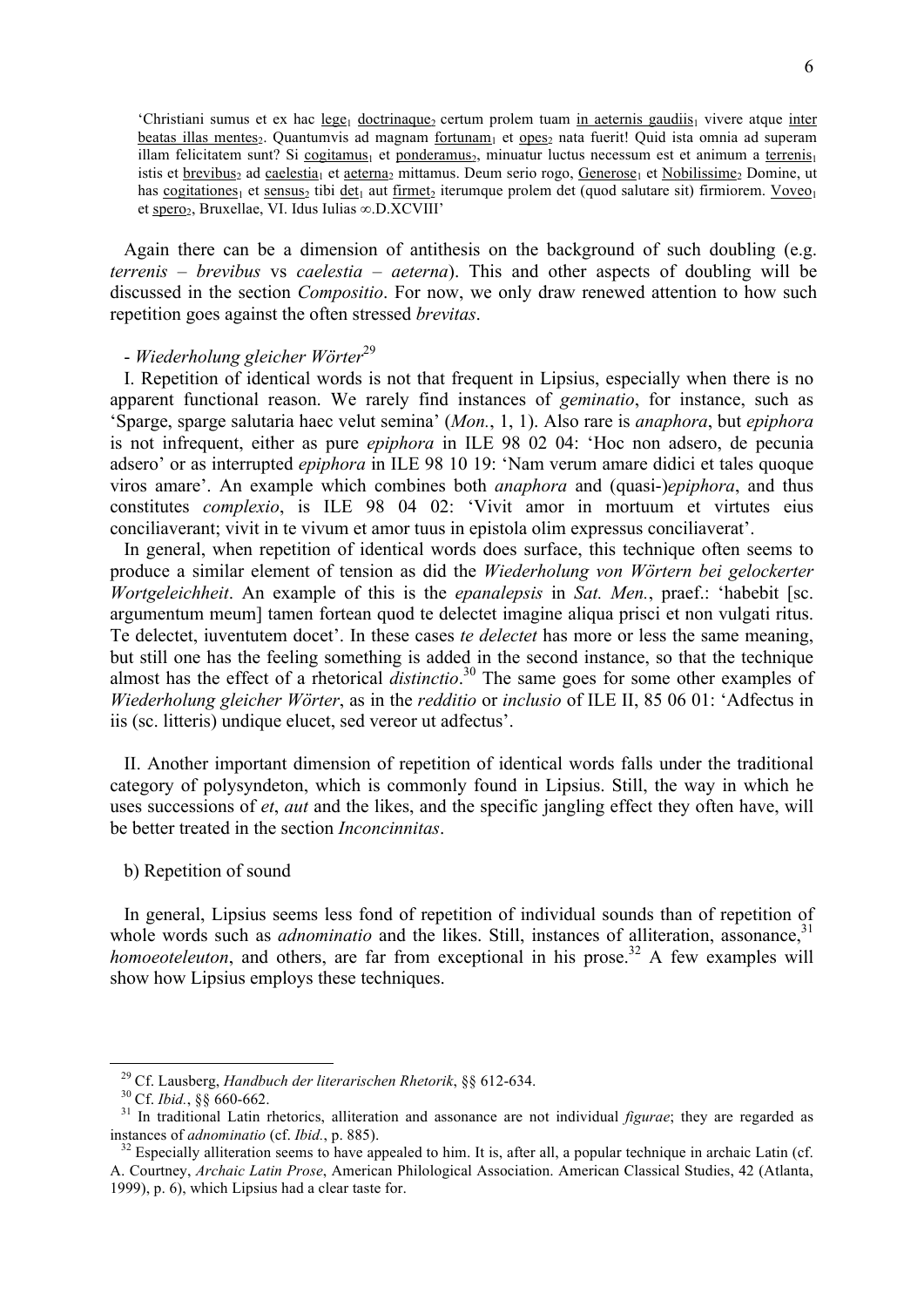'Christiani sumus et ex hac <u>lege</u>$_1$ <u>doctrinaque</u>$_2$ certum prolem tuam <u>in aeternis gaudiis</u>$_1$ vivere atque <u>inter beatas illas mentes</u>$_2$. Quantumvis ad magnam <u>fortunam</u>$_1$ et <u>opes</u>$_2$ nata fuerit! Quid ista omnia ad superam illam felicitatem sunt? Si <u>cogitamus</u>$_1$ et <u>ponderamus</u>$_2$, minuatur luctus necessum est et animum a <u>terrenis</u>$_1$ istis et <u>brevibus</u>$_2$ ad <u>caelestia</u>$_1$ et <u>aeterna</u>$_2$ mittamus. Deum serio rogo, <u>Generose</u>$_1$ et <u>Nobilissime</u>$_2$ Domine, ut has <u>cogitationes</u>$_1$ et <u>sensus</u>$_2$ tibi <u>det</u>$_1$ aut <u>firmet</u>$_2$ iterumque prolem det (quod salutare sit) firmiorem. <u>Voveo</u>$_1$ et <u>spero</u>$_2$, Bruxellae, VI. Idus Iulias ∞.D.XCVIII'

Again there can be a dimension of antithesis on the background of such doubling (e.g. *terrenis* – *brevibus* vs *caelestia* – *aeterna*). This and other aspects of doubling will be discussed in the section *Compositio*. For now, we only draw renewed attention to how such repetition goes against the often stressed *brevitas*.

- *Wiederholung gleicher Wörter*[29]

I. Repetition of identical words is not that frequent in Lipsius, especially when there is no apparent functional reason. We rarely find instances of *geminatio*, for instance, such as 'Sparge, sparge salutaria haec velut semina' (*Mon.*, 1, 1). Also rare is *anaphora*, but *epiphora* is not infrequent, either as pure *epiphora* in ILE 98 02 04: 'Hoc non adsero, de pecunia adsero' or as interrupted *epiphora* in ILE 98 10 19: 'Nam verum amare didici et tales quoque viros amare'. An example which combines both *anaphora* and (quasi-)*epiphora*, and thus constitutes *complexio*, is ILE 98 04 02: 'Vivit amor in mortuum et virtutes eius conciliaverant; vivit in te vivum et amor tuus in epistola olim expressus conciliaverat'.

In general, when repetition of identical words does surface, this technique often seems to produce a similar element of tension as did the *Wiederholung von Wörtern bei gelockerter Wortgeleichheit*. An example of this is the *epanalepsis* in *Sat. Men.*, praef.: 'habebit [sc. argumentum meum] tamen fortean quod te delectet imagine aliqua prisci et non vulgati ritus. Te delectet, iuventutem docet'. In these cases *te delectet* has more or less the same meaning, but still one has the feeling something is added in the second instance, so that the technique almost has the effect of a rhetorical *distinctio*.[30] The same goes for some other examples of *Wiederholung gleicher Wörter*, as in the *redditio* or *inclusio* of ILE II, 85 06 01: 'Adfectus in iis (sc. litteris) undique elucet, sed vereor ut adfectus'.

II. Another important dimension of repetition of identical words falls under the traditional category of polysyndeton, which is commonly found in Lipsius. Still, the way in which he uses successions of *et*, *aut* and the likes, and the specific jangling effect they often have, will be better treated in the section *Inconcinnitas*.

b) Repetition of sound

In general, Lipsius seems less fond of repetition of individual sounds than of repetition of whole words such as *adnominatio* and the likes. Still, instances of alliteration, assonance,[31] *homoeoteleuton*, and others, are far from exceptional in his prose.[32] A few examples will show how Lipsius employs these techniques.

---

[29] Cf. Lausberg, *Handbuch der literarischen Rhetorik*, §§ 612-634.

[30] Cf. *Ibid.*, §§ 660-662.

[31] In traditional Latin rhetorics, alliteration and assonance are not individual *figurae*; they are regarded as instances of *adnominatio* (cf. *Ibid.*, p. 885).

[32] Especially alliteration seems to have appealed to him. It is, after all, a popular technique in archaic Latin (cf. A. Courtney, *Archaic Latin Prose*, American Philological Association. American Classical Studies, 42 (Atlanta, 1999), p. 6), which Lipsius had a clear taste for.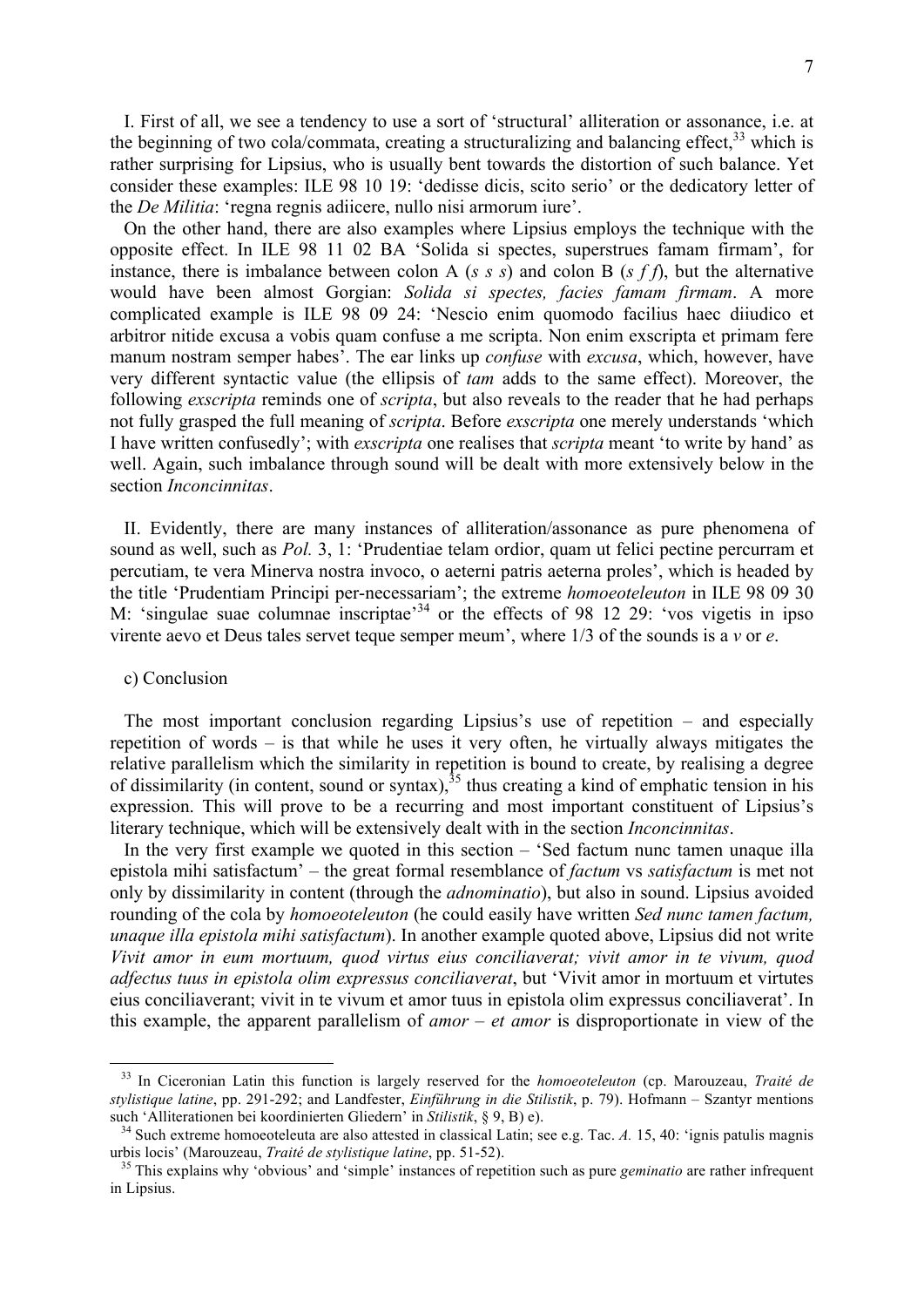I. First of all, we see a tendency to use a sort of 'structural' alliteration or assonance, i.e. at the beginning of two cola/commata, creating a structuralizing and balancing effect,[33] which is rather surprising for Lipsius, who is usually bent towards the distortion of such balance. Yet consider these examples: ILE 98 10 19: 'dedisse dicis, scito serio' or the dedicatory letter of the *De Militia*: 'regna regnis adiicere, nullo nisi armorum iure'.

On the other hand, there are also examples where Lipsius employs the technique with the opposite effect. In ILE 98 11 02 BA 'Solida si spectes, superstrues famam firmam', for instance, there is imbalance between colon A (*s s s*) and colon B (*s f f*), but the alternative would have been almost Gorgian: *Solida si spectes, facies famam firmam*. A more complicated example is ILE 98 09 24: 'Nescio enim quomodo facilius haec diiudico et arbitror nitide excusa a vobis quam confuse a me scripta. Non enim exscripta et primam fere manum nostram semper habes'. The ear links up *confuse* with *excusa*, which, however, have very different syntactic value (the ellipsis of *tam* adds to the same effect). Moreover, the following *exscripta* reminds one of *scripta*, but also reveals to the reader that he had perhaps not fully grasped the full meaning of *scripta*. Before *exscripta* one merely understands 'which I have written confusedly'; with *exscripta* one realises that *scripta* meant 'to write by hand' as well. Again, such imbalance through sound will be dealt with more extensively below in the section *Inconcinnitas*.

II. Evidently, there are many instances of alliteration/assonance as pure phenomena of sound as well, such as *Pol.* 3, 1: 'Prudentiae telam ordior, quam ut felici pectine percurram et percutiam, te vera Minerva nostra invoco, o aeterni patris aeterna proles', which is headed by the title 'Prudentiam Principi per-necessariam'; the extreme *homoeoteleuton* in ILE 98 09 30 M: 'singulae suae columnae inscriptae'[34] or the effects of 98 12 29: 'vos vigetis in ipso virente aevo et Deus tales servet teque semper meum', where 1/3 of the sounds is a *v* or *e*.

c) Conclusion

The most important conclusion regarding Lipsius's use of repetition – and especially repetition of words – is that while he uses it very often, he virtually always mitigates the relative parallelism which the similarity in repetition is bound to create, by realising a degree of dissimilarity (in content, sound or syntax),[35] thus creating a kind of emphatic tension in his expression. This will prove to be a recurring and most important constituent of Lipsius's literary technique, which will be extensively dealt with in the section *Inconcinnitas*.

In the very first example we quoted in this section – 'Sed factum nunc tamen unaque illa epistola mihi satisfactum' – the great formal resemblance of *factum* vs *satisfactum* is met not only by dissimilarity in content (through the *adnominatio*), but also in sound. Lipsius avoided rounding of the cola by *homoeoteleuton* (he could easily have written *Sed nunc tamen factum, unaque illa epistola mihi satisfactum*). In another example quoted above, Lipsius did not write *Vivit amor in eum mortuum, quod virtus eius conciliaverat; vivit amor in te vivum, quod adfectus tuus in epistola olim expressus conciliaverat*, but 'Vivit amor in mortuum et virtutes eius conciliaverant; vivit in te vivum et amor tuus in epistola olim expressus conciliaverat'. In this example, the apparent parallelism of *amor* – *et amor* is disproportionate in view of the

---

[33] In Ciceronian Latin this function is largely reserved for the *homoeoteleuton* (cp. Marouzeau, *Traité de stylistique latine*, pp. 291-292; and Landfester, *Einführung in die Stilistik*, p. 79). Hofmann – Szantyr mentions such 'Alliterationen bei koordinierten Gliedern' in *Stilistik*, § 9, B) e).

[34] Such extreme homoeoteleuta are also attested in classical Latin; see e.g. Tac. *A.* 15, 40: 'ignis patulis magnis urbis locis' (Marouzeau, *Traité de stylistique latine*, pp. 51-52).

[35] This explains why 'obvious' and 'simple' instances of repetition such as pure *geminatio* are rather infrequent in Lipsius.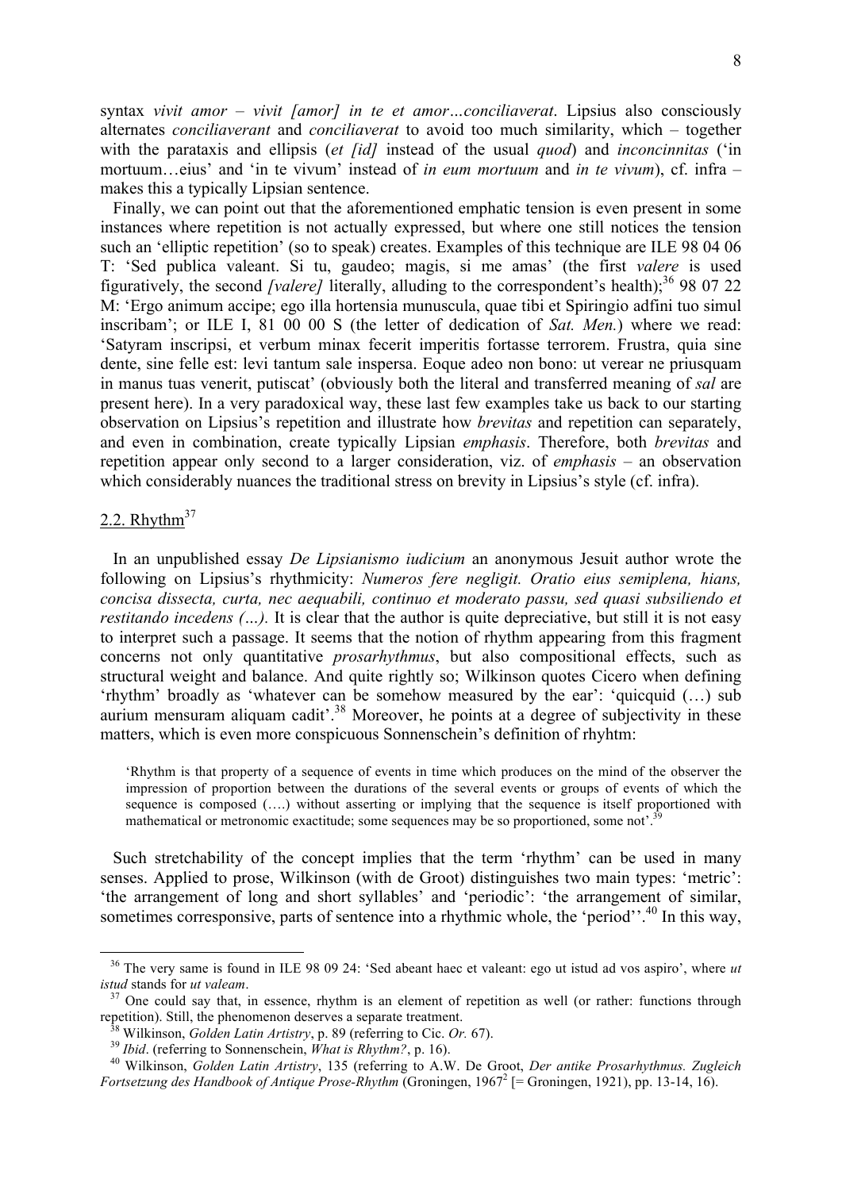syntax *vivit amor – vivit [amor] in te et amor…conciliaverat*. Lipsius also consciously alternates *conciliaverant* and *conciliaverat* to avoid too much similarity, which – together with the parataxis and ellipsis (*et [id]* instead of the usual *quod*) and *inconcinnitas* ('in mortuum…eius' and 'in te vivum' instead of *in eum mortuum* and *in te vivum*), cf. infra – makes this a typically Lipsian sentence.

Finally, we can point out that the aforementioned emphatic tension is even present in some instances where repetition is not actually expressed, but where one still notices the tension such an 'elliptic repetition' (so to speak) creates. Examples of this technique are ILE 98 04 06 T: 'Sed publica valeant. Si tu, gaudeo; magis, si me amas' (the first *valere* is used figuratively, the second *[valere]* literally, alluding to the correspondent's health);[36] 98 07 22 M: 'Ergo animum accipe; ego illa hortensia munuscula, quae tibi et Spiringio adfini tuo simul inscribam'; or ILE I, 81 00 00 S (the letter of dedication of *Sat. Men.*) where we read: 'Satyram inscripsi, et verbum minax fecerit imperitis fortasse terrorem. Frustra, quia sine dente, sine felle est: levi tantum sale inspersa. Eoque adeo non bono: ut verear ne priusquam in manus tuas venerit, putiscat' (obviously both the literal and transferred meaning of *sal* are present here). In a very paradoxical way, these last few examples take us back to our starting observation on Lipsius's repetition and illustrate how *brevitas* and repetition can separately, and even in combination, create typically Lipsian *emphasis*. Therefore, both *brevitas* and repetition appear only second to a larger consideration, viz. of *emphasis* – an observation which considerably nuances the traditional stress on brevity in Lipsius's style (cf. infra).

## 2.2. Rhythm[37]

In an unpublished essay *De Lipsianismo iudicium* an anonymous Jesuit author wrote the following on Lipsius's rhythmicity: *Numeros fere negligit. Oratio eius semiplena, hians, concisa dissecta, curta, nec aequabili, continuo et moderato passu, sed quasi subsiliendo et restitando incedens (…).* It is clear that the author is quite depreciative, but still it is not easy to interpret such a passage. It seems that the notion of rhythm appearing from this fragment concerns not only quantitative *prosarhythmus*, but also compositional effects, such as structural weight and balance. And quite rightly so; Wilkinson quotes Cicero when defining 'rhythm' broadly as 'whatever can be somehow measured by the ear': 'quicquid (…) sub aurium mensuram aliquam cadit'.[38] Moreover, he points at a degree of subjectivity in these matters, which is even more conspicuous Sonnenschein's definition of rhyhtm:

> 'Rhythm is that property of a sequence of events in time which produces on the mind of the observer the impression of proportion between the durations of the several events or groups of events of which the sequence is composed (….) without asserting or implying that the sequence is itself proportioned with mathematical or metronomic exactitude; some sequences may be so proportioned, some not'.[39]

Such stretchability of the concept implies that the term 'rhythm' can be used in many senses. Applied to prose, Wilkinson (with de Groot) distinguishes two main types: 'metric': 'the arrangement of long and short syllables' and 'periodic': 'the arrangement of similar, sometimes corresponsive, parts of sentence into a rhythmic whole, the 'period''.[40] In this way,

[36] The very same is found in ILE 98 09 24: 'Sed abeant haec et valeant: ego ut istud ad vos aspiro', where *ut istud* stands for *ut valeam*.

[37] One could say that, in essence, rhythm is an element of repetition as well (or rather: functions through repetition). Still, the phenomenon deserves a separate treatment.

[38] Wilkinson, *Golden Latin Artistry*, p. 89 (referring to Cic. *Or.* 67).

[39] *Ibid*. (referring to Sonnenschein, *What is Rhythm?*, p. 16).

[40] Wilkinson, *Golden Latin Artistry*, 135 (referring to A.W. De Groot, *Der antike Prosarhythmus. Zugleich Fortsetzung des Handbook of Antique Prose-Rhythm* (Groningen, 1967$^2$ [= Groningen, 1921), pp. 13-14, 16).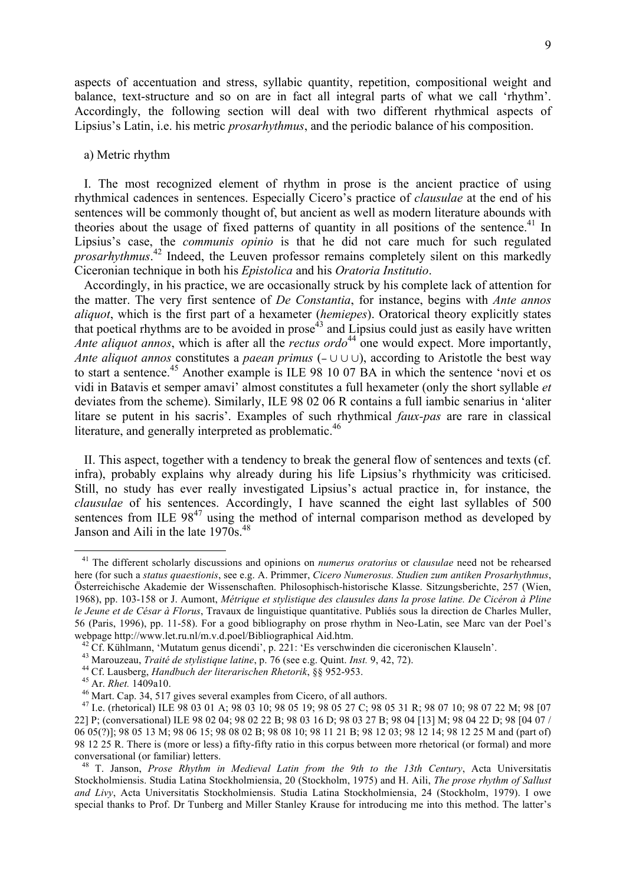aspects of accentuation and stress, syllabic quantity, repetition, compositional weight and balance, text-structure and so on are in fact all integral parts of what we call 'rhythm'. Accordingly, the following section will deal with two different rhythmical aspects of Lipsius's Latin, i.e. his metric *prosarhythmus*, and the periodic balance of his composition.

a) Metric rhythm

I. The most recognized element of rhythm in prose is the ancient practice of using rhythmical cadences in sentences. Especially Cicero's practice of *clausulae* at the end of his sentences will be commonly thought of, but ancient as well as modern literature abounds with theories about the usage of fixed patterns of quantity in all positions of the sentence.[41] In Lipsius's case, the *communis opinio* is that he did not care much for such regulated *prosarhythmus*.[42] Indeed, the Leuven professor remains completely silent on this markedly Ciceronian technique in both his *Epistolica* and his *Oratoria Institutio*.

Accordingly, in his practice, we are occasionally struck by his complete lack of attention for the matter. The very first sentence of *De Constantia*, for instance, begins with *Ante annos aliquot*, which is the first part of a hexameter (*hemiepes*). Oratorical theory explicitly states that poetical rhythms are to be avoided in prose[43] and Lipsius could just as easily have written *Ante aliquot annos*, which is after all the *rectus ordo*[44] one would expect. More importantly, *Ante aliquot annos* constitutes a *paean primus* (– ∪ ∪ ∪), according to Aristotle the best way to start a sentence.[45] Another example is ILE 98 10 07 BA in which the sentence 'novi et os vidi in Batavis et semper amavi' almost constitutes a full hexameter (only the short syllable *et* deviates from the scheme). Similarly, ILE 98 02 06 R contains a full iambic senarius in 'aliter litare se putent in his sacris'. Examples of such rhythmical *faux-pas* are rare in classical literature, and generally interpreted as problematic.[46]

II. This aspect, together with a tendency to break the general flow of sentences and texts (cf. infra), probably explains why already during his life Lipsius's rhythmicity was criticised. Still, no study has ever really investigated Lipsius's actual practice in, for instance, the *clausulae* of his sentences. Accordingly, I have scanned the eight last syllables of 500 sentences from ILE 98[47] using the method of internal comparison method as developed by Janson and Aili in the late 1970s.[48]

---

[41] The different scholarly discussions and opinions on *numerus oratorius* or *clausulae* need not be rehearsed here (for such a *status quaestionis*, see e.g. A. Primmer, *Cicero Numerosus. Studien zum antiken Prosarhythmus*, Österreichische Akademie der Wissenschaften. Philosophisch-historische Klasse. Sitzungsberichte, 257 (Wien, 1968), pp. 103-158 or J. Aumont, *Métrique et stylistique des clausules dans la prose latine. De Cicéron à Pline le Jeune et de César à Florus*, Travaux de linguistique quantitative. Publiés sous la direction de Charles Muller, 56 (Paris, 1996), pp. 11-58). For a good bibliography on prose rhythm in Neo-Latin, see Marc van der Poel's webpage http://www.let.ru.nl/m.v.d.poel/Bibliographical Aid.htm.

[42] Cf. Kühlmann, 'Mutatum genus dicendi', p. 221: 'Es verschwinden die ciceronischen Klauseln'.

[43] Marouzeau, *Traité de stylistique latine*, p. 76 (see e.g. Quint. *Inst.* 9, 42, 72).

[44] Cf. Lausberg, *Handbuch der literarischen Rhetorik*, §§ 952-953.

[45] Ar. *Rhet.* 1409a10.

[46] Mart. Cap. 34, 517 gives several examples from Cicero, of all authors.

[47] I.e. (rhetorical) ILE 98 03 01 A; 98 03 10; 98 05 19; 98 05 27 C; 98 05 31 R; 98 07 10; 98 07 22 M; 98 [07 22] P; (conversational) ILE 98 02 04; 98 02 22 B; 98 03 16 D; 98 03 27 B; 98 04 [13] M; 98 04 22 D; 98 [04 07 / 06 05(?)]; 98 05 13 M; 98 06 15; 98 08 02 B; 98 08 10; 98 11 21 B; 98 12 03; 98 12 14; 98 12 25 M and (part of) 98 12 25 R. There is (more or less) a fifty-fifty ratio in this corpus between more rhetorical (or formal) and more conversational (or familiar) letters.

[48] T. Janson, *Prose Rhythm in Medieval Latin from the 9th to the 13th Century*, Acta Universitatis Stockholmiensis. Studia Latina Stockholmiensia, 20 (Stockholm, 1975) and H. Aili, *The prose rhythm of Sallust and Livy*, Acta Universitatis Stockholmiensis. Studia Latina Stockholmiensia, 24 (Stockholm, 1979). I owe special thanks to Prof. Dr Tunberg and Miller Stanley Krause for introducing me into this method. The latter's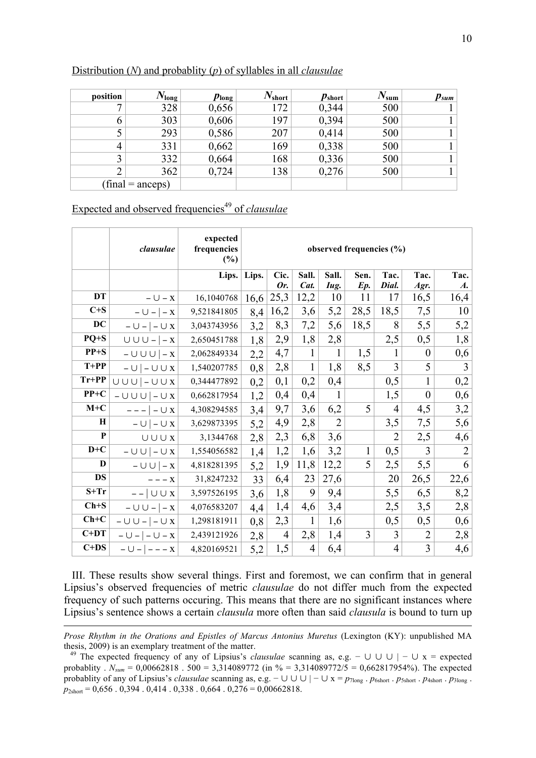Distribution ($N$) and probablity ($p$) of syllables in all *clausulae*

| position | $N_{long}$ | $p_{long}$ | $N_{short}$ | $p_{short}$ | $N_{sum}$ | $p_{sum}$ |
|---|---|---|---|---|---|---|
| 7 | 328 | 0,656 | 172 | 0,344 | 500 | 1 |
| 6 | 303 | 0,606 | 197 | 0,394 | 500 | 1 |
| 5 | 293 | 0,586 | 207 | 0,414 | 500 | 1 |
| 4 | 331 | 0,662 | 169 | 0,338 | 500 | 1 |
| 3 | 332 | 0,664 | 168 | 0,336 | 500 | 1 |
| 2 | 362 | 0,724 | 138 | 0,276 | 500 | 1 |
| (final = anceps) | | | | | | |

Expected and observed frequencies[49] of *clausulae*

| | *clausulae* | expected frequencies (%) | observed frequencies (%) | | | | | | | |
|---|---|---|---|---|---|---|---|---|---|---|
| | | Lips. | Lips. | *Cic. Or.* | *Sall. Cat.* | *Sall. Iug.* | *Sen. Ep.* | *Tac. Dial.* | *Tac. Agr.* | *Tac. A.* |
| **DT** | − ∪ − x | 16,1040768 | 16,6 | 25,3 | 12,2 | 10 | 11 | 17 | 16,5 | 16,4 |
| **C+S** | − ∪ − \| − x | 9,521841805 | 8,4 | 16,2 | 3,6 | 5,2 | 28,5 | 18,5 | 7,5 | 10 |
| **DC** | − ∪ − \| − ∪ x | 3,043743956 | 3,2 | 8,3 | 7,2 | 5,6 | 18,5 | 8 | 5,5 | 5,2 |
| **PQ+S** | ∪ ∪ ∪ − \| − x | 2,650451788 | 1,8 | 2,9 | 1,8 | 2,8 | | 2,5 | 0,5 | 1,8 |
| **PP+S** | − ∪ ∪ ∪ \| − x | 2,062849334 | 2,2 | 4,7 | 1 | 1 | 1,5 | 1 | 0 | 0,6 |
| **T+PP** | − ∪ \| − ∪ ∪ x | 1,540207785 | 0,8 | 2,8 | 1 | 1,8 | 8,5 | 3 | 5 | 3 |
| **Tr+PP** | ∪ ∪ ∪ \| − ∪ ∪ x | 0,344477892 | 0,2 | 0,1 | 0,2 | 0,4 | | 0,5 | 1 | 0,2 |
| **PP+C** | − ∪ ∪ ∪ \| − ∪ x | 0,662817954 | 1,2 | 0,4 | 0,4 | 1 | | 1,5 | 0 | 0,6 |
| **M+C** | − − − \| − ∪ x | 4,308294585 | 3,4 | 9,7 | 3,6 | 6,2 | 5 | 4 | 4,5 | 3,2 |
| **H** | − ∪ \| − ∪ x | 3,629873395 | 5,2 | 4,9 | 2,8 | 2 | | 3,5 | 7,5 | 5,6 |
| **P** | ∪ ∪ ∪ x | 3,1344768 | 2,8 | 2,3 | 6,8 | 3,6 | | 2 | 2,5 | 4,6 |
| **D+C** | − ∪ ∪ \| − ∪ x | 1,554056582 | 1,4 | 1,2 | 1,6 | 3,2 | 1 | 0,5 | 3 | 2 |
| **D** | − ∪ ∪ \| − x | 4,818281395 | 5,2 | 1,9 | 11,8 | 12,2 | 5 | 2,5 | 5,5 | 6 |
| **DS** | − − − x | 31,8247232 | 33 | 6,4 | 23 | 27,6 | | 20 | 26,5 | 22,6 |
| **S+Tr** | − − \| ∪ ∪ x | 3,597526195 | 3,6 | 1,8 | 9 | 9,4 | | 5,5 | 6,5 | 8,2 |
| **Ch+S** | − ∪ ∪ − \| − x | 4,076583207 | 4,4 | 1,4 | 4,6 | 3,4 | | 2,5 | 3,5 | 2,8 |
| **Ch+C** | − ∪ ∪ − \| − ∪ x | 1,298181911 | 0,8 | 2,3 | 1 | 1,6 | | 0,5 | 0,5 | 0,6 |
| **C+DT** | − ∪ − \| − ∪ − x | 2,439121926 | 2,8 | 4 | 2,8 | 1,4 | 3 | 3 | 2 | 2,8 |
| **C+DS** | − ∪ − \| − − − x | 4,820169521 | 5,2 | 1,5 | 4 | 6,4 | | 4 | 3 | 4,6 |

III. These results show several things. First and foremost, we can confirm that in general Lipsius's observed frequencies of metric *clausulae* do not differ much from the expected frequency of such patterns occuring. This means that there are no significant instances where Lipsius's sentence shows a certain *clausula* more often than said *clausula* is bound to turn up

---

*Prose Rhythm in the Orations and Epistles of Marcus Antonius Muretus* (Lexington (KY): unpublished MA thesis, 2009) is an exemplary treatment of the matter.

[49] The expected frequency of any of Lipsius's *clausulae* scanning as, e.g. − ∪ ∪ ∪ | − ∪ x = expected probablity . $N_{sum}$ = 0,00662818 . 500 = 3,314089772 (in % = 3,314089772/5 = 0,662817954%). The expected probablity of any of Lipsius's *clausulae* scanning as, e.g. − ∪ ∪ ∪ | − ∪ x = $p_{7long}$ . $p_{6short}$ . $p_{5short}$ . $p_{4short}$ . $p_{3long}$ . $p_{2short}$ = 0,656 . 0,394 . 0,414 . 0,338 . 0,664 . 0,276 = 0,00662818.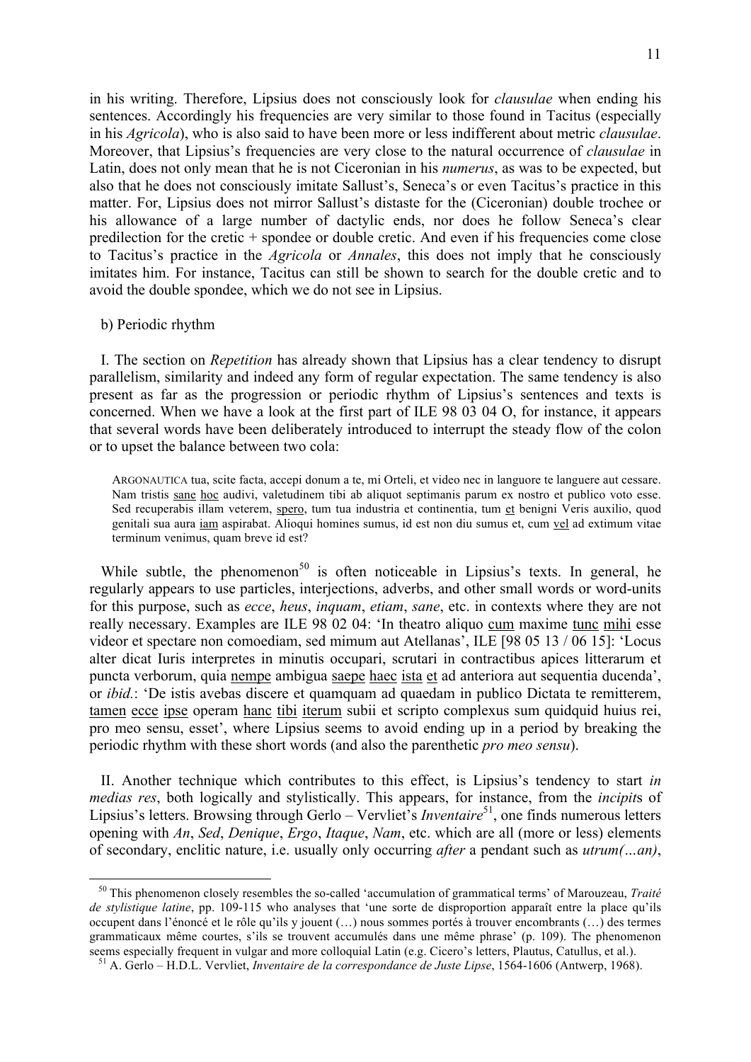in his writing. Therefore, Lipsius does not consciously look for *clausulae* when ending his sentences. Accordingly his frequencies are very similar to those found in Tacitus (especially in his *Agricola*), who is also said to have been more or less indifferent about metric *clausulae*. Moreover, that Lipsius's frequencies are very close to the natural occurrence of *clausulae* in Latin, does not only mean that he is not Ciceronian in his *numerus*, as was to be expected, but also that he does not consciously imitate Sallust's, Seneca's or even Tacitus's practice in this matter. For, Lipsius does not mirror Sallust's distaste for the (Ciceronian) double trochee or his allowance of a large number of dactylic ends, nor does he follow Seneca's clear predilection for the cretic + spondee or double cretic. And even if his frequencies come close to Tacitus's practice in the *Agricola* or *Annales*, this does not imply that he consciously imitates him. For instance, Tacitus can still be shown to search for the double cretic and to avoid the double spondee, which we do not see in Lipsius.

b) Periodic rhythm

I. The section on *Repetition* has already shown that Lipsius has a clear tendency to disrupt parallelism, similarity and indeed any form of regular expectation. The same tendency is also present as far as the progression or periodic rhythm of Lipsius's sentences and texts is concerned. When we have a look at the first part of ILE 98 03 04 O, for instance, it appears that several words have been deliberately introduced to interrupt the steady flow of the colon or to upset the balance between two cola:

> ARGONAUTICA tua, scite facta, accepi donum a te, mi Orteli, et video nec in languore te languere aut cessare. Nam tristis <u>sane</u> <u>hoc</u> audivi, valetudinem tibi ab aliquot septimanis parum ex nostro et publico voto esse. Sed recuperabis illam veterem, <u>spero</u>, tum tua industria et continentia, tum <u>et</u> benigni Veris auxilio, quod genitali sua aura <u>iam</u> aspirabat. Alioqui homines sumus, id est non diu sumus et, cum <u>vel</u> ad extimum vitae terminum venimus, quam breve id est?

While subtle, the phenomenon[50] is often noticeable in Lipsius's texts. In general, he regularly appears to use particles, interjections, adverbs, and other small words or word-units for this purpose, such as *ecce*, *heus*, *inquam*, *etiam*, *sane*, etc. in contexts where they are not really necessary. Examples are ILE 98 02 04: 'In theatro aliquo <u>cum</u> maxime <u>tunc</u> <u>mihi</u> esse videor et spectare non comoediam, sed mimum aut Atellanas', ILE [98 05 13 / 06 15]: 'Locus alter dicat Iuris interpretes in minutis occupari, scrutari in contractibus apices litterarum et puncta verborum, quia <u>nempe</u> ambigua <u>saepe</u> <u>haec</u> <u>ista</u> <u>et</u> ad anteriora aut sequentia ducenda', or *ibid.*: 'De istis avebas discere et quamquam ad quaedam in publico Dictata te remitterem, <u>tamen</u> <u>ecce</u> <u>ipse</u> operam <u>hanc</u> <u>tibi</u> <u>iterum</u> subii et scripto complexus sum quidquid huius rei, pro meo sensu, esset', where Lipsius seems to avoid ending up in a period by breaking the periodic rhythm with these short words (and also the parenthetic *pro meo sensu*).

II. Another technique which contributes to this effect, is Lipsius's tendency to start *in medias res*, both logically and stylistically. This appears, for instance, from the *incipit*s of Lipsius's letters. Browsing through Gerlo – Vervliet's *Inventaire*[51], one finds numerous letters opening with *An*, *Sed*, *Denique*, *Ergo*, *Itaque*, *Nam*, etc. which are all (more or less) elements of secondary, enclitic nature, i.e. usually only occurring *after* a pendant such as *utrum(…an)*,

---

[50] This phenomenon closely resembles the so-called 'accumulation of grammatical terms' of Marouzeau, *Traité de stylistique latine*, pp. 109-115 who analyses that 'une sorte de disproportion apparaît entre la place qu'ils occupent dans l'énoncé et le rôle qu'ils y jouent (…) nous sommes portés à trouver encombrants (…) des termes grammaticaux même courtes, s'ils se trouvent accumulés dans une même phrase' (p. 109). The phenomenon seems especially frequent in vulgar and more colloquial Latin (e.g. Cicero's letters, Plautus, Catullus, et al.).

[51] A. Gerlo – H.D.L. Vervliet, *Inventaire de la correspondance de Juste Lipse*, 1564-1606 (Antwerp, 1968).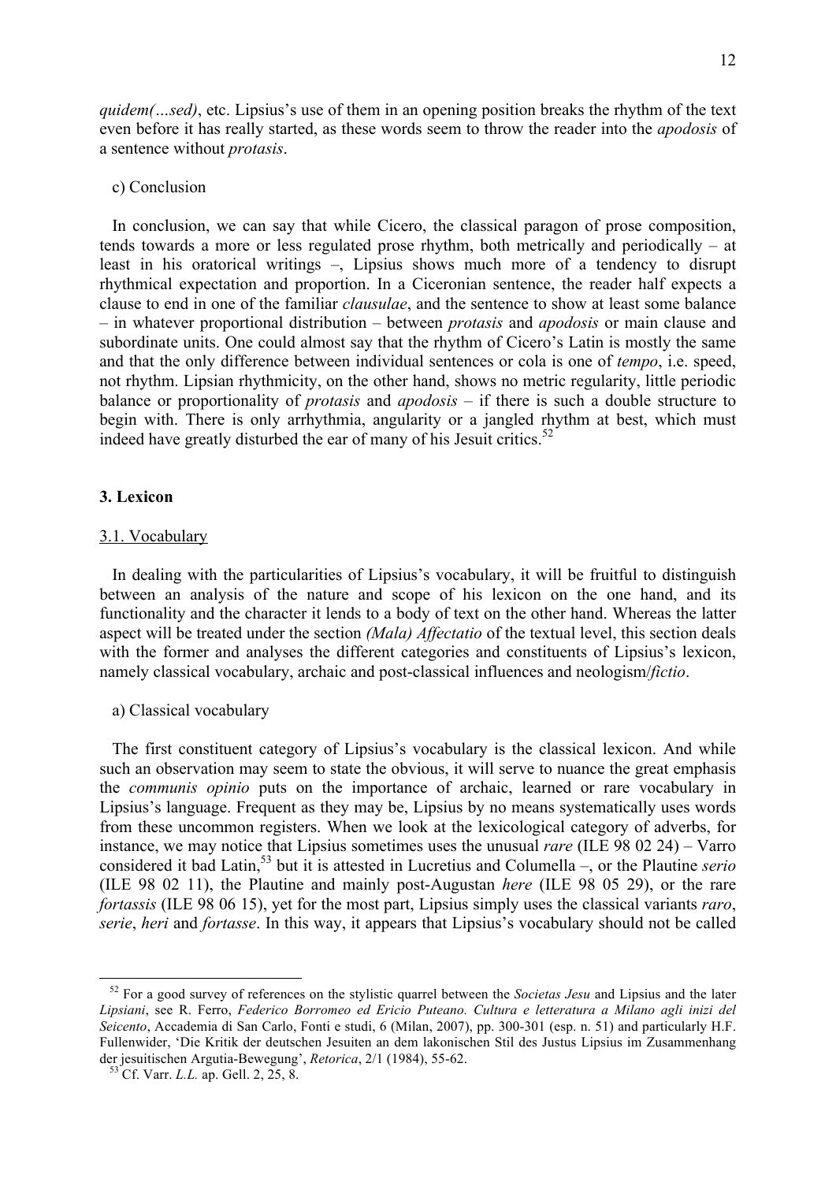*quidem(…sed)*, etc. Lipsius's use of them in an opening position breaks the rhythm of the text even before it has really started, as these words seem to throw the reader into the *apodosis* of a sentence without *protasis*.

c) Conclusion

In conclusion, we can say that while Cicero, the classical paragon of prose composition, tends towards a more or less regulated prose rhythm, both metrically and periodically – at least in his oratorical writings –, Lipsius shows much more of a tendency to disrupt rhythmical expectation and proportion. In a Ciceronian sentence, the reader half expects a clause to end in one of the familiar *clausulae*, and the sentence to show at least some balance – in whatever proportional distribution – between *protasis* and *apodosis* or main clause and subordinate units. One could almost say that the rhythm of Cicero's Latin is mostly the same and that the only difference between individual sentences or cola is one of *tempo*, i.e. speed, not rhythm. Lipsian rhythmicity, on the other hand, shows no metric regularity, little periodic balance or proportionality of *protasis* and *apodosis* – if there is such a double structure to begin with. There is only arrhythmia, angularity or a jangled rhythm at best, which must indeed have greatly disturbed the ear of many of his Jesuit critics.[52]

## 3. Lexicon

### 3.1. Vocabulary

In dealing with the particularities of Lipsius's vocabulary, it will be fruitful to distinguish between an analysis of the nature and scope of his lexicon on the one hand, and its functionality and the character it lends to a body of text on the other hand. Whereas the latter aspect will be treated under the section *(Mala) Affectatio* of the textual level, this section deals with the former and analyses the different categories and constituents of Lipsius's lexicon, namely classical vocabulary, archaic and post-classical influences and neologism/*fictio*.

a) Classical vocabulary

The first constituent category of Lipsius's vocabulary is the classical lexicon. And while such an observation may seem to state the obvious, it will serve to nuance the great emphasis the *communis opinio* puts on the importance of archaic, learned or rare vocabulary in Lipsius's language. Frequent as they may be, Lipsius by no means systematically uses words from these uncommon registers. When we look at the lexicological category of adverbs, for instance, we may notice that Lipsius sometimes uses the unusual *rare* (ILE 98 02 24) – Varro considered it bad Latin,[53] but it is attested in Lucretius and Columella –, or the Plautine *serio* (ILE 98 02 11), the Plautine and mainly post-Augustan *here* (ILE 98 05 29), or the rare *fortassis* (ILE 98 06 15), yet for the most part, Lipsius simply uses the classical variants *raro*, *serie*, *heri* and *fortasse*. In this way, it appears that Lipsius's vocabulary should not be called

---

[52] For a good survey of references on the stylistic quarrel between the *Societas Jesu* and Lipsius and the later *Lipsiani*, see R. Ferro, *Federico Borromeo ed Ericio Puteano. Cultura e letteratura a Milano agli inizi del Seicento*, Accademia di San Carlo, Fonti e studi, 6 (Milan, 2007), pp. 300-301 (esp. n. 51) and particularly H.F. Fullenwider, 'Die Kritik der deutschen Jesuiten an dem lakonischen Stil des Justus Lipsius im Zusammenhang der jesuitischen Argutia-Bewegung', *Retorica*, 2/1 (1984), 55-62.

[53] Cf. Varr. *L.L.* ap. Gell. 2, 25, 8.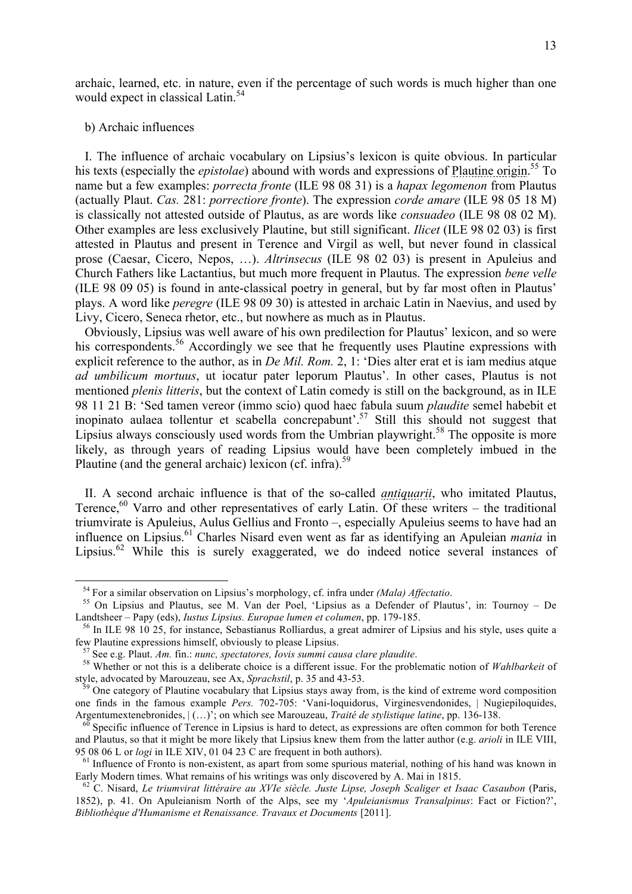archaic, learned, etc. in nature, even if the percentage of such words is much higher than one would expect in classical Latin.[54]

b) Archaic influences

I. The influence of archaic vocabulary on Lipsius's lexicon is quite obvious. In particular his texts (especially the *epistolae*) abound with words and expressions of Plautine origin.[55] To name but a few examples: *porrecta fronte* (ILE 98 08 31) is a *hapax legomenon* from Plautus (actually Plaut. *Cas.* 281: *porrectiore fronte*). The expression *corde amare* (ILE 98 05 18 M) is classically not attested outside of Plautus, as are words like *consuadeo* (ILE 98 08 02 M). Other examples are less exclusively Plautine, but still significant. *Ilicet* (ILE 98 02 03) is first attested in Plautus and present in Terence and Virgil as well, but never found in classical prose (Caesar, Cicero, Nepos, …). *Altrinsecus* (ILE 98 02 03) is present in Apuleius and Church Fathers like Lactantius, but much more frequent in Plautus. The expression *bene velle* (ILE 98 09 05) is found in ante-classical poetry in general, but by far most often in Plautus' plays. A word like *peregre* (ILE 98 09 30) is attested in archaic Latin in Naevius, and used by Livy, Cicero, Seneca rhetor, etc., but nowhere as much as in Plautus.

Obviously, Lipsius was well aware of his own predilection for Plautus' lexicon, and so were his correspondents.[56] Accordingly we see that he frequently uses Plautine expressions with explicit reference to the author, as in *De Mil. Rom.* 2, 1: 'Dies alter erat et is iam medius atque *ad umbilicum mortuus*, ut iocatur pater leporum Plautus'. In other cases, Plautus is not mentioned *plenis litteris*, but the context of Latin comedy is still on the background, as in ILE 98 11 21 B: 'Sed tamen vereor (immo scio) quod haec fabula suum *plaudite* semel habebit et inopinato aulaea tollentur et scabella concrepabunt'.[57] Still this should not suggest that Lipsius always consciously used words from the Umbrian playwright.[58] The opposite is more likely, as through years of reading Lipsius would have been completely imbued in the Plautine (and the general archaic) lexicon (cf. infra).[59]

II. A second archaic influence is that of the so-called *antiquarii*, who imitated Plautus, Terence,[60] Varro and other representatives of early Latin. Of these writers – the traditional triumvirate is Apuleius, Aulus Gellius and Fronto –, especially Apuleius seems to have had an influence on Lipsius.[61] Charles Nisard even went as far as identifying an Apuleian *mania* in Lipsius.[62] While this is surely exaggerated, we do indeed notice several instances of

---

[54] For a similar observation on Lipsius's morphology, cf. infra under *(Mala) Affectatio*.

[55] On Lipsius and Plautus, see M. Van der Poel, 'Lipsius as a Defender of Plautus', in: Tournoy – De Landtsheer – Papy (eds), *Iustus Lipsius. Europae lumen et columen*, pp. 179-185.

[56] In ILE 98 10 25, for instance, Sebastianus Rolliardus, a great admirer of Lipsius and his style, uses quite a few Plautine expressions himself, obviously to please Lipsius.

[57] See e.g. Plaut. *Am.* fin.: *nunc, spectatores, Iovis summi causa clare plaudite*.

[58] Whether or not this is a deliberate choice is a different issue. For the problematic notion of *Wahlbarkeit* of style, advocated by Marouzeau, see Ax, *Sprachstil*, p. 35 and 43-53.

[59] One category of Plautine vocabulary that Lipsius stays away from, is the kind of extreme word composition one finds in the famous example *Pers.* 702-705: 'Vani-loquidorus, Virginesvendonides, | Nugiepiloquides, Argentumextenebronides, | (…)'; on which see Marouzeau, *Traité de stylistique latine*, pp. 136-138.

[60] Specific influence of Terence in Lipsius is hard to detect, as expressions are often common for both Terence and Plautus, so that it might be more likely that Lipsius knew them from the latter author (e.g. *arioli* in ILE VIII, 95 08 06 L or *logi* in ILE XIV, 01 04 23 C are frequent in both authors).

[61] Influence of Fronto is non-existent, as apart from some spurious material, nothing of his hand was known in Early Modern times. What remains of his writings was only discovered by A. Mai in 1815.

[62] C. Nisard, *Le triumvirat littéraire au XVIe siècle. Juste Lipse, Joseph Scaliger et Isaac Casaubon* (Paris, 1852), p. 41. On Apuleianism North of the Alps, see my '*Apuleianismus Transalpinus*: Fact or Fiction?', *Bibliothèque d'Humanisme et Renaissance. Travaux et Documents* [2011].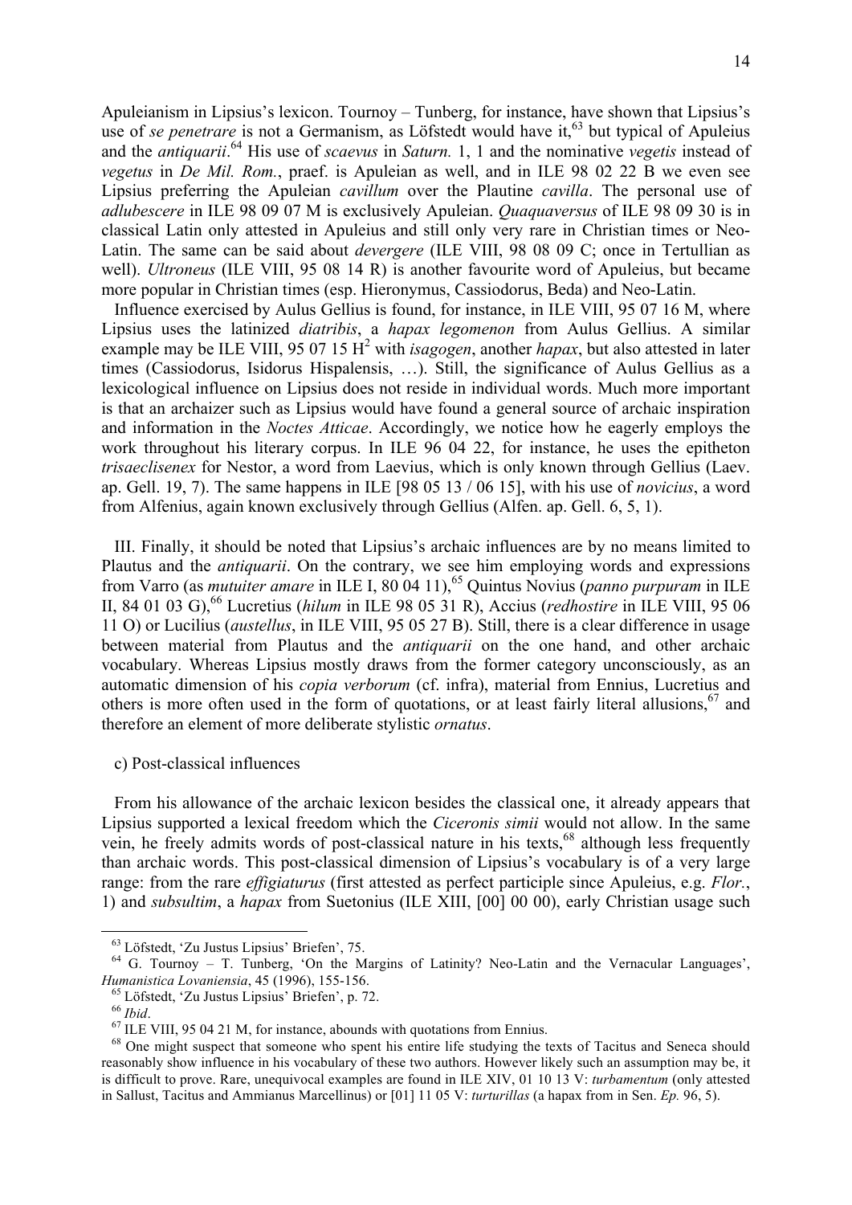Apuleianism in Lipsius's lexicon. Tournoy – Tunberg, for instance, have shown that Lipsius's use of *se penetrare* is not a Germanism, as Löfstedt would have it,[63] but typical of Apuleius and the *antiquarii*.[64] His use of *scaevus* in *Saturn.* 1, 1 and the nominative *vegetis* instead of *vegetus* in *De Mil. Rom.*, praef. is Apuleian as well, and in ILE 98 02 22 B we even see Lipsius preferring the Apuleian *cavillum* over the Plautine *cavilla*. The personal use of *adlubescere* in ILE 98 09 07 M is exclusively Apuleian. *Quaquaversus* of ILE 98 09 30 is in classical Latin only attested in Apuleius and still only very rare in Christian times or Neo-Latin. The same can be said about *devergere* (ILE VIII, 98 08 09 C; once in Tertullian as well). *Ultroneus* (ILE VIII, 95 08 14 R) is another favourite word of Apuleius, but became more popular in Christian times (esp. Hieronymus, Cassiodorus, Beda) and Neo-Latin.

Influence exercised by Aulus Gellius is found, for instance, in ILE VIII, 95 07 16 M, where Lipsius uses the latinized *diatribis*, a *hapax legomenon* from Aulus Gellius. A similar example may be ILE VIII, 95 07 15 H² with *isagogen*, another *hapax*, but also attested in later times (Cassiodorus, Isidorus Hispalensis, …). Still, the significance of Aulus Gellius as a lexicological influence on Lipsius does not reside in individual words. Much more important is that an archaizer such as Lipsius would have found a general source of archaic inspiration and information in the *Noctes Atticae*. Accordingly, we notice how he eagerly employs the work throughout his literary corpus. In ILE 96 04 22, for instance, he uses the epitheton *trisaeclisenex* for Nestor, a word from Laevius, which is only known through Gellius (Laev. ap. Gell. 19, 7). The same happens in ILE [98 05 13 / 06 15], with his use of *novicius*, a word from Alfenius, again known exclusively through Gellius (Alfen. ap. Gell. 6, 5, 1).

III. Finally, it should be noted that Lipsius's archaic influences are by no means limited to Plautus and the *antiquarii*. On the contrary, we see him employing words and expressions from Varro (as *mutuiter amare* in ILE I, 80 04 11),[65] Quintus Novius (*panno purpuram* in ILE II, 84 01 03 G),[66] Lucretius (*hilum* in ILE 98 05 31 R), Accius (*redhostire* in ILE VIII, 95 06 11 O) or Lucilius (*austellus*, in ILE VIII, 95 05 27 B). Still, there is a clear difference in usage between material from Plautus and the *antiquarii* on the one hand, and other archaic vocabulary. Whereas Lipsius mostly draws from the former category unconsciously, as an automatic dimension of his *copia verborum* (cf. infra), material from Ennius, Lucretius and others is more often used in the form of quotations, or at least fairly literal allusions,[67] and therefore an element of more deliberate stylistic *ornatus*.

c) Post-classical influences

From his allowance of the archaic lexicon besides the classical one, it already appears that Lipsius supported a lexical freedom which the *Ciceronis simii* would not allow. In the same vein, he freely admits words of post-classical nature in his texts,[68] although less frequently than archaic words. This post-classical dimension of Lipsius's vocabulary is of a very large range: from the rare *effigiaturus* (first attested as perfect participle since Apuleius, e.g. *Flor.*, 1) and *subsultim*, a *hapax* from Suetonius (ILE XIII, [00] 00 00), early Christian usage such

---

[63] Löfstedt, 'Zu Justus Lipsius' Briefen', 75.

[64] G. Tournoy – T. Tunberg, 'On the Margins of Latinity? Neo-Latin and the Vernacular Languages', *Humanistica Lovaniensia*, 45 (1996), 155-156.

[65] Löfstedt, 'Zu Justus Lipsius' Briefen', p. 72.

[66] *Ibid*.

[67] ILE VIII, 95 04 21 M, for instance, abounds with quotations from Ennius.

[68] One might suspect that someone who spent his entire life studying the texts of Tacitus and Seneca should reasonably show influence in his vocabulary of these two authors. However likely such an assumption may be, it is difficult to prove. Rare, unequivocal examples are found in ILE XIV, 01 10 13 V: *turbamentum* (only attested in Sallust, Tacitus and Ammianus Marcellinus) or [01] 11 05 V: *turturillas* (a hapax from in Sen. *Ep.* 96, 5).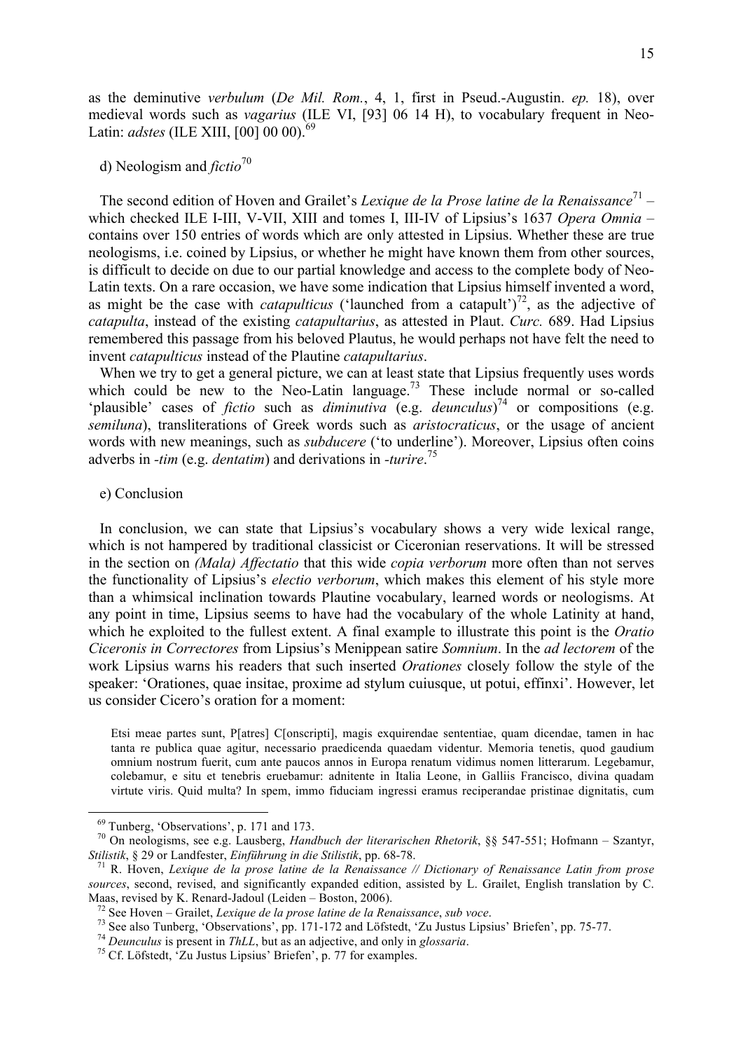as the deminutive *verbulum* (*De Mil. Rom.*, 4, 1, first in Pseud.-Augustin. *ep.* 18), over medieval words such as *vagarius* (ILE VI, [93] 06 14 H), to vocabulary frequent in Neo-Latin: *adstes* (ILE XIII, [00] 00 00).[69]

d) Neologism and *fictio*[70]

The second edition of Hoven and Grailet's *Lexique de la Prose latine de la Renaissance*[71] – which checked ILE I-III, V-VII, XIII and tomes I, III-IV of Lipsius's 1637 *Opera Omnia* – contains over 150 entries of words which are only attested in Lipsius. Whether these are true neologisms, i.e. coined by Lipsius, or whether he might have known them from other sources, is difficult to decide on due to our partial knowledge and access to the complete body of Neo-Latin texts. On a rare occasion, we have some indication that Lipsius himself invented a word, as might be the case with *catapulticus* ('launched from a catapult')[72], as the adjective of *catapulta*, instead of the existing *catapultarius*, as attested in Plaut. *Curc.* 689. Had Lipsius remembered this passage from his beloved Plautus, he would perhaps not have felt the need to invent *catapulticus* instead of the Plautine *catapultarius*.

When we try to get a general picture, we can at least state that Lipsius frequently uses words which could be new to the Neo-Latin language.[73] These include normal or so-called 'plausible' cases of *fictio* such as *diminutiva* (e.g. *deunculus*)[74] or compositions (e.g. *semiluna*), transliterations of Greek words such as *aristocraticus*, or the usage of ancient words with new meanings, such as *subducere* ('to underline'). Moreover, Lipsius often coins adverbs in *-tim* (e.g. *dentatim*) and derivations in *-turire*.[75]

e) Conclusion

In conclusion, we can state that Lipsius's vocabulary shows a very wide lexical range, which is not hampered by traditional classicist or Ciceronian reservations. It will be stressed in the section on *(Mala) Affectatio* that this wide *copia verborum* more often than not serves the functionality of Lipsius's *electio verborum*, which makes this element of his style more than a whimsical inclination towards Plautine vocabulary, learned words or neologisms. At any point in time, Lipsius seems to have had the vocabulary of the whole Latinity at hand, which he exploited to the fullest extent. A final example to illustrate this point is the *Oratio Ciceronis in Correctores* from Lipsius's Menippean satire *Somnium*. In the *ad lectorem* of the work Lipsius warns his readers that such inserted *Orationes* closely follow the style of the speaker: 'Orationes, quae insitae, proxime ad stylum cuiusque, ut potui, effinxi'. However, let us consider Cicero's oration for a moment:

> Etsi meae partes sunt, P[atres] C[onscripti], magis exquirendae sententiae, quam dicendae, tamen in hac tanta re publica quae agitur, necessario praedicenda quaedam videntur. Memoria tenetis, quod gaudium omnium nostrum fuerit, cum ante paucos annos in Europa renatum vidimus nomen litterarum. Legebamur, colebamur, e situ et tenebris eruebamur: adnitente in Italia Leone, in Galliis Francisco, divina quadam virtute viris. Quid multa? In spem, immo fiduciam ingressi eramus reciperandae pristinae dignitatis, cum

---

[69] Tunberg, 'Observations', p. 171 and 173.

[70] On neologisms, see e.g. Lausberg, *Handbuch der literarischen Rhetorik*, §§ 547-551; Hofmann – Szantyr, *Stilistik*, § 29 or Landfester, *Einführung in die Stilistik*, pp. 68-78.

[71] R. Hoven, *Lexique de la prose latine de la Renaissance // Dictionary of Renaissance Latin from prose sources*, second, revised, and significantly expanded edition, assisted by L. Grailet, English translation by C. Maas, revised by K. Renard-Jadoul (Leiden – Boston, 2006).

[72] See Hoven – Grailet, *Lexique de la prose latine de la Renaissance*, *sub voce*.

[73] See also Tunberg, 'Observations', pp. 171-172 and Löfstedt, 'Zu Justus Lipsius' Briefen', pp. 75-77.

[74] *Deunculus* is present in *ThLL*, but as an adjective, and only in *glossaria*.

[75] Cf. Löfstedt, 'Zu Justus Lipsius' Briefen', p. 77 for examples.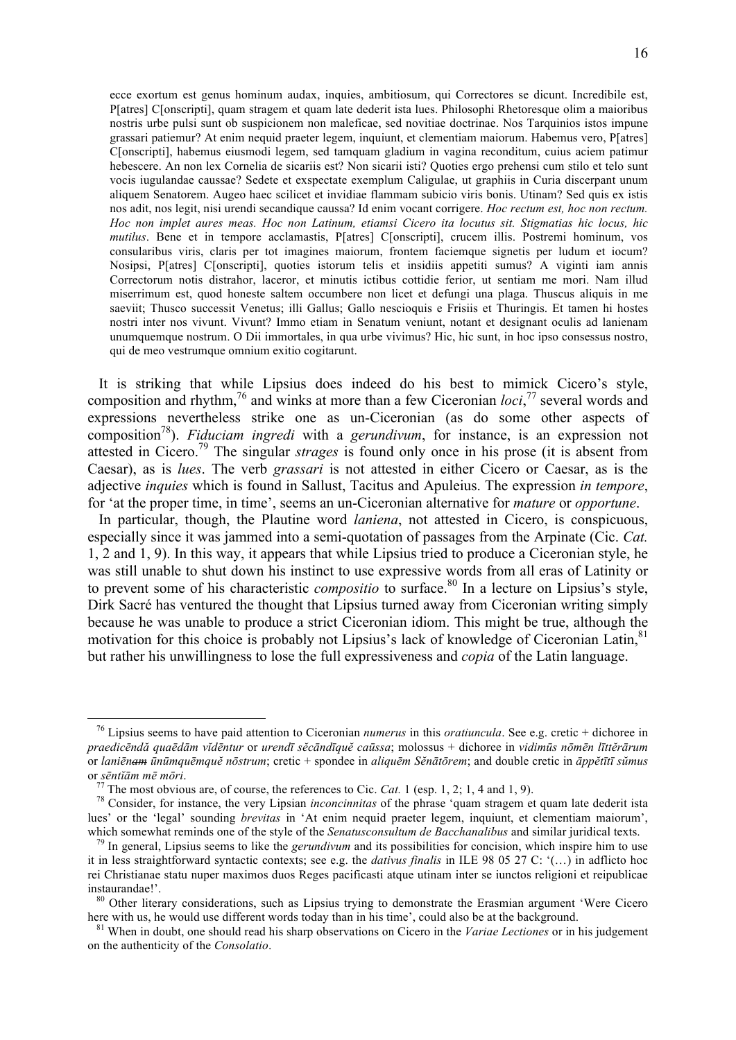ecce exortum est genus hominum audax, inquies, ambitiosum, qui Correctores se dicunt. Incredibile est, P[atres] C[onscripti], quam stragem et quam late dederit ista lues. Philosophi Rhetoresque olim a maioribus nostris urbe pulsi sunt ob suspicionem non maleficae, sed novitiae doctrinae. Nos Tarquinios istos impune grassari patiemur? At enim nequid praeter legem, inquiunt, et clementiam maiorum. Habemus vero, P[atres] C[onscripti], habemus eiusmodi legem, sed tamquam gladium in vagina reconditum, cuius aciem patimur hebescere. An non lex Cornelia de sicariis est? Non sicarii isti? Quoties ergo prehensi cum stilo et telo sunt vocis iugulandae caussae? Sedete et exspectate exemplum Caligulae, ut graphiis in Curia discerpant unum aliquem Senatorem. Augeo haec scilicet et invidiae flammam subicio viris bonis. Utinam? Sed quis ex istis nos adit, nos legit, nisi urendi secandique caussa? Id enim vocant corrigere. *Hoc rectum est, hoc non rectum. Hoc non implet aures meas. Hoc non Latinum, etiamsi Cicero ita locutus sit. Stigmatias hic locus, hic mutilus*. Bene et in tempore acclamastis, P[atres] C[onscripti], crucem illis. Postremi hominum, vos consularibus viris, claris per tot imagines maiorum, frontem faciemque signetis per ludum et iocum? Nosipsi, P[atres] C[onscripti], quoties istorum telis et insidiis appetiti sumus? A viginti iam annis Correctorum notis distrahor, laceror, et minutis ictibus cottidie ferior, ut sentiam me mori. Nam illud miserrimum est, quod honeste saltem occumbere non licet et defungi una plaga. Thuscus aliquis in me saeviit; Thusco successit Venetus; illi Gallus; Gallo nescioquis e Frisiis et Thuringis. Et tamen hi hostes nostri inter nos vivunt. Vivunt? Immo etiam in Senatum veniunt, notant et designant oculis ad lanienam unumquemque nostrum. O Dii immortales, in qua urbe vivimus? Hic, hic sunt, in hoc ipso consessus nostro, qui de meo vestrumque omnium exitio cogitarunt.

It is striking that while Lipsius does indeed do his best to mimick Cicero's style, composition and rhythm,[76] and winks at more than a few Ciceronian *loci*,[77] several words and expressions nevertheless strike one as un-Ciceronian (as do some other aspects of composition[78]). *Fiduciam ingredi* with a *gerundivum*, for instance, is an expression not attested in Cicero.[79] The singular *strages* is found only once in his prose (it is absent from Caesar), as is *lues*. The verb *grassari* is not attested in either Cicero or Caesar, as is the adjective *inquies* which is found in Sallust, Tacitus and Apuleius. The expression *in tempore*, for 'at the proper time, in time', seems an un-Ciceronian alternative for *mature* or *opportune*.

In particular, though, the Plautine word *laniena*, not attested in Cicero, is conspicuous, especially since it was jammed into a semi-quotation of passages from the Arpinate (Cic. *Cat.* 1, 2 and 1, 9). In this way, it appears that while Lipsius tried to produce a Ciceronian style, he was still unable to shut down his instinct to use expressive words from all eras of Latinity or to prevent some of his characteristic *compositio* to surface.[80] In a lecture on Lipsius's style, Dirk Sacré has ventured the thought that Lipsius turned away from Ciceronian writing simply because he was unable to produce a strict Ciceronian idiom. This might be true, although the motivation for this choice is probably not Lipsius's lack of knowledge of Ciceronian Latin,[81] but rather his unwillingness to lose the full expressiveness and *copia* of the Latin language.

---

[76] Lipsius seems to have paid attention to Ciceronian *numerus* in this *oratiuncula*. See e.g. cretic + dichoree in *praedicēndă quaēdām vĭdēntur* or *urendī sĕcāndīquĕ caūssa*; molossus + dichoree in *vidimūs nōmēn lĭttĕrārum* or *laniēn~~am~~ ūnūmquēmquĕ nōstrum*; cretic + spondee in *aliquēm Sĕnātōrem*; and double cretic in *āppĕtītī sŭmus* or *sēntīām mē mōri*.

[77] The most obvious are, of course, the references to Cic. *Cat.* 1 (esp. 1, 2; 1, 4 and 1, 9).

[78] Consider, for instance, the very Lipsian *inconcinnitas* of the phrase 'quam stragem et quam late dederit ista lues' or the 'legal' sounding *brevitas* in 'At enim nequid praeter legem, inquiunt, et clementiam maiorum', which somewhat reminds one of the style of the *Senatusconsultum de Bacchanalibus* and similar juridical texts.

[79] In general, Lipsius seems to like the *gerundivum* and its possibilities for concision, which inspire him to use it in less straightforward syntactic contexts; see e.g. the *dativus finalis* in ILE 98 05 27 C: '(…) in adflicto hoc rei Christianae statu nuper maximos duos Reges pacificasti atque utinam inter se iunctos religioni et reipublicae instaurandae!'.

[80] Other literary considerations, such as Lipsius trying to demonstrate the Erasmian argument 'Were Cicero here with us, he would use different words today than in his time', could also be at the background.

[81] When in doubt, one should read his sharp observations on Cicero in the *Variae Lectiones* or in his judgement on the authenticity of the *Consolatio*.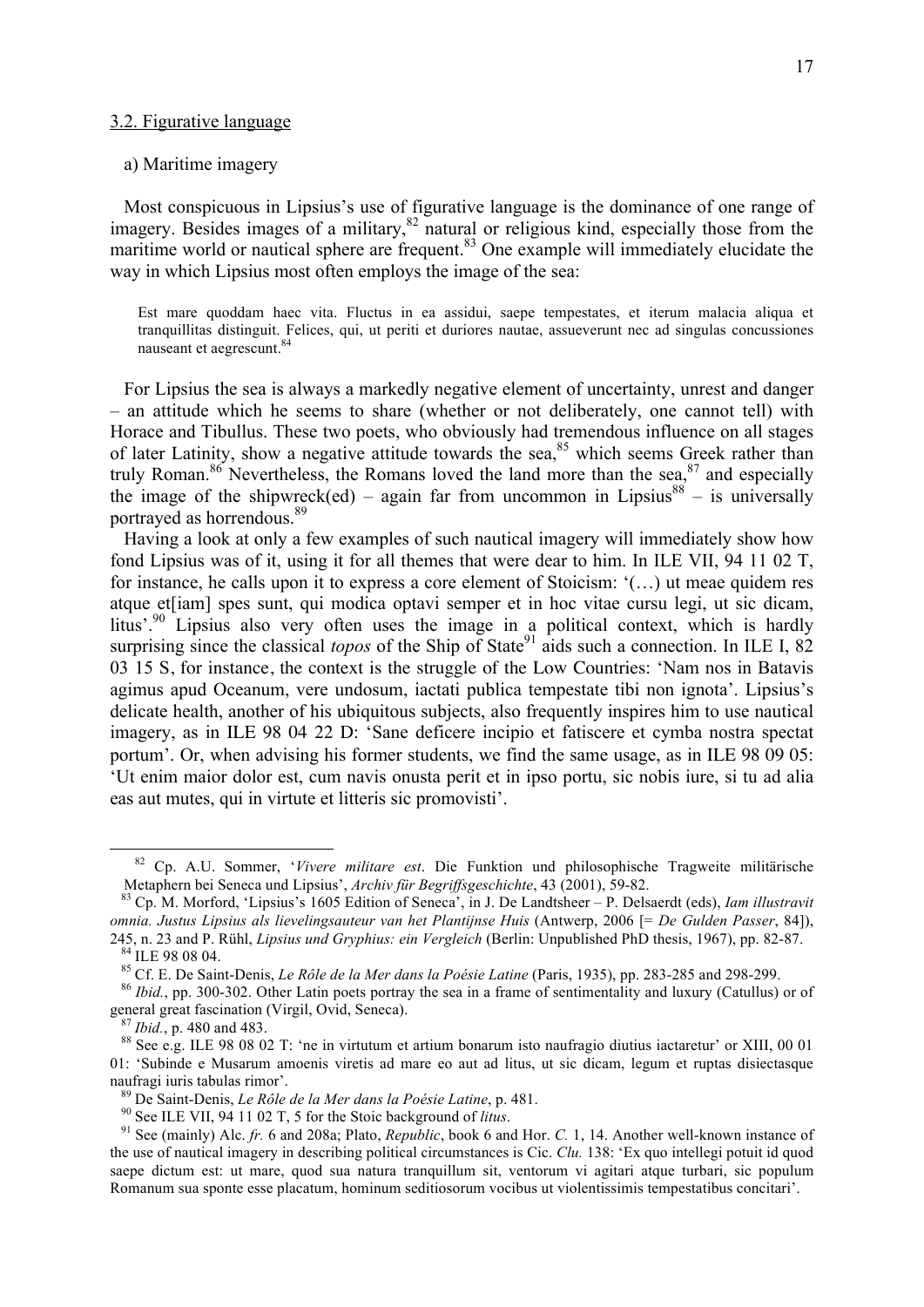### 3.2. Figurative language

a) Maritime imagery

Most conspicuous in Lipsius's use of figurative language is the dominance of one range of imagery. Besides images of a military,[82] natural or religious kind, especially those from the maritime world or nautical sphere are frequent.[83] One example will immediately elucidate the way in which Lipsius most often employs the image of the sea:

> Est mare quoddam haec vita. Fluctus in ea assidui, saepe tempestates, et iterum malacia aliqua et tranquillitas distinguit. Felices, qui, ut periti et duriores nautae, assueverunt nec ad singulas concussiones nauseant et aegrescunt.[84]

For Lipsius the sea is always a markedly negative element of uncertainty, unrest and danger – an attitude which he seems to share (whether or not deliberately, one cannot tell) with Horace and Tibullus. These two poets, who obviously had tremendous influence on all stages of later Latinity, show a negative attitude towards the sea,[85] which seems Greek rather than truly Roman.[86] Nevertheless, the Romans loved the land more than the sea,[87] and especially the image of the shipwreck(ed) – again far from uncommon in Lipsius[88] – is universally portrayed as horrendous.[89]

Having a look at only a few examples of such nautical imagery will immediately show how fond Lipsius was of it, using it for all themes that were dear to him. In ILE VII, 94 11 02 T, for instance, he calls upon it to express a core element of Stoicism: '(…) ut meae quidem res atque et[iam] spes sunt, qui modica optavi semper et in hoc vitae cursu legi, ut sic dicam, litus'.[90] Lipsius also very often uses the image in a political context, which is hardly surprising since the classical *topos* of the Ship of State[91] aids such a connection. In ILE I, 82 03 15 S, for instance, the context is the struggle of the Low Countries: 'Nam nos in Batavis agimus apud Oceanum, vere undosum, iactati publica tempestate tibi non ignota'. Lipsius's delicate health, another of his ubiquitous subjects, also frequently inspires him to use nautical imagery, as in ILE 98 04 22 D: 'Sane deficere incipio et fatiscere et cymba nostra spectat portum'. Or, when advising his former students, we find the same usage, as in ILE 98 09 05: 'Ut enim maior dolor est, cum navis onusta perit et in ipso portu, sic nobis iure, si tu ad alia eas aut mutes, qui in virtute et litteris sic promovisti'.

---

[82] Cp. A.U. Sommer, '*Vivere militare est*. Die Funktion und philosophische Tragweite militärische Metaphern bei Seneca und Lipsius', *Archiv für Begriffsgeschichte*, 43 (2001), 59-82.

[83] Cp. M. Morford, 'Lipsius's 1605 Edition of Seneca', in J. De Landtsheer – P. Delsaerdt (eds), *Iam illustravit omnia. Justus Lipsius als lievelingsauteur van het Plantijnse Huis* (Antwerp, 2006 [= *De Gulden Passer*, 84]), 245, n. 23 and P. Rühl, *Lipsius und Gryphius: ein Vergleich* (Berlin: Unpublished PhD thesis, 1967), pp. 82-87.

[84] ILE 98 08 04.

[85] Cf. E. De Saint-Denis, *Le Rôle de la Mer dans la Poésie Latine* (Paris, 1935), pp. 283-285 and 298-299.

[86] *Ibid.*, pp. 300-302. Other Latin poets portray the sea in a frame of sentimentality and luxury (Catullus) or of general great fascination (Virgil, Ovid, Seneca).

[87] *Ibid.*, p. 480 and 483.

[88] See e.g. ILE 98 08 02 T: 'ne in virtutum et artium bonarum isto naufragio diutius iactaretur' or XIII, 00 01 01: 'Subinde e Musarum amoenis viretis ad mare eo aut ad litus, ut sic dicam, legum et ruptas disiectasque naufragi iuris tabulas rimor'.

[89] De Saint-Denis, *Le Rôle de la Mer dans la Poésie Latine*, p. 481.

[90] See ILE VII, 94 11 02 T, 5 for the Stoic background of *litus*.

[91] See (mainly) Alc. *fr.* 6 and 208a; Plato, *Republic*, book 6 and Hor. *C.* 1, 14. Another well-known instance of the use of nautical imagery in describing political circumstances is Cic. *Clu.* 138: 'Ex quo intellegi potuit id quod saepe dictum est: ut mare, quod sua natura tranquillum sit, ventorum vi agitari atque turbari, sic populum Romanum sua sponte esse placatum, hominum seditiosorum vocibus ut violentissimis tempestatibus concitari'.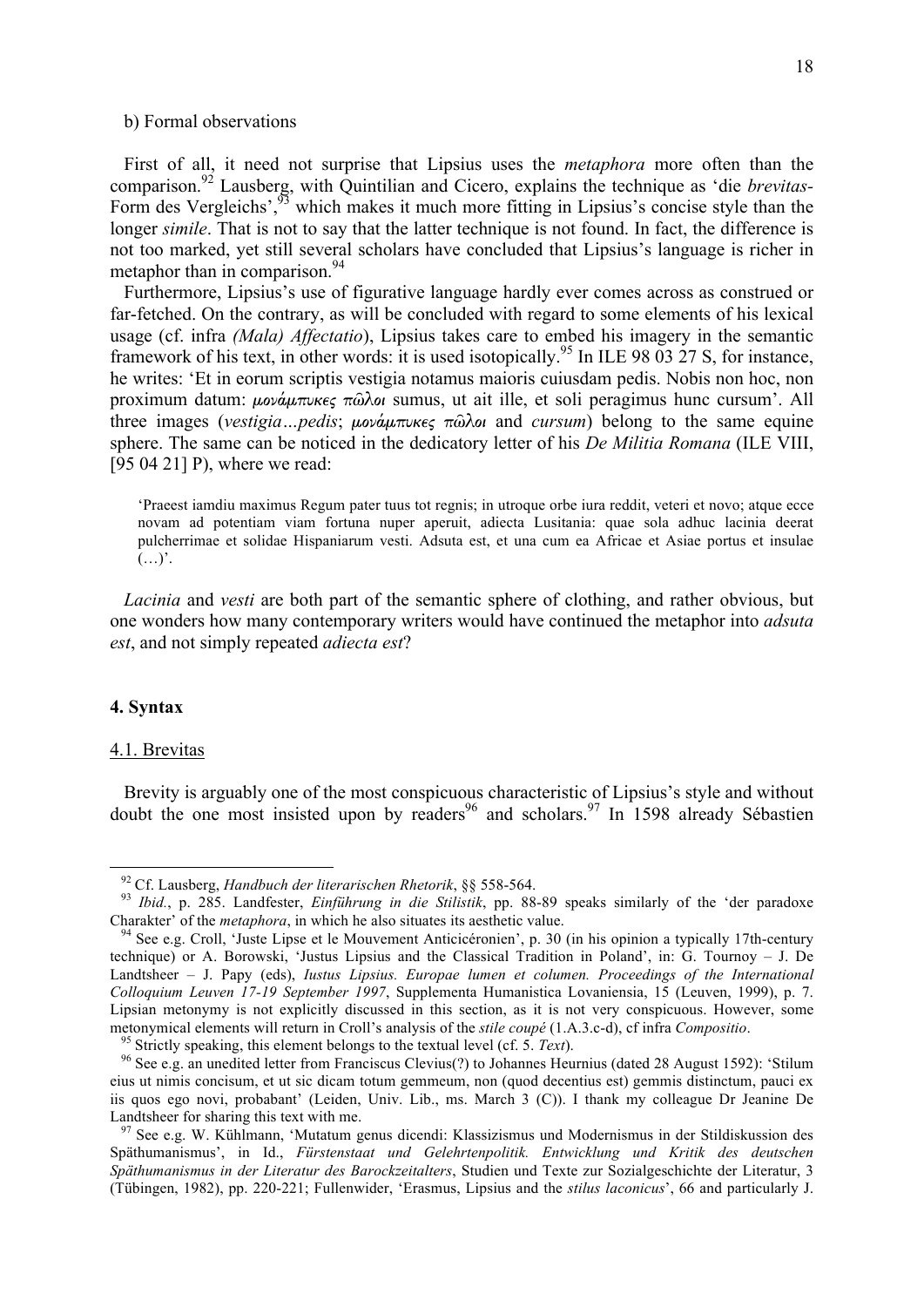b) Formal observations

First of all, it need not surprise that Lipsius uses the *metaphora* more often than the comparison.[92] Lausberg, with Quintilian and Cicero, explains the technique as 'die *brevitas*-Form des Vergleichs',[93] which makes it much more fitting in Lipsius's concise style than the longer *simile*. That is not to say that the latter technique is not found. In fact, the difference is not too marked, yet still several scholars have concluded that Lipsius's language is richer in metaphor than in comparison.[94]

Furthermore, Lipsius's use of figurative language hardly ever comes across as construed or far-fetched. On the contrary, as will be concluded with regard to some elements of his lexical usage (cf. infra *(Mala) Affectatio*), Lipsius takes care to embed his imagery in the semantic framework of his text, in other words: it is used isotopically.[95] In ILE 98 03 27 S, for instance, he writes: 'Et in eorum scriptis vestigia notamus maioris cuiusdam pedis. Nobis non hoc, non proximum datum: *μονάμπυκες πῶλοι* sumus, ut ait ille, et soli peragimus hunc cursum'. All three images (*vestigia…pedis*; *μονάμπυκες πῶλοι* and *cursum*) belong to the same equine sphere. The same can be noticed in the dedicatory letter of his *De Militia Romana* (ILE VIII, [95 04 21] P), where we read:

> 'Praeest iamdiu maximus Regum pater tuus tot regnis; in utroque orbe iura reddit, veteri et novo; atque ecce novam ad potentiam viam fortuna nuper aperuit, adiecta Lusitania: quae sola adhuc lacinia deerat pulcherrimae et solidae Hispaniarum vesti. Adsuta est, et una cum ea Africae et Asiae portus et insulae (…)'.

*Lacinia* and *vesti* are both part of the semantic sphere of clothing, and rather obvious, but one wonders how many contemporary writers would have continued the metaphor into *adsuta est*, and not simply repeated *adiecta est*?

## 4. Syntax

### 4.1. Brevitas

Brevity is arguably one of the most conspicuous characteristic of Lipsius's style and without doubt the one most insisted upon by readers[96] and scholars.[97] In 1598 already Sébastien

---

[92] Cf. Lausberg, *Handbuch der literarischen Rhetorik*, §§ 558-564.

[93] *Ibid.*, p. 285. Landfester, *Einführung in die Stilistik*, pp. 88-89 speaks similarly of the 'der paradoxe Charakter' of the *metaphora*, in which he also situates its aesthetic value.

[94] See e.g. Croll, 'Juste Lipse et le Mouvement Anticicéronien', p. 30 (in his opinion a typically 17th-century technique) or A. Borowski, 'Justus Lipsius and the Classical Tradition in Poland', in: G. Tournoy – J. De Landtsheer – J. Papy (eds), *Iustus Lipsius. Europae lumen et columen. Proceedings of the International Colloquium Leuven 17-19 September 1997*, Supplementa Humanistica Lovaniensia, 15 (Leuven, 1999), p. 7. Lipsian metonymy is not explicitly discussed in this section, as it is not very conspicuous. However, some metonymical elements will return in Croll's analysis of the *stile coupé* (1.A.3.c-d), cf infra *Compositio*.

[95] Strictly speaking, this element belongs to the textual level (cf. 5. *Text*).

[96] See e.g. an unedited letter from Franciscus Clevius(?) to Johannes Heurnius (dated 28 August 1592): 'Stilum eius ut nimis concisum, et ut sic dicam totum gemmeum, non (quod decentius est) gemmis distinctum, pauci ex iis quos ego novi, probabant' (Leiden, Univ. Lib., ms. March 3 (C)). I thank my colleague Dr Jeanine De Landtsheer for sharing this text with me.

[97] See e.g. W. Kühlmann, 'Mutatum genus dicendi: Klassizismus und Modernismus in der Stildiskussion des Späthumanismus', in Id., *Fürstenstaat und Gelehrtenpolitik. Entwicklung und Kritik des deutschen Späthumanismus in der Literatur des Barockzeitalters*, Studien und Texte zur Sozialgeschichte der Literatur, 3 (Tübingen, 1982), pp. 220-221; Fullenwider, 'Erasmus, Lipsius and the *stilus laconicus*', 66 and particularly J.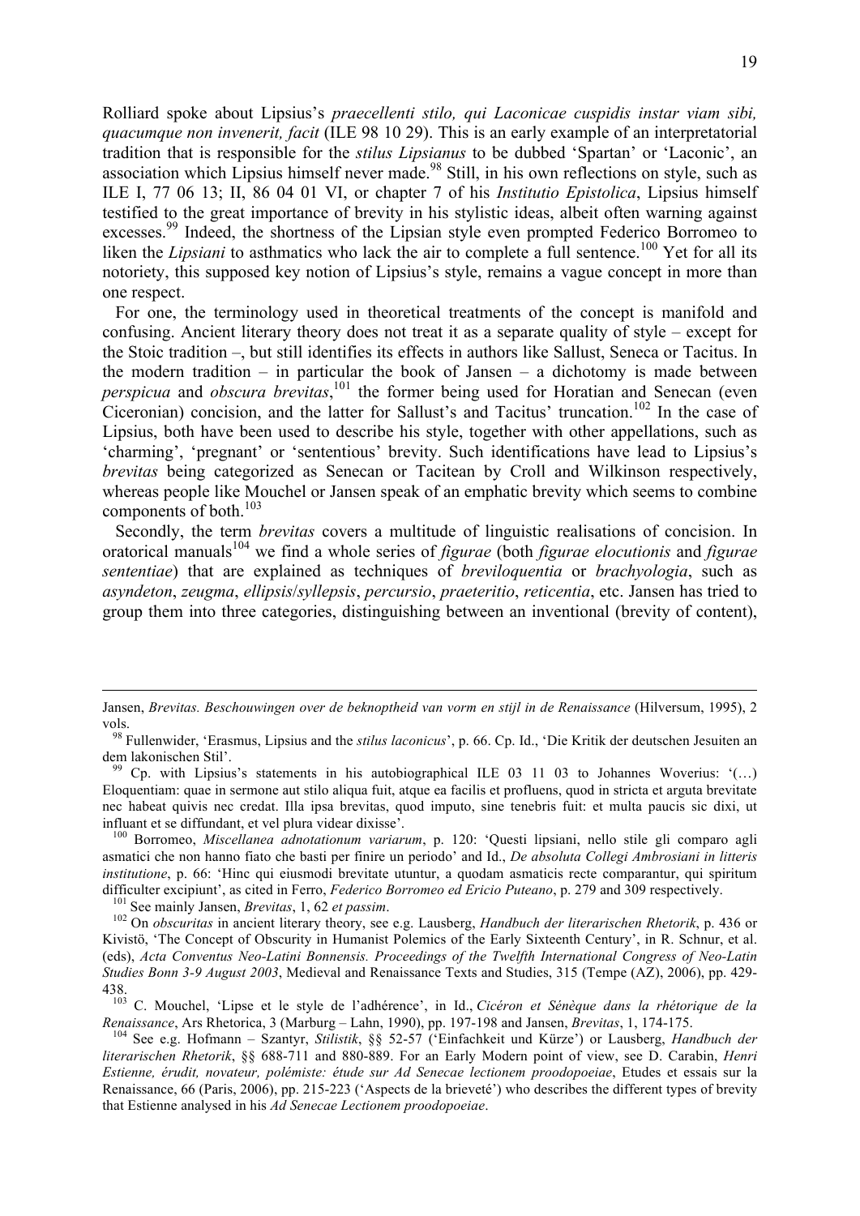Rolliard spoke about Lipsius's *praecellenti stilo, qui Laconicae cuspidis instar viam sibi, quacumque non invenerit, facit* (ILE 98 10 29). This is an early example of an interpretatorial tradition that is responsible for the *stilus Lipsianus* to be dubbed 'Spartan' or 'Laconic', an association which Lipsius himself never made.[98] Still, in his own reflections on style, such as ILE I, 77 06 13; II, 86 04 01 VI, or chapter 7 of his *Institutio Epistolica*, Lipsius himself testified to the great importance of brevity in his stylistic ideas, albeit often warning against excesses.[99] Indeed, the shortness of the Lipsian style even prompted Federico Borromeo to liken the *Lipsiani* to asthmatics who lack the air to complete a full sentence.[100] Yet for all its notoriety, this supposed key notion of Lipsius's style, remains a vague concept in more than one respect.

For one, the terminology used in theoretical treatments of the concept is manifold and confusing. Ancient literary theory does not treat it as a separate quality of style – except for the Stoic tradition –, but still identifies its effects in authors like Sallust, Seneca or Tacitus. In the modern tradition – in particular the book of Jansen – a dichotomy is made between *perspicua* and *obscura brevitas*,[101] the former being used for Horatian and Senecan (even Ciceronian) concision, and the latter for Sallust's and Tacitus' truncation.[102] In the case of Lipsius, both have been used to describe his style, together with other appellations, such as 'charming', 'pregnant' or 'sententious' brevity. Such identifications have lead to Lipsius's *brevitas* being categorized as Senecan or Tacitean by Croll and Wilkinson respectively, whereas people like Mouchel or Jansen speak of an emphatic brevity which seems to combine components of both.[103]

Secondly, the term *brevitas* covers a multitude of linguistic realisations of concision. In oratorical manuals[104] we find a whole series of *figurae* (both *figurae elocutionis* and *figurae sententiae*) that are explained as techniques of *breviloquentia* or *brachyologia*, such as *asyndeton*, *zeugma*, *ellipsis*/*syllepsis*, *percursio*, *praeteritio*, *reticentia*, etc. Jansen has tried to group them into three categories, distinguishing between an inventional (brevity of content),

---

Jansen, *Brevitas. Beschouwingen over de beknoptheid van vorm en stijl in de Renaissance* (Hilversum, 1995), 2 vols.

[98] Fullenwider, 'Erasmus, Lipsius and the *stilus laconicus*', p. 66. Cp. Id., 'Die Kritik der deutschen Jesuiten an dem lakonischen Stil'.

[99] Cp. with Lipsius's statements in his autobiographical ILE 03 11 03 to Johannes Woverius: '(…) Eloquentiam: quae in sermone aut stilo aliqua fuit, atque ea facilis et profluens, quod in stricta et arguta brevitate nec habeat quivis nec credat. Illa ipsa brevitas, quod imputo, sine tenebris fuit: et multa paucis sic dixi, ut influant et se diffundant, et vel plura videar dixisse'.

[100] Borromeo, *Miscellanea adnotationum variarum*, p. 120: 'Questi lipsiani, nello stile gli comparo agli asmatici che non hanno fiato che basti per finire un periodo' and Id., *De absoluta Collegi Ambrosiani in litteris institutione*, p. 66: 'Hinc qui eiusmodi brevitate utuntur, a quodam asmaticis recte comparantur, qui spiritum difficulter excipiunt', as cited in Ferro, *Federico Borromeo ed Ericio Puteano*, p. 279 and 309 respectively.

[101] See mainly Jansen, *Brevitas*, 1, 62 *et passim*.

[102] On *obscuritas* in ancient literary theory, see e.g. Lausberg, *Handbuch der literarischen Rhetorik*, p. 436 or Kivistö, 'The Concept of Obscurity in Humanist Polemics of the Early Sixteenth Century', in R. Schnur, et al. (eds), *Acta Conventus Neo-Latini Bonnensis. Proceedings of the Twelfth International Congress of Neo-Latin Studies Bonn 3-9 August 2003*, Medieval and Renaissance Texts and Studies, 315 (Tempe (AZ), 2006), pp. 429-438.

[103] C. Mouchel, 'Lipse et le style de l'adhérence', in Id., *Cicéron et Sénèque dans la rhétorique de la Renaissance*, Ars Rhetorica, 3 (Marburg – Lahn, 1990), pp. 197-198 and Jansen, *Brevitas*, 1, 174-175.

[104] See e.g. Hofmann – Szantyr, *Stilistik*, §§ 52-57 ('Einfachkeit und Kürze') or Lausberg, *Handbuch der literarischen Rhetorik*, §§ 688-711 and 880-889. For an Early Modern point of view, see D. Carabin, *Henri Estienne, érudit, novateur, polémiste: étude sur Ad Senecae lectionem proodopoeiae*, Etudes et essais sur la Renaissance, 66 (Paris, 2006), pp. 215-223 ('Aspects de la brieveté') who describes the different types of brevity that Estienne analysed in his *Ad Senecae Lectionem proodopoeiae*.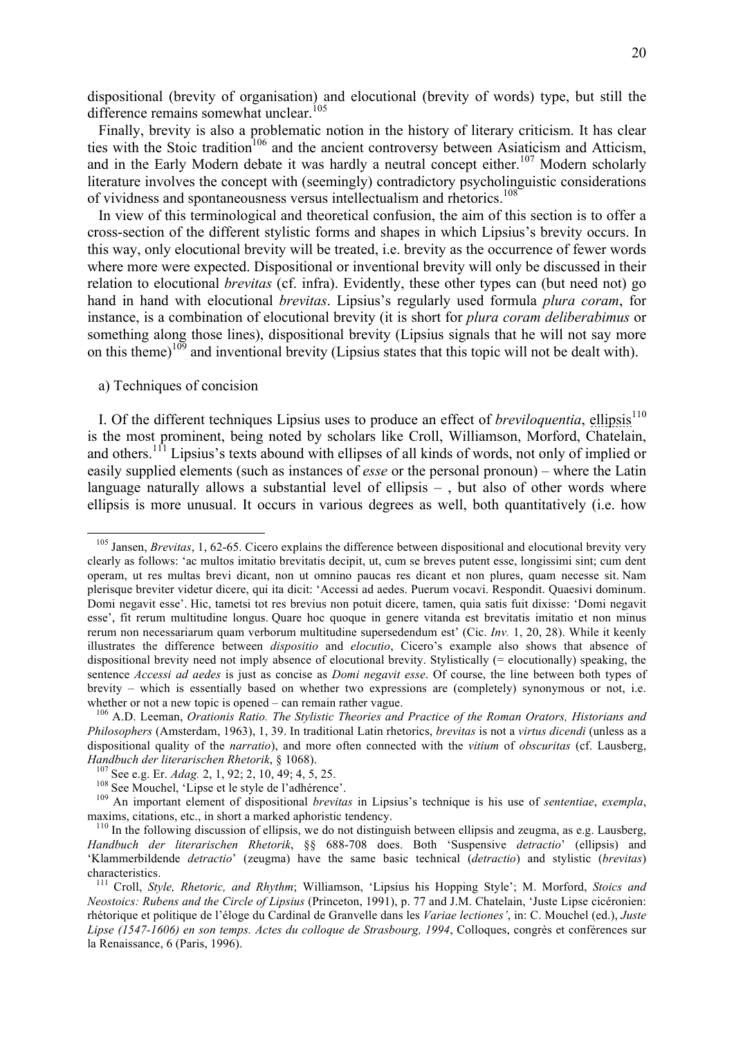dispositional (brevity of organisation) and elocutional (brevity of words) type, but still the difference remains somewhat unclear.[105]

Finally, brevity is also a problematic notion in the history of literary criticism. It has clear ties with the Stoic tradition[106] and the ancient controversy between Asiaticism and Atticism, and in the Early Modern debate it was hardly a neutral concept either.[107] Modern scholarly literature involves the concept with (seemingly) contradictory psycholinguistic considerations of vividness and spontaneousness versus intellectualism and rhetorics.[108]

In view of this terminological and theoretical confusion, the aim of this section is to offer a cross-section of the different stylistic forms and shapes in which Lipsius's brevity occurs. In this way, only elocutional brevity will be treated, i.e. brevity as the occurrence of fewer words where more were expected. Dispositional or inventional brevity will only be discussed in their relation to elocutional *brevitas* (cf. infra). Evidently, these other types can (but need not) go hand in hand with elocutional *brevitas*. Lipsius's regularly used formula *plura coram*, for instance, is a combination of elocutional brevity (it is short for *plura coram deliberabimus* or something along those lines), dispositional brevity (Lipsius signals that he will not say more on this theme)[109] and inventional brevity (Lipsius states that this topic will not be dealt with).

a) Techniques of concision

I. Of the different techniques Lipsius uses to produce an effect of *breviloquentia*, ellipsis[110] is the most prominent, being noted by scholars like Croll, Williamson, Morford, Chatelain, and others.[111] Lipsius's texts abound with ellipses of all kinds of words, not only of implied or easily supplied elements (such as instances of *esse* or the personal pronoun) – where the Latin language naturally allows a substantial level of ellipsis – , but also of other words where ellipsis is more unusual. It occurs in various degrees as well, both quantitatively (i.e. how

---

[105] Jansen, *Brevitas*, 1, 62-65. Cicero explains the difference between dispositional and elocutional brevity very clearly as follows: 'ac multos imitatio brevitatis decipit, ut, cum se breves putent esse, longissimi sint; cum dent operam, ut res multas brevi dicant, non ut omnino paucas res dicant et non plures, quam necesse sit. Nam plerisque breviter videtur dicere, qui ita dicit: 'Accessi ad aedes. Puerum vocavi. Respondit. Quaesivi dominum. Domi negavit esse'. Hic, tametsi tot res brevius non potuit dicere, tamen, quia satis fuit dixisse: 'Domi negavit esse', fit rerum multitudine longus. Quare hoc quoque in genere vitanda est brevitatis imitatio et non minus rerum non necessariarum quam verborum multitudine supersedendum est' (Cic. *Inv.* 1, 20, 28). While it keenly illustrates the difference between *dispositio* and *elocutio*, Cicero's example also shows that absence of dispositional brevity need not imply absence of elocutional brevity. Stylistically (= elocutionally) speaking, the sentence *Accessi ad aedes* is just as concise as *Domi negavit esse*. Of course, the line between both types of brevity – which is essentially based on whether two expressions are (completely) synonymous or not, i.e. whether or not a new topic is opened – can remain rather vague.

[106] A.D. Leeman, *Orationis Ratio. The Stylistic Theories and Practice of the Roman Orators, Historians and Philosophers* (Amsterdam, 1963), 1, 39. In traditional Latin rhetorics, *brevitas* is not a *virtus dicendi* (unless as a dispositional quality of the *narratio*), and more often connected with the *vitium* of *obscuritas* (cf. Lausberg, *Handbuch der literarischen Rhetorik*, § 1068).

[107] See e.g. Er. *Adag.* 2, 1, 92; 2, 10, 49; 4, 5, 25.

[108] See Mouchel, 'Lipse et le style de l'adhérence'.

[109] An important element of dispositional *brevitas* in Lipsius's technique is his use of *sententiae*, *exempla*, maxims, citations, etc., in short a marked aphoristic tendency.

[110] In the following discussion of ellipsis, we do not distinguish between ellipsis and zeugma, as e.g. Lausberg, *Handbuch der literarischen Rhetorik*, §§ 688-708 does. Both 'Suspensive *detractio*' (ellipsis) and 'Klammerbildende *detractio*' (zeugma) have the same basic technical (*detractio*) and stylistic (*brevitas*) characteristics.

[111] Croll, *Style, Rhetoric, and Rhythm*; Williamson, 'Lipsius his Hopping Style'; M. Morford, *Stoics and Neostoics: Rubens and the Circle of Lipsius* (Princeton, 1991), p. 77 and J.M. Chatelain, 'Juste Lipse cicéronien: rhétorique et politique de l'éloge du Cardinal de Granvelle dans les *Variae lectiones'*, in: C. Mouchel (ed.), *Juste Lipse (1547-1606) en son temps. Actes du colloque de Strasbourg, 1994*, Colloques, congrès et conférences sur la Renaissance, 6 (Paris, 1996).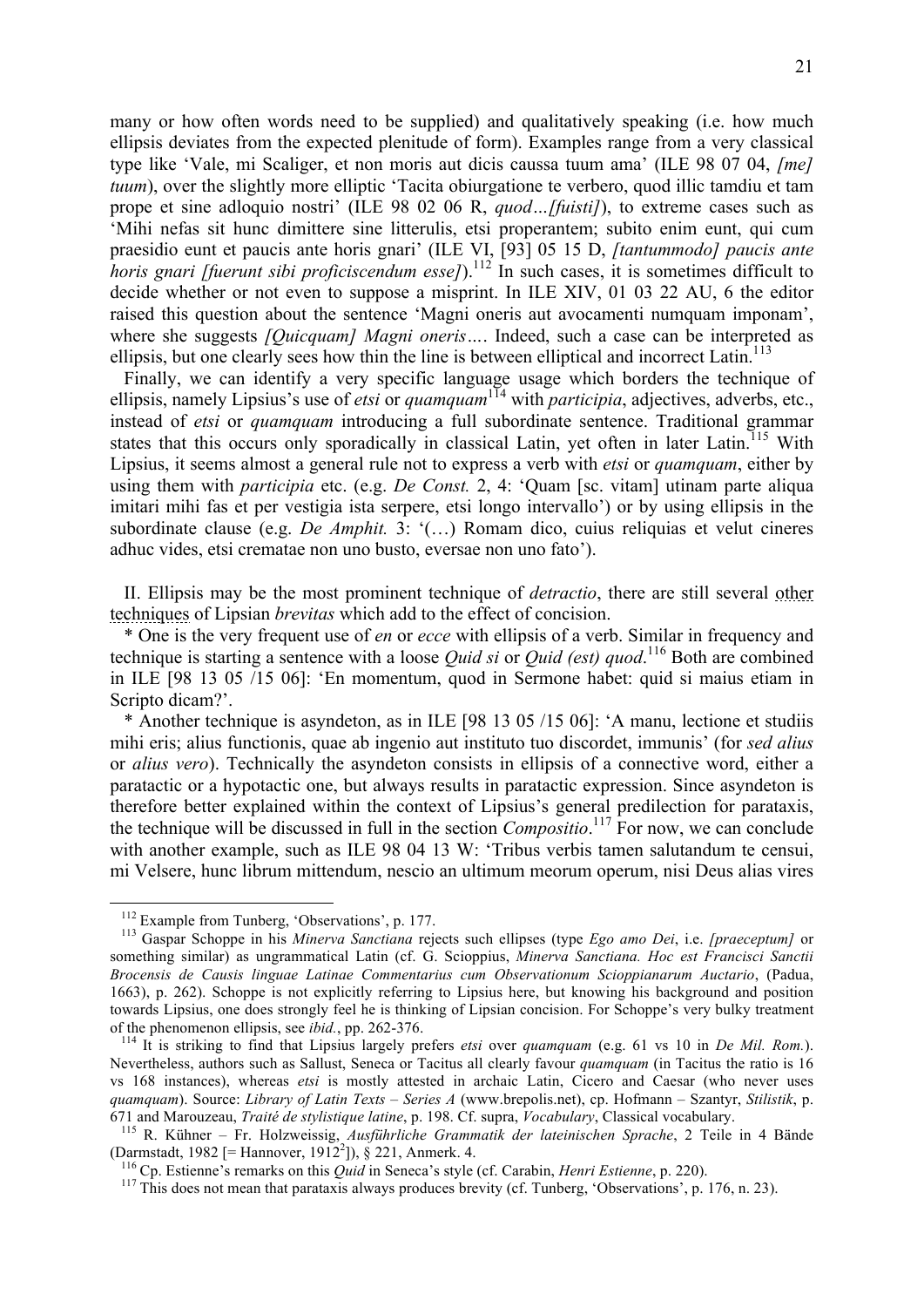many or how often words need to be supplied) and qualitatively speaking (i.e. how much ellipsis deviates from the expected plenitude of form). Examples range from a very classical type like 'Vale, mi Scaliger, et non moris aut dicis caussa tuum ama' (ILE 98 07 04, *[me] tuum*), over the slightly more elliptic 'Tacita obiurgatione te verbero, quod illic tamdiu et tam prope et sine adloquio nostri' (ILE 98 02 06 R, *quod…[fuisti]*), to extreme cases such as 'Mihi nefas sit hunc dimittere sine litterulis, etsi properantem; subito enim eunt, qui cum praesidio eunt et paucis ante horis gnari' (ILE VI, [93] 05 15 D, *[tantummodo] paucis ante horis gnari [fuerunt sibi proficiscendum esse]*).[112] In such cases, it is sometimes difficult to decide whether or not even to suppose a misprint. In ILE XIV, 01 03 22 AU, 6 the editor raised this question about the sentence 'Magni oneris aut avocamenti numquam imponam', where she suggests *[Quicquam] Magni oneris…*. Indeed, such a case can be interpreted as ellipsis, but one clearly sees how thin the line is between elliptical and incorrect Latin.[113]

Finally, we can identify a very specific language usage which borders the technique of ellipsis, namely Lipsius's use of *etsi* or *quamquam*[114] with *participia*, adjectives, adverbs, etc., instead of *etsi* or *quamquam* introducing a full subordinate sentence. Traditional grammar states that this occurs only sporadically in classical Latin, yet often in later Latin.[115] With Lipsius, it seems almost a general rule not to express a verb with *etsi* or *quamquam*, either by using them with *participia* etc. (e.g. *De Const.* 2, 4: 'Quam [sc. vitam] utinam parte aliqua imitari mihi fas et per vestigia ista serpere, etsi longo intervallo') or by using ellipsis in the subordinate clause (e.g. *De Amphit.* 3: '(…) Romam dico, cuius reliquias et velut cineres adhuc vides, etsi crematae non uno busto, eversae non uno fato').

II. Ellipsis may be the most prominent technique of *detractio*, there are still several other techniques of Lipsian *brevitas* which add to the effect of concision.

* One is the very frequent use of *en* or *ecce* with ellipsis of a verb. Similar in frequency and technique is starting a sentence with a loose *Quid si* or *Quid (est) quod*.[116] Both are combined in ILE [98 13 05 /15 06]: 'En momentum, quod in Sermone habet: quid si maius etiam in Scripto dicam?'.

* Another technique is asyndeton, as in ILE [98 13 05 /15 06]: 'A manu, lectione et studiis mihi eris; alius functionis, quae ab ingenio aut instituto tuo discordet, immunis' (for *sed alius* or *alius vero*). Technically the asyndeton consists in ellipsis of a connective word, either a paratactic or a hypotactic one, but always results in paratactic expression. Since asyndeton is therefore better explained within the context of Lipsius's general predilection for parataxis, the technique will be discussed in full in the section *Compositio*.[117] For now, we can conclude with another example, such as ILE 98 04 13 W: 'Tribus verbis tamen salutandum te censui, mi Velsere, hunc librum mittendum, nescio an ultimum meorum operum, nisi Deus alias vires

---

[112] Example from Tunberg, 'Observations', p. 177.

[113] Gaspar Schoppe in his *Minerva Sanctiana* rejects such ellipses (type *Ego amo Dei*, i.e. *[praeceptum]* or something similar) as ungrammatical Latin (cf. G. Scioppius, *Minerva Sanctiana. Hoc est Francisci Sanctii Brocensis de Causis linguae Latinae Commentarius cum Observationum Scioppianarum Auctario*, (Padua, 1663), p. 262). Schoppe is not explicitly referring to Lipsius here, but knowing his background and position towards Lipsius, one does strongly feel he is thinking of Lipsian concision. For Schoppe's very bulky treatment of the phenomenon ellipsis, see *ibid.*, pp. 262-376.

[114] It is striking to find that Lipsius largely prefers *etsi* over *quamquam* (e.g. 61 vs 10 in *De Mil. Rom.*). Nevertheless, authors such as Sallust, Seneca or Tacitus all clearly favour *quamquam* (in Tacitus the ratio is 16 vs 168 instances), whereas *etsi* is mostly attested in archaic Latin, Cicero and Caesar (who never uses *quamquam*). Source: *Library of Latin Texts – Series A* (www.brepolis.net), cp. Hofmann – Szantyr, *Stilistik*, p. 671 and Marouzeau, *Traité de stylistique latine*, p. 198. Cf. supra, *Vocabulary*, Classical vocabulary.

[115] R. Kühner – Fr. Holzweissig, *Ausführliche Grammatik der lateinischen Sprache*, 2 Teile in 4 Bände (Darmstadt, 1982 [= Hannover, 1912²]), § 221, Anmerk. 4.

[116] Cp. Estienne's remarks on this *Quid* in Seneca's style (cf. Carabin, *Henri Estienne*, p. 220).

[117] This does not mean that parataxis always produces brevity (cf. Tunberg, 'Observations', p. 176, n. 23).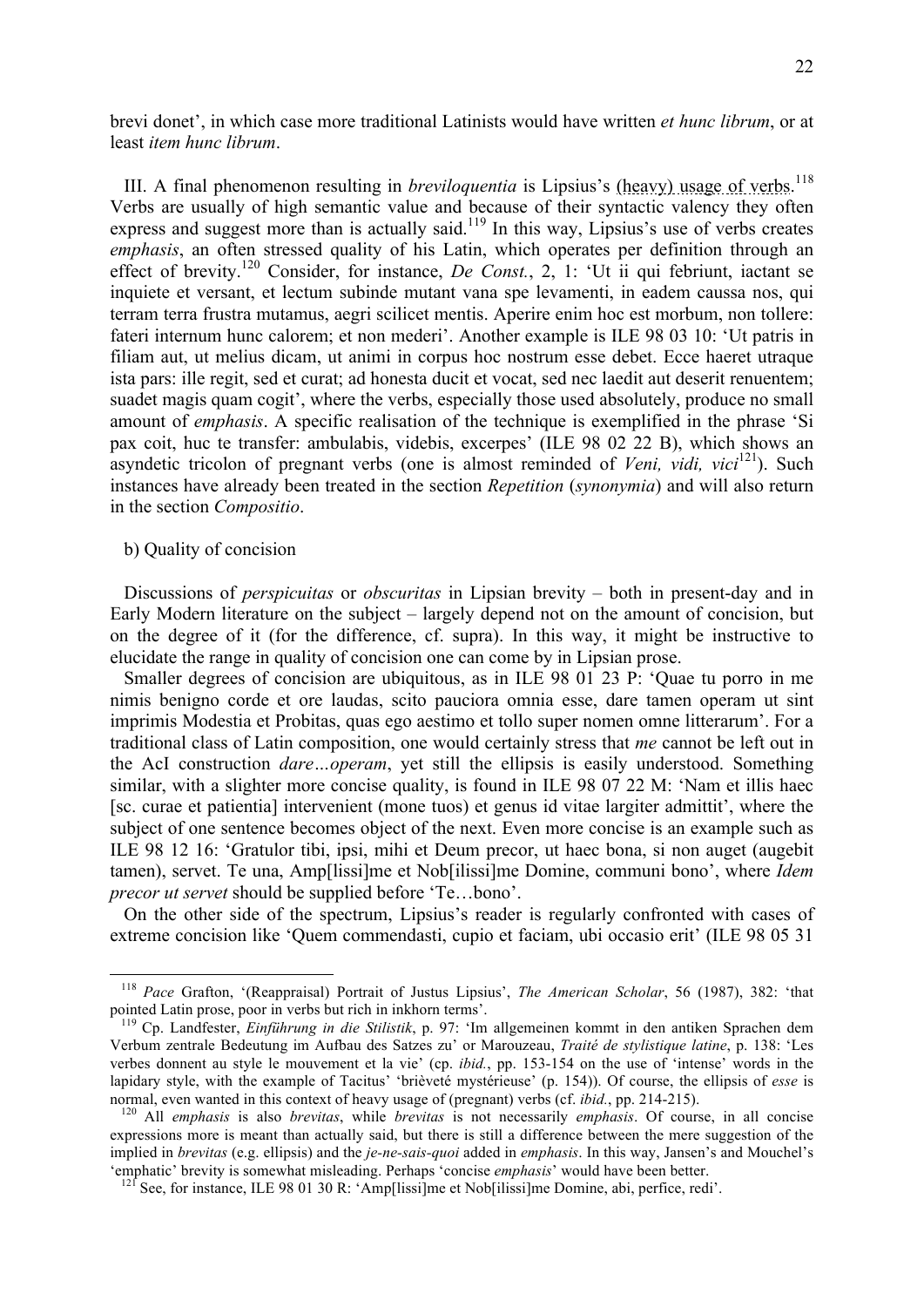brevi donet', in which case more traditional Latinists would have written *et hunc librum*, or at least *item hunc librum*.

III. A final phenomenon resulting in *breviloquentia* is Lipsius's (heavy) usage of verbs.[118] Verbs are usually of high semantic value and because of their syntactic valency they often express and suggest more than is actually said.[119] In this way, Lipsius's use of verbs creates *emphasis*, an often stressed quality of his Latin, which operates per definition through an effect of brevity.[120] Consider, for instance, *De Const.*, 2, 1: 'Ut ii qui febriunt, iactant se inquiete et versant, et lectum subinde mutant vana spe levamenti, in eadem caussa nos, qui terram terra frustra mutamus, aegri scilicet mentis. Aperire enim hoc est morbum, non tollere: fateri internum hunc calorem; et non mederi'. Another example is ILE 98 03 10: 'Ut patris in filiam aut, ut melius dicam, ut animi in corpus hoc nostrum esse debet. Ecce haeret utraque ista pars: ille regit, sed et curat; ad honesta ducit et vocat, sed nec laedit aut deserit renuentem; suadet magis quam cogit', where the verbs, especially those used absolutely, produce no small amount of *emphasis*. A specific realisation of the technique is exemplified in the phrase 'Si pax coit, huc te transfer: ambulabis, videbis, excerpes' (ILE 98 02 22 B), which shows an asyndetic tricolon of pregnant verbs (one is almost reminded of *Veni, vidi, vici*[121]). Such instances have already been treated in the section *Repetition* (*synonymia*) and will also return in the section *Compositio*.

b) Quality of concision

Discussions of *perspicuitas* or *obscuritas* in Lipsian brevity – both in present-day and in Early Modern literature on the subject – largely depend not on the amount of concision, but on the degree of it (for the difference, cf. supra). In this way, it might be instructive to elucidate the range in quality of concision one can come by in Lipsian prose.

Smaller degrees of concision are ubiquitous, as in ILE 98 01 23 P: 'Quae tu porro in me nimis benigno corde et ore laudas, scito pauciora omnia esse, dare tamen operam ut sint imprimis Modestia et Probitas, quas ego aestimo et tollo super nomen omne litterarum'. For a traditional class of Latin composition, one would certainly stress that *me* cannot be left out in the AcI construction *dare…operam*, yet still the ellipsis is easily understood. Something similar, with a slighter more concise quality, is found in ILE 98 07 22 M: 'Nam et illis haec [sc. curae et patientia] intervenient (mone tuos) et genus id vitae largiter admittit', where the subject of one sentence becomes object of the next. Even more concise is an example such as ILE 98 12 16: 'Gratulor tibi, ipsi, mihi et Deum precor, ut haec bona, si non auget (augebit tamen), servet. Te una, Amp[lissi]me et Nob[ilissi]me Domine, communi bono', where *Idem precor ut servet* should be supplied before 'Te…bono'.

On the other side of the spectrum, Lipsius's reader is regularly confronted with cases of extreme concision like 'Quem commendasti, cupio et faciam, ubi occasio erit' (ILE 98 05 31

---

[118] *Pace* Grafton, '(Reappraisal) Portrait of Justus Lipsius', *The American Scholar*, 56 (1987), 382: 'that pointed Latin prose, poor in verbs but rich in inkhorn terms'.

[119] Cp. Landfester, *Einführung in die Stilistik*, p. 97: 'Im allgemeinen kommt in den antiken Sprachen dem Verbum zentrale Bedeutung im Aufbau des Satzes zu' or Marouzeau, *Traité de stylistique latine*, p. 138: 'Les verbes donnent au style le mouvement et la vie' (cp. *ibid.*, pp. 153-154 on the use of 'intense' words in the lapidary style, with the example of Tacitus' 'brièveté mystérieuse' (p. 154)). Of course, the ellipsis of *esse* is normal, even wanted in this context of heavy usage of (pregnant) verbs (cf. *ibid.*, pp. 214-215).

[120] All *emphasis* is also *brevitas*, while *brevitas* is not necessarily *emphasis*. Of course, in all concise expressions more is meant than actually said, but there is still a difference between the mere suggestion of the implied in *brevitas* (e.g. ellipsis) and the *je-ne-sais-quoi* added in *emphasis*. In this way, Jansen's and Mouchel's 'emphatic' brevity is somewhat misleading. Perhaps 'concise *emphasis*' would have been better.

[121] See, for instance, ILE 98 01 30 R: 'Amp[lissi]me et Nob[ilissi]me Domine, abi, perfice, redi'.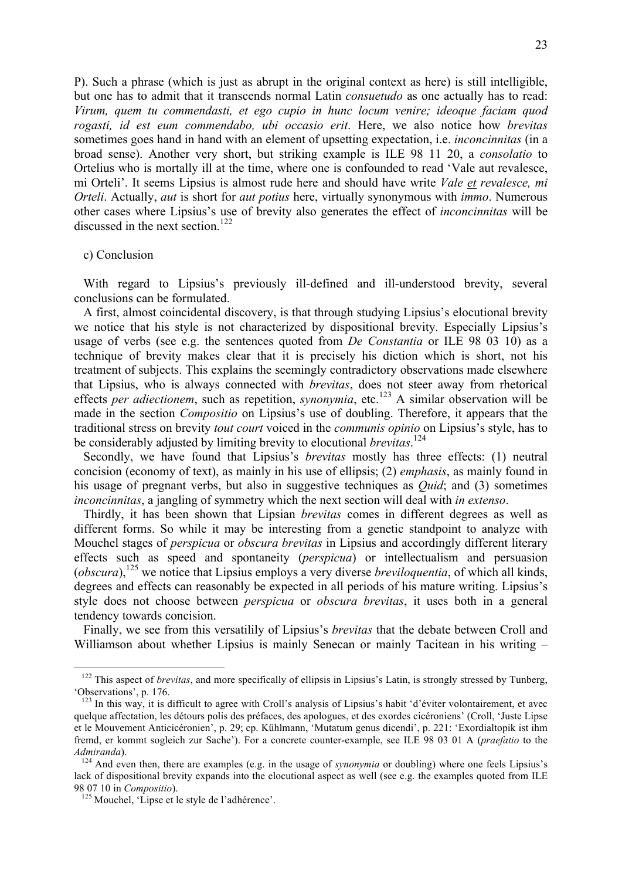P). Such a phrase (which is just as abrupt in the original context as here) is still intelligible, but one has to admit that it transcends normal Latin *consuetudo* as one actually has to read: *Virum, quem tu commendasti, et ego cupio in hunc locum venire; ideoque faciam quod rogasti, id est eum commendabo, ubi occasio erit*. Here, we also notice how *brevitas* sometimes goes hand in hand with an element of upsetting expectation, i.e. *inconcinnitas* (in a broad sense). Another very short, but striking example is ILE 98 11 20, a *consolatio* to Ortelius who is mortally ill at the time, where one is confounded to read 'Vale aut revalesce, mi Orteli'. It seems Lipsius is almost rude here and should have write *Vale <u>et</u> revalesce, mi Orteli*. Actually, *aut* is short for *aut potius* here, virtually synonymous with *immo*. Numerous other cases where Lipsius's use of brevity also generates the effect of *inconcinnitas* will be discussed in the next section.[122]

c) Conclusion

With regard to Lipsius's previously ill-defined and ill-understood brevity, several conclusions can be formulated.

A first, almost coincidental discovery, is that through studying Lipsius's elocutional brevity we notice that his style is not characterized by dispositional brevity. Especially Lipsius's usage of verbs (see e.g. the sentences quoted from *De Constantia* or ILE 98 03 10) as a technique of brevity makes clear that it is precisely his diction which is short, not his treatment of subjects. This explains the seemingly contradictory observations made elsewhere that Lipsius, who is always connected with *brevitas*, does not steer away from rhetorical effects *per adiectionem*, such as repetition, *synonymia*, etc.[123] A similar observation will be made in the section *Compositio* on Lipsius's use of doubling. Therefore, it appears that the traditional stress on brevity *tout court* voiced in the *communis opinio* on Lipsius's style, has to be considerably adjusted by limiting brevity to elocutional *brevitas*.[124]

Secondly, we have found that Lipsius's *brevitas* mostly has three effects: (1) neutral concision (economy of text), as mainly in his use of ellipsis; (2) *emphasis*, as mainly found in his usage of pregnant verbs, but also in suggestive techniques as *Quid*; and (3) sometimes *inconcinnitas*, a jangling of symmetry which the next section will deal with *in extenso*.

Thirdly, it has been shown that Lipsian *brevitas* comes in different degrees as well as different forms. So while it may be interesting from a genetic standpoint to analyze with Mouchel stages of *perspicua* or *obscura brevitas* in Lipsius and accordingly different literary effects such as speed and spontaneity (*perspicua*) or intellectualism and persuasion (*obscura*),[125] we notice that Lipsius employs a very diverse *breviloquentia*, of which all kinds, degrees and effects can reasonably be expected in all periods of his mature writing. Lipsius's style does not choose between *perspicua* or *obscura brevitas*, it uses both in a general tendency towards concision.

Finally, we see from this versatilily of Lipsius's *brevitas* that the debate between Croll and Williamson about whether Lipsius is mainly Senecan or mainly Tacitean in his writing –

---

[122] This aspect of *brevitas*, and more specifically of ellipsis in Lipsius's Latin, is strongly stressed by Tunberg, 'Observations', p. 176.

[123] In this way, it is difficult to agree with Croll's analysis of Lipsius's habit 'd'éviter volontairement, et avec quelque affectation, les détours polis des préfaces, des apologues, et des exordes cicéroniens' (Croll, 'Juste Lipse et le Mouvement Anticicéronien', p. 29; cp. Kühlmann, 'Mutatum genus dicendi', p. 221: 'Exordialtopik ist ihm fremd, er kommt sogleich zur Sache'). For a concrete counter-example, see ILE 98 03 01 A (*praefatio* to the *Admiranda*).

[124] And even then, there are examples (e.g. in the usage of *synonymia* or doubling) where one feels Lipsius's lack of dispositional brevity expands into the elocutional aspect as well (see e.g. the examples quoted from ILE 98 07 10 in *Compositio*).

[125] Mouchel, 'Lipse et le style de l'adhérence'.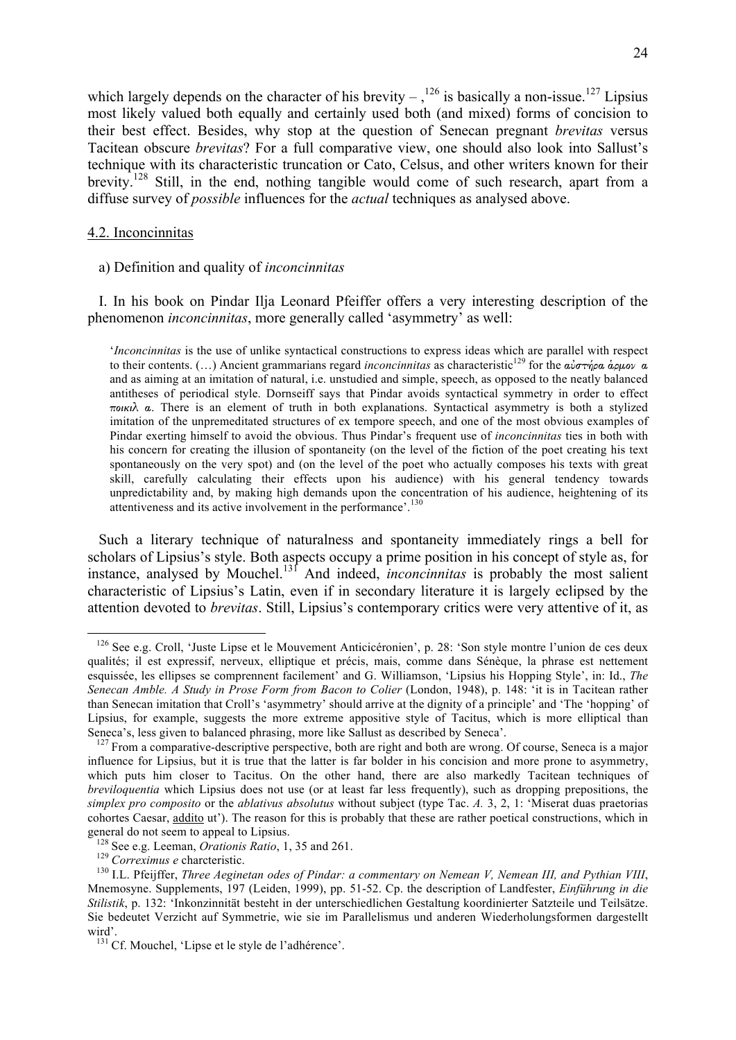which largely depends on the character of his brevity – ,[126] is basically a non-issue.[127] Lipsius most likely valued both equally and certainly used both (and mixed) forms of concision to their best effect. Besides, why stop at the question of Senecan pregnant *brevitas* versus Tacitean obscure *brevitas*? For a full comparative view, one should also look into Sallust's technique with its characteristic truncation or Cato, Celsus, and other writers known for their brevity.[128] Still, in the end, nothing tangible would come of such research, apart from a diffuse survey of *possible* influences for the *actual* techniques as analysed above.

## 4.2. Inconcinnitas

### a) Definition and quality of *inconcinnitas*

I. In his book on Pindar Ilja Leonard Pfeiffer offers a very interesting description of the phenomenon *inconcinnitas*, more generally called 'asymmetry' as well:

> '*Inconcinnitas* is the use of unlike syntactical constructions to express ideas which are parallel with respect to their contents. (…) Ancient grammarians regard *inconcinnitas* as characteristic[129] for the αὐστήρα ἁρμον α and as aiming at an imitation of natural, i.e. unstudied and simple, speech, as opposed to the neatly balanced antitheses of periodical style. Dornseiff says that Pindar avoids syntactical symmetry in order to effect ποικιλ α. There is an element of truth in both explanations. Syntactical asymmetry is both a stylized imitation of the unpremeditated structures of ex tempore speech, and one of the most obvious examples of Pindar exerting himself to avoid the obvious. Thus Pindar's frequent use of *inconcinnitas* ties in both with his concern for creating the illusion of spontaneity (on the level of the fiction of the poet creating his text spontaneously on the very spot) and (on the level of the poet who actually composes his texts with great skill, carefully calculating their effects upon his audience) with his general tendency towards unpredictability and, by making high demands upon the concentration of his audience, heightening of its attentiveness and its active involvement in the performance'.[130]

Such a literary technique of naturalness and spontaneity immediately rings a bell for scholars of Lipsius's style. Both aspects occupy a prime position in his concept of style as, for instance, analysed by Mouchel.[131] And indeed, *inconcinnitas* is probably the most salient characteristic of Lipsius's Latin, even if in secondary literature it is largely eclipsed by the attention devoted to *brevitas*. Still, Lipsius's contemporary critics were very attentive of it, as

---

[126] See e.g. Croll, 'Juste Lipse et le Mouvement Anticicéronien', p. 28: 'Son style montre l'union de ces deux qualités; il est expressif, nerveux, elliptique et précis, mais, comme dans Sénèque, la phrase est nettement esquissée, les ellipses se comprennent facilement' and G. Williamson, 'Lipsius his Hopping Style', in: Id., *The Senecan Amble. A Study in Prose Form from Bacon to Colier* (London, 1948), p. 148: 'it is in Tacitean rather than Senecan imitation that Croll's 'asymmetry' should arrive at the dignity of a principle' and 'The 'hopping' of Lipsius, for example, suggests the more extreme appositive style of Tacitus, which is more elliptical than Seneca's, less given to balanced phrasing, more like Sallust as described by Seneca'.

[127] From a comparative-descriptive perspective, both are right and both are wrong. Of course, Seneca is a major influence for Lipsius, but it is true that the latter is far bolder in his concision and more prone to asymmetry, which puts him closer to Tacitus. On the other hand, there are also markedly Tacitean techniques of *breviloquentia* which Lipsius does not use (or at least far less frequently), such as dropping prepositions, the *simplex pro composito* or the *ablativus absolutus* without subject (type Tac. *A.* 3, 2, 1: 'Miserat duas praetorias cohortes Caesar, addito ut'). The reason for this is probably that these are rather poetical constructions, which in general do not seem to appeal to Lipsius.

[128] See e.g. Leeman, *Orationis Ratio*, 1, 35 and 261.

[129] *Correximus e* charcteristic.

[130] I.L. Pfeijffer, *Three Aeginetan odes of Pindar: a commentary on Nemean V, Nemean III, and Pythian VIII*, Mnemosyne. Supplements, 197 (Leiden, 1999), pp. 51-52. Cp. the description of Landfester, *Einführung in die Stilistik*, p. 132: 'Inkonzinnität besteht in der unterschiedlichen Gestaltung koordinierter Satzteile und Teilsätze. Sie bedeutet Verzicht auf Symmetrie, wie sie im Parallelismus und anderen Wiederholungsformen dargestellt wird'.

[131] Cf. Mouchel, 'Lipse et le style de l'adhérence'.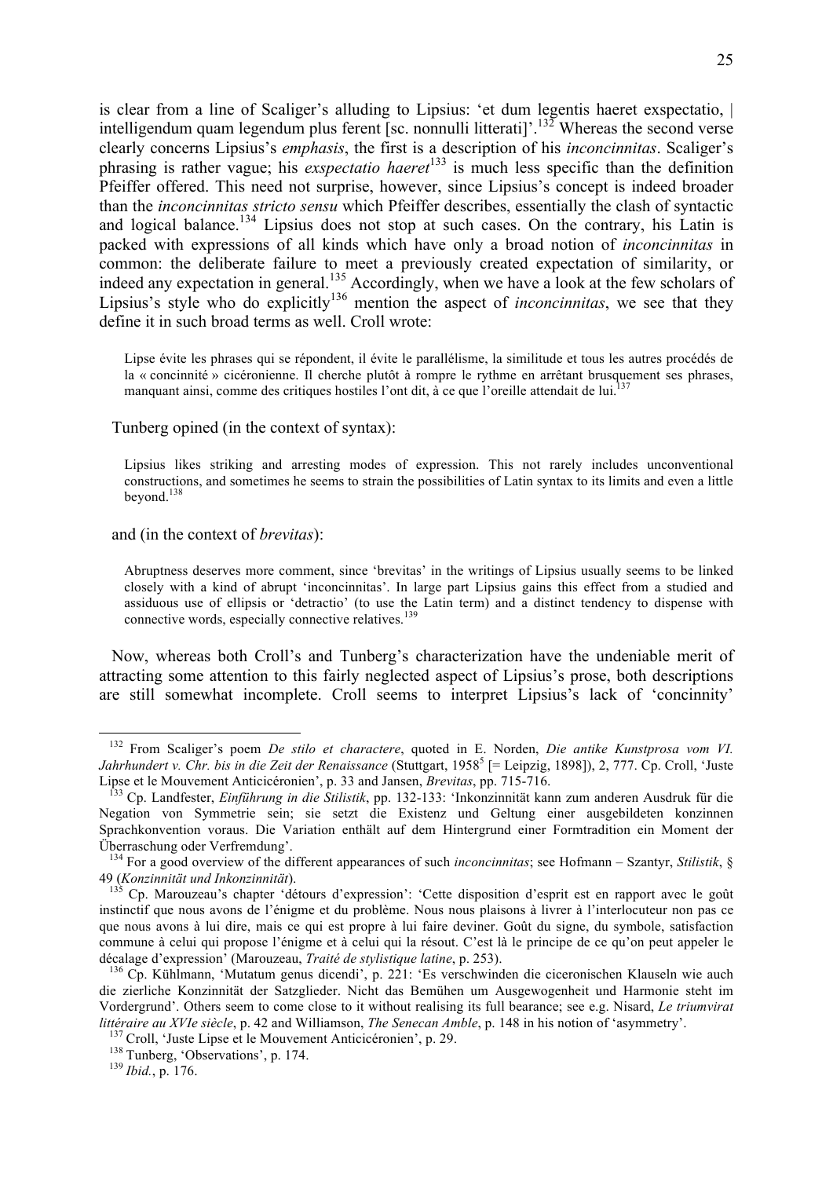is clear from a line of Scaliger's alluding to Lipsius: 'et dum legentis haeret exspectatio, | intelligendum quam legendum plus ferent [sc. nonnulli litterati]'.[132] Whereas the second verse clearly concerns Lipsius's *emphasis*, the first is a description of his *inconcinnitas*. Scaliger's phrasing is rather vague; his *exspectatio haeret*[133] is much less specific than the definition Pfeiffer offered. This need not surprise, however, since Lipsius's concept is indeed broader than the *inconcinnitas stricto sensu* which Pfeiffer describes, essentially the clash of syntactic and logical balance.[134] Lipsius does not stop at such cases. On the contrary, his Latin is packed with expressions of all kinds which have only a broad notion of *inconcinnitas* in common: the deliberate failure to meet a previously created expectation of similarity, or indeed any expectation in general.[135] Accordingly, when we have a look at the few scholars of Lipsius's style who do explicitly[136] mention the aspect of *inconcinnitas*, we see that they define it in such broad terms as well. Croll wrote:

> Lipse évite les phrases qui se répondent, il évite le parallélisme, la similitude et tous les autres procédés de la « concinnité » cicéronienne. Il cherche plutôt à rompre le rythme en arrêtant brusquement ses phrases, manquant ainsi, comme des critiques hostiles l'ont dit, à ce que l'oreille attendait de lui.[137]

Tunberg opined (in the context of syntax):

> Lipsius likes striking and arresting modes of expression. This not rarely includes unconventional constructions, and sometimes he seems to strain the possibilities of Latin syntax to its limits and even a little beyond.[138]

and (in the context of *brevitas*):

> Abruptness deserves more comment, since 'brevitas' in the writings of Lipsius usually seems to be linked closely with a kind of abrupt 'inconcinnitas'. In large part Lipsius gains this effect from a studied and assiduous use of ellipsis or 'detractio' (to use the Latin term) and a distinct tendency to dispense with connective words, especially connective relatives.[139]

Now, whereas both Croll's and Tunberg's characterization have the undeniable merit of attracting some attention to this fairly neglected aspect of Lipsius's prose, both descriptions are still somewhat incomplete. Croll seems to interpret Lipsius's lack of 'concinnity'

---

[132] From Scaliger's poem *De stilo et charactere*, quoted in E. Norden, *Die antike Kunstprosa vom VI. Jahrhundert v. Chr. bis in die Zeit der Renaissance* (Stuttgart, 1958[5] [= Leipzig, 1898]), 2, 777. Cp. Croll, 'Juste Lipse et le Mouvement Anticicéronien', p. 33 and Jansen, *Brevitas*, pp. 715-716.

[133] Cp. Landfester, *Einführung in die Stilistik*, pp. 132-133: 'Inkonzinnität kann zum anderen Ausdruk für die Negation von Symmetrie sein; sie setzt die Existenz und Geltung einer ausgebildeten konzinnen Sprachkonvention voraus. Die Variation enthält auf dem Hintergrund einer Formtradition ein Moment der Überraschung oder Verfremdung'.

[134] For a good overview of the different appearances of such *inconcinnitas*; see Hofmann – Szantyr, *Stilistik*, § 49 (*Konzinnität und Inkonzinnität*).

[135] Cp. Marouzeau's chapter 'détours d'expression': 'Cette disposition d'esprit est en rapport avec le goût instinctif que nous avons de l'énigme et du problème. Nous nous plaisons à livrer à l'interlocuteur non pas ce que nous avons à lui dire, mais ce qui est propre à lui faire deviner. Goût du signe, du symbole, satisfaction commune à celui qui propose l'énigme et à celui qui la résout. C'est là le principe de ce qu'on peut appeler le décalage d'expression' (Marouzeau, *Traité de stylistique latine*, p. 253).

[136] Cp. Kühlmann, 'Mutatum genus dicendi', p. 221: 'Es verschwinden die ciceronischen Klauseln wie auch die zierliche Konzinnität der Satzglieder. Nicht das Bemühen um Ausgewogenheit und Harmonie steht im Vordergrund'. Others seem to come close to it without realising its full bearance; see e.g. Nisard, *Le triumvirat littéraire au XVIe siècle*, p. 42 and Williamson, *The Senecan Amble*, p. 148 in his notion of 'asymmetry'.

[137] Croll, 'Juste Lipse et le Mouvement Anticicéronien', p. 29.

[138] Tunberg, 'Observations', p. 174.

[139] *Ibid.*, p. 176.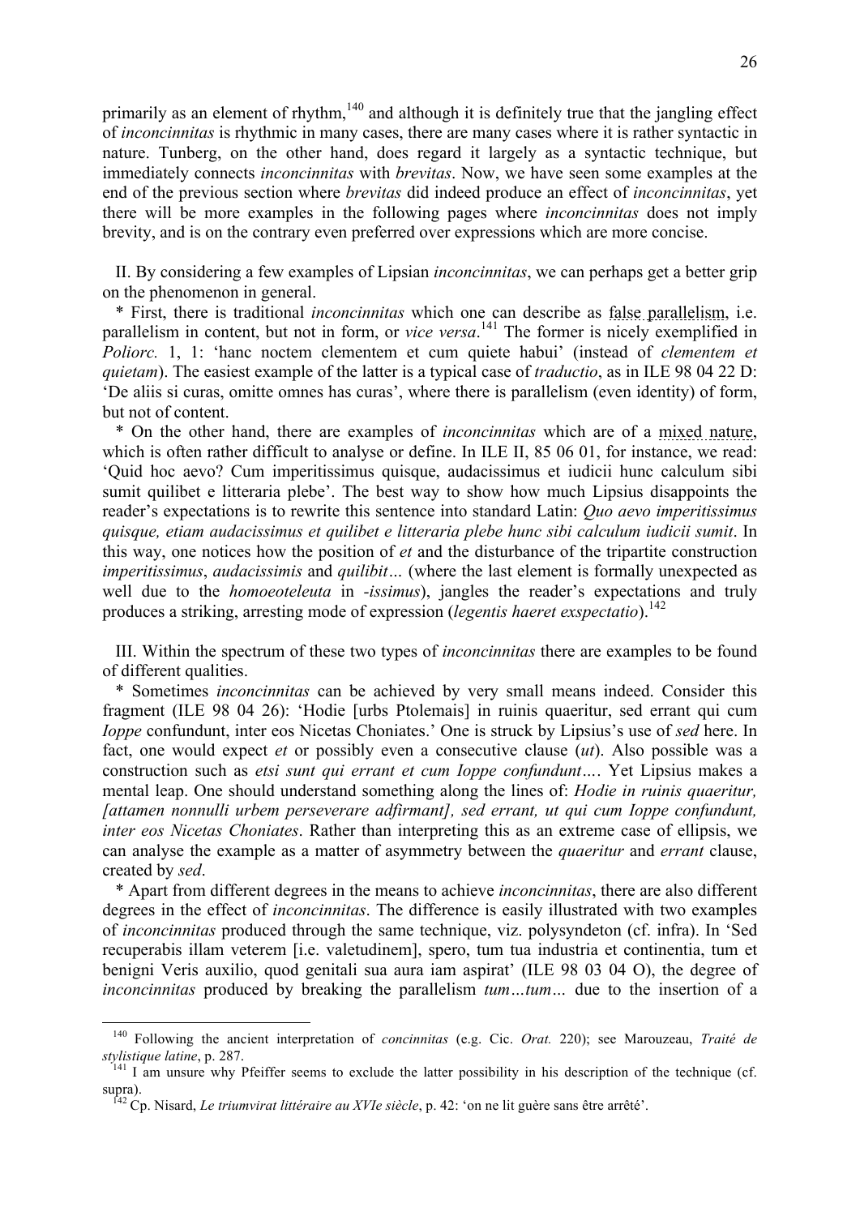primarily as an element of rhythm,[140] and although it is definitely true that the jangling effect of *inconcinnitas* is rhythmic in many cases, there are many cases where it is rather syntactic in nature. Tunberg, on the other hand, does regard it largely as a syntactic technique, but immediately connects *inconcinnitas* with *brevitas*. Now, we have seen some examples at the end of the previous section where *brevitas* did indeed produce an effect of *inconcinnitas*, yet there will be more examples in the following pages where *inconcinnitas* does not imply brevity, and is on the contrary even preferred over expressions which are more concise.

II. By considering a few examples of Lipsian *inconcinnitas*, we can perhaps get a better grip on the phenomenon in general.

* First, there is traditional *inconcinnitas* which one can describe as false parallelism, i.e. parallelism in content, but not in form, or *vice versa*.[141] The former is nicely exemplified in *Poliorc.* 1, 1: 'hanc noctem clementem et cum quiete habui' (instead of *clementem et quietam*). The easiest example of the latter is a typical case of *traductio*, as in ILE 98 04 22 D: 'De aliis si curas, omitte omnes has curas', where there is parallelism (even identity) of form, but not of content.

* On the other hand, there are examples of *inconcinnitas* which are of a mixed nature, which is often rather difficult to analyse or define. In ILE II, 85 06 01, for instance, we read: 'Quid hoc aevo? Cum imperitissimus quisque, audacissimus et iudicii hunc calculum sibi sumit quilibet e litteraria plebe'. The best way to show how much Lipsius disappoints the reader's expectations is to rewrite this sentence into standard Latin: *Quo aevo imperitissimus quisque, etiam audacissimus et quilibet e litteraria plebe hunc sibi calculum iudicii sumit*. In this way, one notices how the position of *et* and the disturbance of the tripartite construction *imperitissimus*, *audacissimis* and *quilibit…* (where the last element is formally unexpected as well due to the *homoeoteleuta* in *-issimus*), jangles the reader's expectations and truly produces a striking, arresting mode of expression (*legentis haeret exspectatio*).[142]

III. Within the spectrum of these two types of *inconcinnitas* there are examples to be found of different qualities.

* Sometimes *inconcinnitas* can be achieved by very small means indeed. Consider this fragment (ILE 98 04 26): 'Hodie [urbs Ptolemais] in ruinis quaeritur, sed errant qui cum *Ioppe* confundunt, inter eos Nicetas Choniates.' One is struck by Lipsius's use of *sed* here. In fact, one would expect *et* or possibly even a consecutive clause (*ut*). Also possible was a construction such as *etsi sunt qui errant et cum Ioppe confundunt…*. Yet Lipsius makes a mental leap. One should understand something along the lines of: *Hodie in ruinis quaeritur, [attamen nonnulli urbem perseverare adfirmant], sed errant, ut qui cum Ioppe confundunt, inter eos Nicetas Choniates*. Rather than interpreting this as an extreme case of ellipsis, we can analyse the example as a matter of asymmetry between the *quaeritur* and *errant* clause, created by *sed*.

* Apart from different degrees in the means to achieve *inconcinnitas*, there are also different degrees in the effect of *inconcinnitas*. The difference is easily illustrated with two examples of *inconcinnitas* produced through the same technique, viz. polysyndeton (cf. infra). In 'Sed recuperabis illam veterem [i.e. valetudinem], spero, tum tua industria et continentia, tum et benigni Veris auxilio, quod genitali sua aura iam aspirat' (ILE 98 03 04 O), the degree of *inconcinnitas* produced by breaking the parallelism *tum…tum…* due to the insertion of a

---

[140] Following the ancient interpretation of *concinnitas* (e.g. Cic. *Orat.* 220); see Marouzeau, *Traité de stylistique latine*, p. 287.

[141] I am unsure why Pfeiffer seems to exclude the latter possibility in his description of the technique (cf. supra).

[142] Cp. Nisard, *Le triumvirat littéraire au XVIe siècle*, p. 42: 'on ne lit guère sans être arrêté'.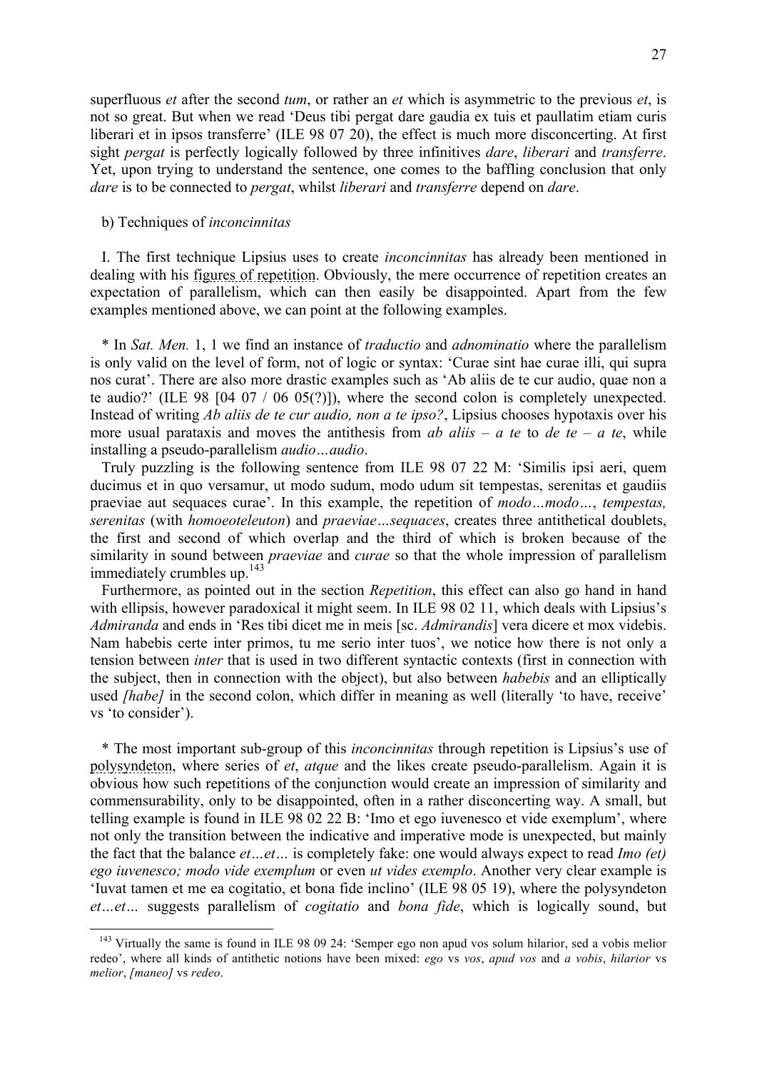superfluous *et* after the second *tum*, or rather an *et* which is asymmetric to the previous *et*, is not so great. But when we read 'Deus tibi pergat dare gaudia ex tuis et paullatim etiam curis liberari et in ipsos transferre' (ILE 98 07 20), the effect is much more disconcerting. At first sight *pergat* is perfectly logically followed by three infinitives *dare*, *liberari* and *transferre*. Yet, upon trying to understand the sentence, one comes to the baffling conclusion that only *dare* is to be connected to *pergat*, whilst *liberari* and *transferre* depend on *dare*.

b) Techniques of *inconcinnitas*

I. The first technique Lipsius uses to create *inconcinnitas* has already been mentioned in dealing with his figures of repetition. Obviously, the mere occurrence of repetition creates an expectation of parallelism, which can then easily be disappointed. Apart from the few examples mentioned above, we can point at the following examples.

* In *Sat. Men.* 1, 1 we find an instance of *traductio* and *adnominatio* where the parallelism is only valid on the level of form, not of logic or syntax: 'Curae sint hae curae illi, qui supra nos curat'. There are also more drastic examples such as 'Ab aliis de te cur audio, quae non a te audio?' (ILE 98 [04 07 / 06 05(?)]), where the second colon is completely unexpected. Instead of writing *Ab aliis de te cur audio, non a te ipso?*, Lipsius chooses hypotaxis over his more usual parataxis and moves the antithesis from *ab aliis – a te* to *de te – a te*, while installing a pseudo-parallelism *audio…audio*.

Truly puzzling is the following sentence from ILE 98 07 22 M: 'Similis ipsi aeri, quem ducimus et in quo versamur, ut modo sudum, modo udum sit tempestas, serenitas et gaudiis praeviae aut sequaces curae'. In this example, the repetition of *modo…modo…*, *tempestas, serenitas* (with *homoeoteleuton*) and *praeviae…sequaces*, creates three antithetical doublets, the first and second of which overlap and the third of which is broken because of the similarity in sound between *praeviae* and *curae* so that the whole impression of parallelism immediately crumbles up.[143]

Furthermore, as pointed out in the section *Repetition*, this effect can also go hand in hand with ellipsis, however paradoxical it might seem. In ILE 98 02 11, which deals with Lipsius's *Admiranda* and ends in 'Res tibi dicet me in meis [sc. *Admirandis*] vera dicere et mox videbis. Nam habebis certe inter primos, tu me serio inter tuos', we notice how there is not only a tension between *inter* that is used in two different syntactic contexts (first in connection with the subject, then in connection with the object), but also between *habebis* and an elliptically used *[habe]* in the second colon, which differ in meaning as well (literally 'to have, receive' vs 'to consider').

* The most important sub-group of this *inconcinnitas* through repetition is Lipsius's use of polysyndeton, where series of *et*, *atque* and the likes create pseudo-parallelism. Again it is obvious how such repetitions of the conjunction would create an impression of similarity and commensurability, only to be disappointed, often in a rather disconcerting way. A small, but telling example is found in ILE 98 02 22 B: 'Imo et ego iuvenesco et vide exemplum', where not only the transition between the indicative and imperative mode is unexpected, but mainly the fact that the balance *et…et…* is completely fake: one would always expect to read *Imo (et) ego iuvenesco; modo vide exemplum* or even *ut vides exemplo*. Another very clear example is 'Iuvat tamen et me ea cogitatio, et bona fide inclino' (ILE 98 05 19), where the polysyndeton *et…et…* suggests parallelism of *cogitatio* and *bona fide*, which is logically sound, but

[143] Virtually the same is found in ILE 98 09 24: 'Semper ego non apud vos solum hilarior, sed a vobis melior redeo', where all kinds of antithetic notions have been mixed: *ego* vs *vos*, *apud vos* and *a vobis*, *hilarior* vs *melior*, *[maneo]* vs *redeo*.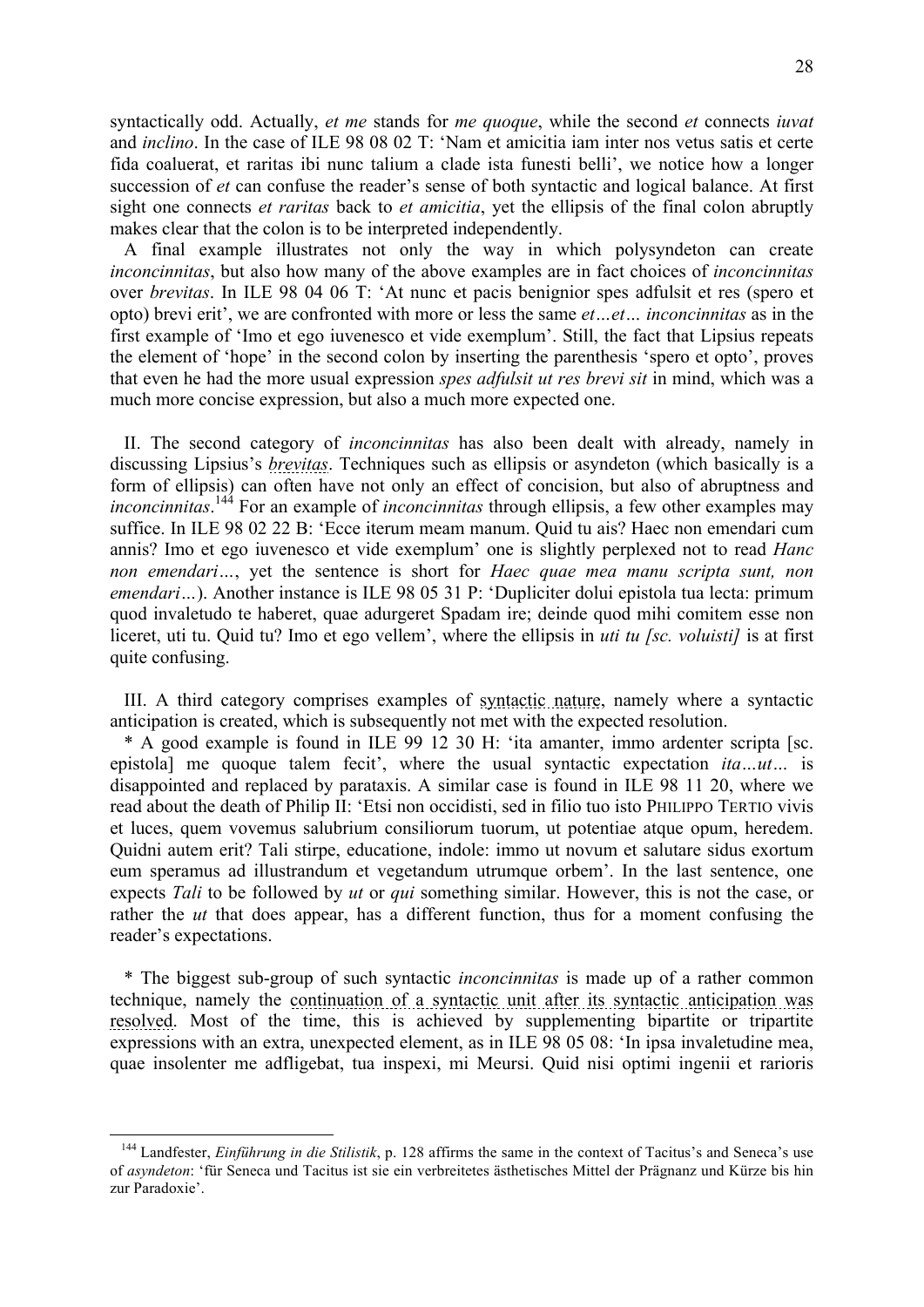syntactically odd. Actually, *et me* stands for *me quoque*, while the second *et* connects *iuvat* and *inclino*. In the case of ILE 98 08 02 T: 'Nam et amicitia iam inter nos vetus satis et certe fida coaluerat, et raritas ibi nunc talium a clade ista funesti belli', we notice how a longer succession of *et* can confuse the reader's sense of both syntactic and logical balance. At first sight one connects *et raritas* back to *et amicitia*, yet the ellipsis of the final colon abruptly makes clear that the colon is to be interpreted independently.

A final example illustrates not only the way in which polysyndeton can create *inconcinnitas*, but also how many of the above examples are in fact choices of *inconcinnitas* over *brevitas*. In ILE 98 04 06 T: 'At nunc et pacis benignior spes adfulsit et res (spero et opto) brevi erit', we are confronted with more or less the same *et…et… inconcinnitas* as in the first example of 'Imo et ego iuvenesco et vide exemplum'. Still, the fact that Lipsius repeats the element of 'hope' in the second colon by inserting the parenthesis 'spero et opto', proves that even he had the more usual expression *spes adfulsit ut res brevi sit* in mind, which was a much more concise expression, but also a much more expected one.

II. The second category of *inconcinnitas* has also been dealt with already, namely in discussing Lipsius's *brevitas*. Techniques such as ellipsis or asyndeton (which basically is a form of ellipsis) can often have not only an effect of concision, but also of abruptness and *inconcinnitas*.[144] For an example of *inconcinnitas* through ellipsis, a few other examples may suffice. In ILE 98 02 22 B: 'Ecce iterum meam manum. Quid tu ais? Haec non emendari cum annis? Imo et ego iuvenesco et vide exemplum' one is slightly perplexed not to read *Hanc non emendari…*, yet the sentence is short for *Haec quae mea manu scripta sunt, non emendari…*). Another instance is ILE 98 05 31 P: 'Dupliciter dolui epistola tua lecta: primum quod invaletudo te haberet, quae adurgeret Spadam ire; deinde quod mihi comitem esse non liceret, uti tu. Quid tu? Imo et ego vellem', where the ellipsis in *uti tu [sc. voluisti]* is at first quite confusing.

III. A third category comprises examples of syntactic nature, namely where a syntactic anticipation is created, which is subsequently not met with the expected resolution.

* A good example is found in ILE 99 12 30 H: 'ita amanter, immo ardenter scripta [sc. epistola] me quoque talem fecit', where the usual syntactic expectation *ita…ut…* is disappointed and replaced by parataxis. A similar case is found in ILE 98 11 20, where we read about the death of Philip II: 'Etsi non occidisti, sed in filio tuo isto PHILIPPO TERTIO vivis et luces, quem vovemus salubrium consiliorum tuorum, ut potentiae atque opum, heredem. Quidni autem erit? Tali stirpe, educatione, indole: immo ut novum et salutare sidus exortum eum speramus ad illustrandum et vegetandum utrumque orbem'. In the last sentence, one expects *Tali* to be followed by *ut* or *qui* something similar. However, this is not the case, or rather the *ut* that does appear, has a different function, thus for a moment confusing the reader's expectations.

* The biggest sub-group of such syntactic *inconcinnitas* is made up of a rather common technique, namely the continuation of a syntactic unit after its syntactic anticipation was resolved. Most of the time, this is achieved by supplementing bipartite or tripartite expressions with an extra, unexpected element, as in ILE 98 05 08: 'In ipsa invaletudine mea, quae insolenter me adfligebat, tua inspexi, mi Meursi. Quid nisi optimi ingenii et rarioris

[144] Landfester, *Einführung in die Stilistik*, p. 128 affirms the same in the context of Tacitus's and Seneca's use of *asyndeton*: 'für Seneca und Tacitus ist sie ein verbreitetes ästhetisches Mittel der Prägnanz und Kürze bis hin zur Paradoxie'.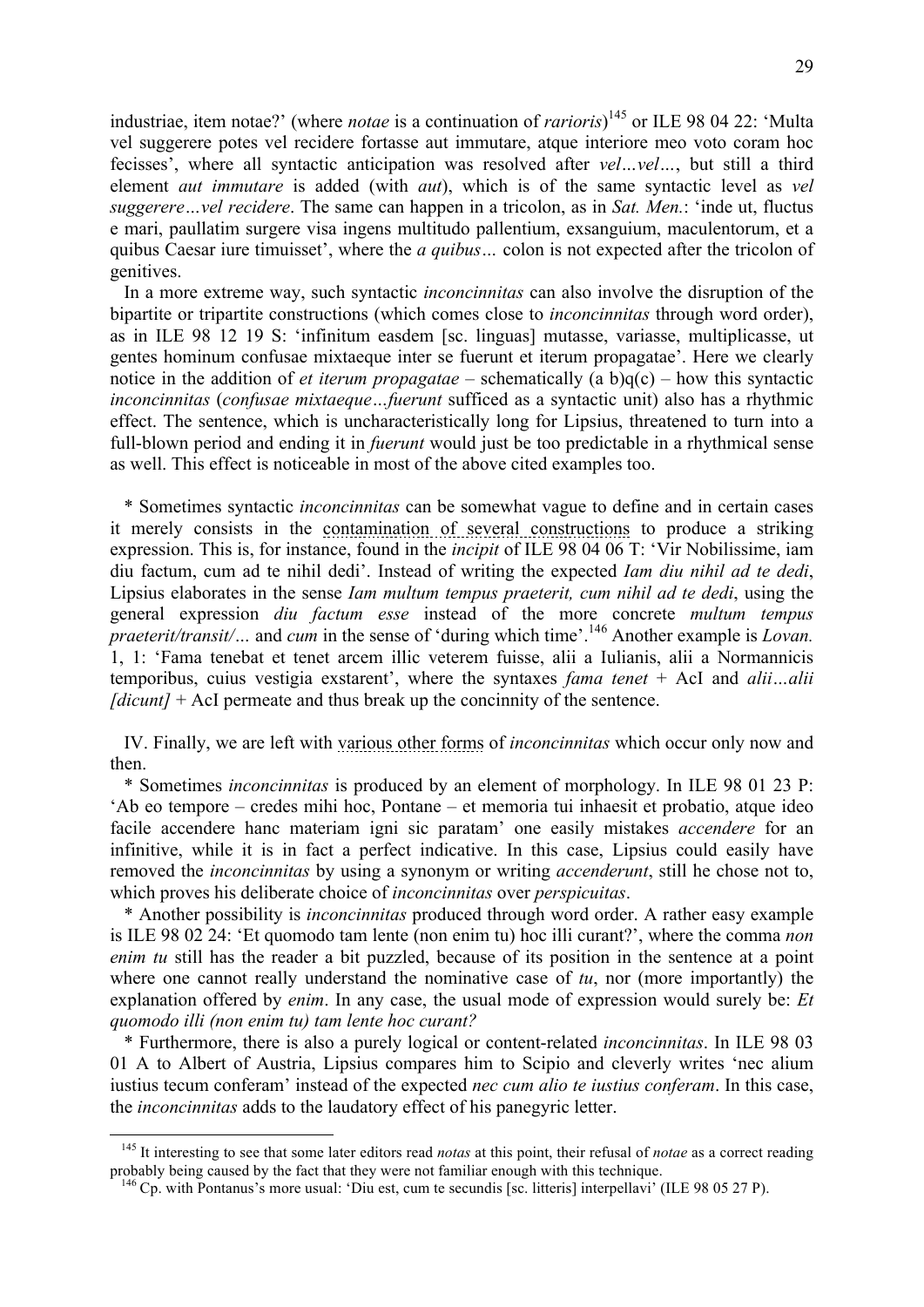industriae, item notae?' (where *notae* is a continuation of *rarioris*)[145] or ILE 98 04 22: 'Multa vel suggerere potes vel recidere fortasse aut immutare, atque interiore meo voto coram hoc fecisses', where all syntactic anticipation was resolved after *vel…vel…*, but still a third element *aut immutare* is added (with *aut*), which is of the same syntactic level as *vel suggerere…vel recidere*. The same can happen in a tricolon, as in *Sat. Men.*: 'inde ut, fluctus e mari, paullatim surgere visa ingens multitudo pallentium, exsanguium, maculentorum, et a quibus Caesar iure timuisset', where the *a quibus…* colon is not expected after the tricolon of genitives.

In a more extreme way, such syntactic *inconcinnitas* can also involve the disruption of the bipartite or tripartite constructions (which comes close to *inconcinnitas* through word order), as in ILE 98 12 19 S: 'infinitum easdem [sc. linguas] mutasse, variasse, multiplicasse, ut gentes hominum confusae mixtaeque inter se fuerunt et iterum propagatae'. Here we clearly notice in the addition of *et iterum propagatae* – schematically (a b)q(c) – how this syntactic *inconcinnitas* (*confusae mixtaeque…fuerunt* sufficed as a syntactic unit) also has a rhythmic effect. The sentence, which is uncharacteristically long for Lipsius, threatened to turn into a full-blown period and ending it in *fuerunt* would just be too predictable in a rhythmical sense as well. This effect is noticeable in most of the above cited examples too.

* Sometimes syntactic *inconcinnitas* can be somewhat vague to define and in certain cases it merely consists in the contamination of several constructions to produce a striking expression. This is, for instance, found in the *incipit* of ILE 98 04 06 T: 'Vir Nobilissime, iam diu factum, cum ad te nihil dedi'. Instead of writing the expected *Iam diu nihil ad te dedi*, Lipsius elaborates in the sense *Iam multum tempus praeterit, cum nihil ad te dedi*, using the general expression *diu factum esse* instead of the more concrete *multum tempus praeterit/transit/…* and *cum* in the sense of 'during which time'.[146] Another example is *Lovan.* 1, 1: 'Fama tenebat et tenet arcem illic veterem fuisse, alii a Iulianis, alii a Normannicis temporibus, cuius vestigia exstarent', where the syntaxes *fama tenet* + AcI and *alii…alii [dicunt]* + AcI permeate and thus break up the concinnity of the sentence.

IV. Finally, we are left with various other forms of *inconcinnitas* which occur only now and then.

* Sometimes *inconcinnitas* is produced by an element of morphology. In ILE 98 01 23 P: 'Ab eo tempore – credes mihi hoc, Pontane – et memoria tui inhaesit et probatio, atque ideo facile accendere hanc materiam igni sic paratam' one easily mistakes *accendere* for an infinitive, while it is in fact a perfect indicative. In this case, Lipsius could easily have removed the *inconcinnitas* by using a synonym or writing *accenderunt*, still he chose not to, which proves his deliberate choice of *inconcinnitas* over *perspicuitas*.

* Another possibility is *inconcinnitas* produced through word order. A rather easy example is ILE 98 02 24: 'Et quomodo tam lente (non enim tu) hoc illi curant?', where the comma *non enim tu* still has the reader a bit puzzled, because of its position in the sentence at a point where one cannot really understand the nominative case of *tu*, nor (more importantly) the explanation offered by *enim*. In any case, the usual mode of expression would surely be: *Et quomodo illi (non enim tu) tam lente hoc curant?*

* Furthermore, there is also a purely logical or content-related *inconcinnitas*. In ILE 98 03 01 A to Albert of Austria, Lipsius compares him to Scipio and cleverly writes 'nec alium iustius tecum conferam' instead of the expected *nec cum alio te iustius conferam*. In this case, the *inconcinnitas* adds to the laudatory effect of his panegyric letter.

---

[145] It interesting to see that some later editors read *notas* at this point, their refusal of *notae* as a correct reading probably being caused by the fact that they were not familiar enough with this technique.

[146] Cp. with Pontanus's more usual: 'Diu est, cum te secundis [sc. litteris] interpellavi' (ILE 98 05 27 P).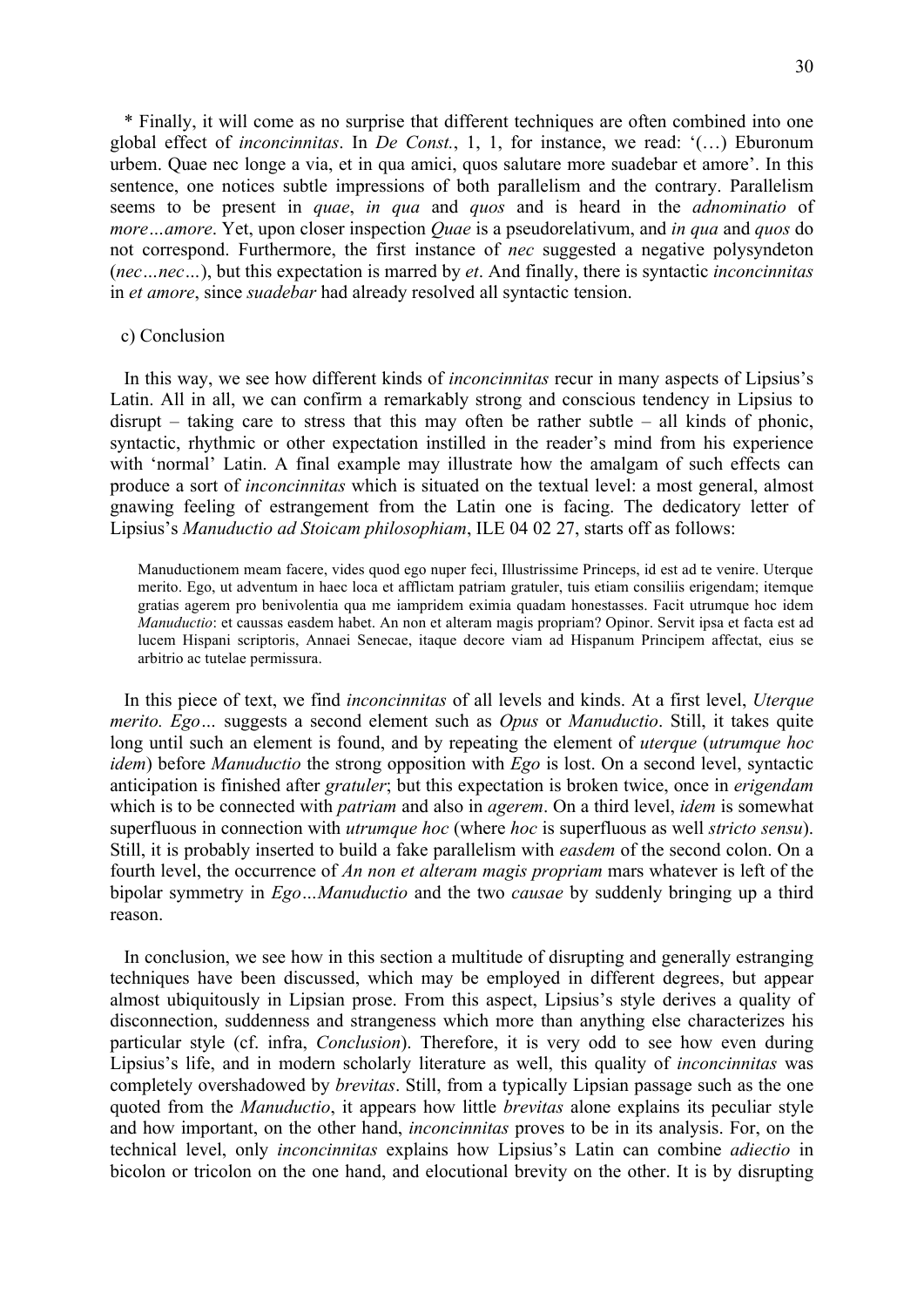\* Finally, it will come as no surprise that different techniques are often combined into one global effect of *inconcinnitas*. In *De Const.*, 1, 1, for instance, we read: '(…) Eburonum urbem. Quae nec longe a via, et in qua amici, quos salutare more suadebar et amore'. In this sentence, one notices subtle impressions of both parallelism and the contrary. Parallelism seems to be present in *quae*, *in qua* and *quos* and is heard in the *adnominatio* of *more…amore*. Yet, upon closer inspection *Quae* is a pseudorelativum, and *in qua* and *quos* do not correspond. Furthermore, the first instance of *nec* suggested a negative polysyndeton (*nec…nec…*), but this expectation is marred by *et*. And finally, there is syntactic *inconcinnitas* in *et amore*, since *suadebar* had already resolved all syntactic tension.

c) Conclusion

In this way, we see how different kinds of *inconcinnitas* recur in many aspects of Lipsius's Latin. All in all, we can confirm a remarkably strong and conscious tendency in Lipsius to disrupt – taking care to stress that this may often be rather subtle – all kinds of phonic, syntactic, rhythmic or other expectation instilled in the reader's mind from his experience with 'normal' Latin. A final example may illustrate how the amalgam of such effects can produce a sort of *inconcinnitas* which is situated on the textual level: a most general, almost gnawing feeling of estrangement from the Latin one is facing. The dedicatory letter of Lipsius's *Manuductio ad Stoicam philosophiam*, ILE 04 02 27, starts off as follows:

> Manuductionem meam facere, vides quod ego nuper feci, Illustrissime Princeps, id est ad te venire. Uterque merito. Ego, ut adventum in haec loca et afflictam patriam gratuler, tuis etiam consiliis erigendam; itemque gratias agerem pro benivolentia qua me iampridem eximia quadam honestasses. Facit utrumque hoc idem *Manuductio*: et caussas easdem habet. An non et alteram magis propriam? Opinor. Servit ipsa et facta est ad lucem Hispani scriptoris, Annaei Senecae, itaque decore viam ad Hispanum Principem affectat, eius se arbitrio ac tutelae permissura.

In this piece of text, we find *inconcinnitas* of all levels and kinds. At a first level, *Uterque merito. Ego…* suggests a second element such as *Opus* or *Manuductio*. Still, it takes quite long until such an element is found, and by repeating the element of *uterque* (*utrumque hoc idem*) before *Manuductio* the strong opposition with *Ego* is lost. On a second level, syntactic anticipation is finished after *gratuler*; but this expectation is broken twice, once in *erigendam* which is to be connected with *patriam* and also in *agerem*. On a third level, *idem* is somewhat superfluous in connection with *utrumque hoc* (where *hoc* is superfluous as well *stricto sensu*). Still, it is probably inserted to build a fake parallelism with *easdem* of the second colon. On a fourth level, the occurrence of *An non et alteram magis propriam* mars whatever is left of the bipolar symmetry in *Ego…Manuductio* and the two *causae* by suddenly bringing up a third reason.

In conclusion, we see how in this section a multitude of disrupting and generally estranging techniques have been discussed, which may be employed in different degrees, but appear almost ubiquitously in Lipsian prose. From this aspect, Lipsius's style derives a quality of disconnection, suddenness and strangeness which more than anything else characterizes his particular style (cf. infra, *Conclusion*). Therefore, it is very odd to see how even during Lipsius's life, and in modern scholarly literature as well, this quality of *inconcinnitas* was completely overshadowed by *brevitas*. Still, from a typically Lipsian passage such as the one quoted from the *Manuductio*, it appears how little *brevitas* alone explains its peculiar style and how important, on the other hand, *inconcinnitas* proves to be in its analysis. For, on the technical level, only *inconcinnitas* explains how Lipsius's Latin can combine *adiectio* in bicolon or tricolon on the one hand, and elocutional brevity on the other. It is by disrupting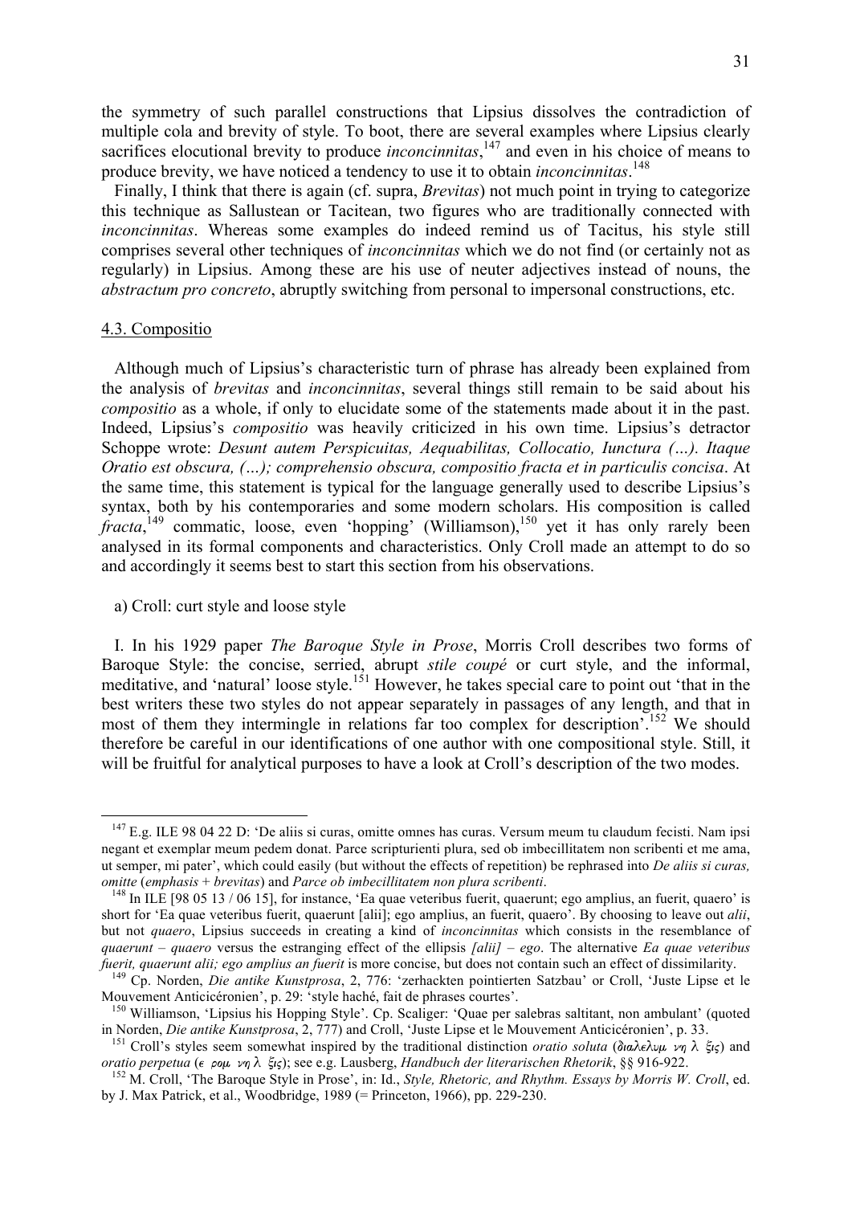the symmetry of such parallel constructions that Lipsius dissolves the contradiction of multiple cola and brevity of style. To boot, there are several examples where Lipsius clearly sacrifices elocutional brevity to produce *inconcinnitas*,[147] and even in his choice of means to produce brevity, we have noticed a tendency to use it to obtain *inconcinnitas*.[148]

Finally, I think that there is again (cf. supra, *Brevitas*) not much point in trying to categorize this technique as Sallustean or Tacitean, two figures who are traditionally connected with *inconcinnitas*. Whereas some examples do indeed remind us of Tacitus, his style still comprises several other techniques of *inconcinnitas* which we do not find (or certainly not as regularly) in Lipsius. Among these are his use of neuter adjectives instead of nouns, the *abstractum pro concreto*, abruptly switching from personal to impersonal constructions, etc.

## 4.3. Compositio

Although much of Lipsius's characteristic turn of phrase has already been explained from the analysis of *brevitas* and *inconcinnitas*, several things still remain to be said about his *compositio* as a whole, if only to elucidate some of the statements made about it in the past. Indeed, Lipsius's *compositio* was heavily criticized in his own time. Lipsius's detractor Schoppe wrote: *Desunt autem Perspicuitas, Aequabilitas, Collocatio, Iunctura (…). Itaque Oratio est obscura, (…); comprehensio obscura, compositio fracta et in particulis concisa*. At the same time, this statement is typical for the language generally used to describe Lipsius's syntax, both by his contemporaries and some modern scholars. His composition is called *fracta*,[149] commatic, loose, even 'hopping' (Williamson),[150] yet it has only rarely been analysed in its formal components and characteristics. Only Croll made an attempt to do so and accordingly it seems best to start this section from his observations.

### a) Croll: curt style and loose style

I. In his 1929 paper *The Baroque Style in Prose*, Morris Croll describes two forms of Baroque Style: the concise, serried, abrupt *stile coupé* or curt style, and the informal, meditative, and 'natural' loose style.[151] However, he takes special care to point out 'that in the best writers these two styles do not appear separately in passages of any length, and that in most of them they intermingle in relations far too complex for description'.[152] We should therefore be careful in our identifications of one author with one compositional style. Still, it will be fruitful for analytical purposes to have a look at Croll's description of the two modes.

---

[147] E.g. ILE 98 04 22 D: 'De aliis si curas, omitte omnes has curas. Versum meum tu claudum fecisti. Nam ipsi negant et exemplar meum pedem donat. Parce scripturienti plura, sed ob imbecillitatem non scribenti et me ama, ut semper, mi pater', which could easily (but without the effects of repetition) be rephrased into *De aliis si curas, omitte* (*emphasis* + *brevitas*) and *Parce ob imbecillitatem non plura scribenti*.

[148] In ILE [98 05 13 / 06 15], for instance, 'Ea quae veteribus fuerit, quaerunt; ego amplius, an fuerit, quaero' is short for 'Ea quae veteribus fuerit, quaerunt [alii]; ego amplius, an fuerit, quaero'. By choosing to leave out *alii*, but not *quaero*, Lipsius succeeds in creating a kind of *inconcinnitas* which consists in the resemblance of *quaerunt – quaero* versus the estranging effect of the ellipsis *[alii] – ego*. The alternative *Ea quae veteribus fuerit, quaerunt alii; ego amplius an fuerit* is more concise, but does not contain such an effect of dissimilarity.

[149] Cp. Norden, *Die antike Kunstprosa*, 2, 776: 'zerhackten pointierten Satzbau' or Croll, 'Juste Lipse et le Mouvement Anticicéronien', p. 29: 'style haché, fait de phrases courtes'.

[150] Williamson, 'Lipsius his Hopping Style'. Cp. Scaliger: 'Quae per salebras saltitant, non ambulant' (quoted in Norden, *Die antike Kunstprosa*, 2, 777) and Croll, 'Juste Lipse et le Mouvement Anticicéronien', p. 33.

[151] Croll's styles seem somewhat inspired by the traditional distinction *oratio soluta* (διαλελυμ νη λ ξις) and *oratio perpetua* (ε ρομ νη λ ξις); see e.g. Lausberg, *Handbuch der literarischen Rhetorik*, §§ 916-922.

[152] M. Croll, 'The Baroque Style in Prose', in: Id., *Style, Rhetoric, and Rhythm. Essays by Morris W. Croll*, ed. by J. Max Patrick, et al., Woodbridge, 1989 (= Princeton, 1966), pp. 229-230.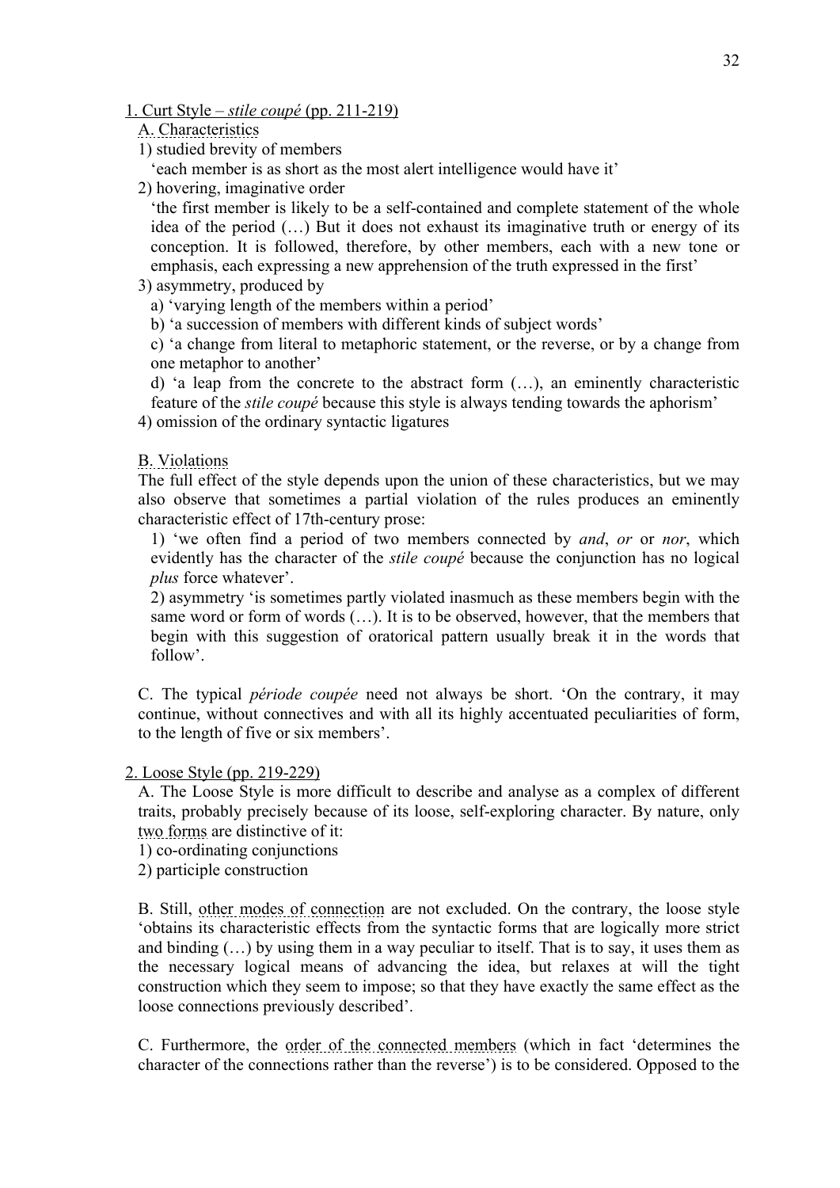1. Curt Style – *stile coupé* (pp. 211-219)

A. Characteristics

1) studied brevity of members

‘each member is as short as the most alert intelligence would have it’

2) hovering, imaginative order

‘the first member is likely to be a self-contained and complete statement of the whole idea of the period (…) But it does not exhaust its imaginative truth or energy of its conception. It is followed, therefore, by other members, each with a new tone or emphasis, each expressing a new apprehension of the truth expressed in the first’

3) asymmetry, produced by

a) ‘varying length of the members within a period’

b) ‘a succession of members with different kinds of subject words’

c) ‘a change from literal to metaphoric statement, or the reverse, or by a change from one metaphor to another’

d) ‘a leap from the concrete to the abstract form (…), an eminently characteristic feature of the *stile coupé* because this style is always tending towards the aphorism’

4) omission of the ordinary syntactic ligatures

B. Violations

The full effect of the style depends upon the union of these characteristics, but we may also observe that sometimes a partial violation of the rules produces an eminently characteristic effect of 17th-century prose:

1) ‘we often find a period of two members connected by *and*, *or* or *nor*, which evidently has the character of the *stile coupé* because the conjunction has no logical *plus* force whatever’.

2) asymmetry ‘is sometimes partly violated inasmuch as these members begin with the same word or form of words (…). It is to be observed, however, that the members that begin with this suggestion of oratorical pattern usually break it in the words that follow’.

C. The typical *période coupée* need not always be short. ‘On the contrary, it may continue, without connectives and with all its highly accentuated peculiarities of form, to the length of five or six members’.

2. Loose Style (pp. 219-229)

A. The Loose Style is more difficult to describe and analyse as a complex of different traits, probably precisely because of its loose, self-exploring character. By nature, only two forms are distinctive of it:

1) co-ordinating conjunctions

2) participle construction

B. Still, other modes of connection are not excluded. On the contrary, the loose style ‘obtains its characteristic effects from the syntactic forms that are logically more strict and binding (…) by using them in a way peculiar to itself. That is to say, it uses them as the necessary logical means of advancing the idea, but relaxes at will the tight construction which they seem to impose; so that they have exactly the same effect as the loose connections previously described’.

C. Furthermore, the order of the connected members (which in fact ‘determines the character of the connections rather than the reverse’) is to be considered. Opposed to the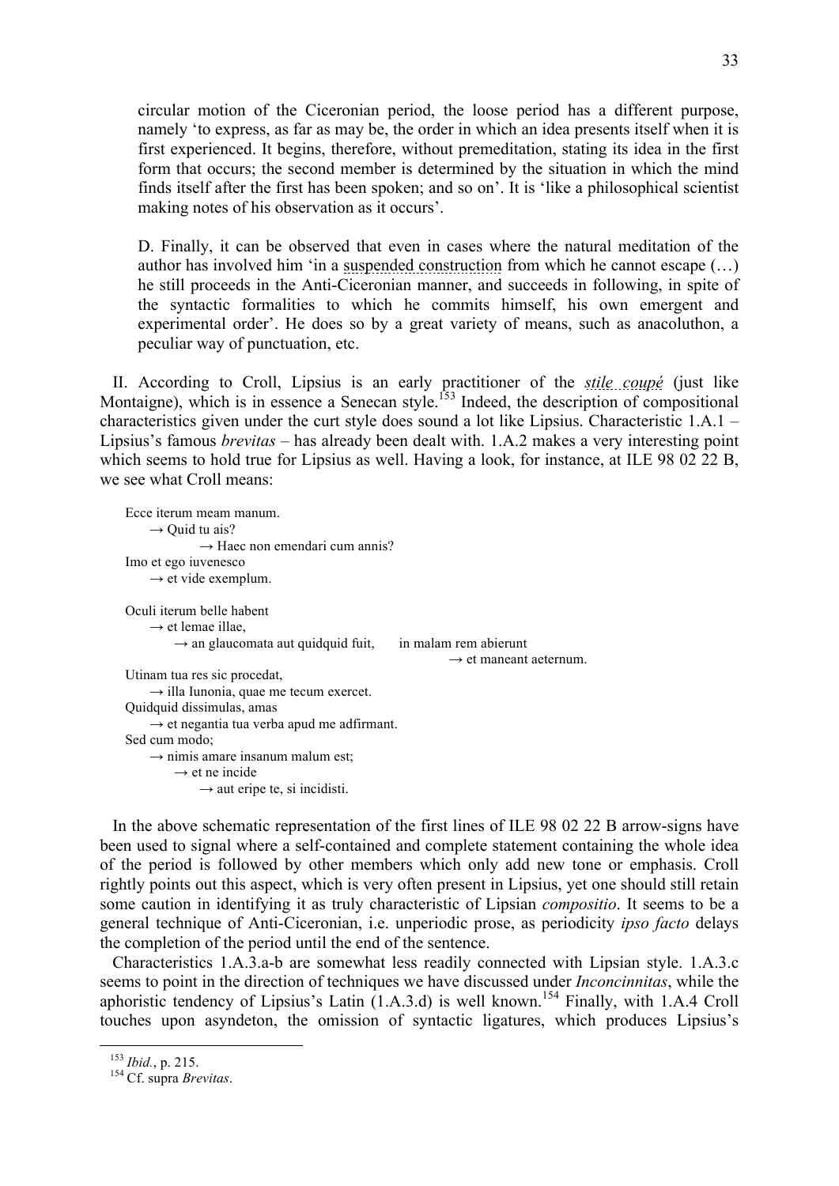circular motion of the Ciceronian period, the loose period has a different purpose, namely 'to express, as far as may be, the order in which an idea presents itself when it is first experienced. It begins, therefore, without premeditation, stating its idea in the first form that occurs; the second member is determined by the situation in which the mind finds itself after the first has been spoken; and so on'. It is 'like a philosophical scientist making notes of his observation as it occurs'.

> D. Finally, it can be observed that even in cases where the natural meditation of the author has involved him 'in a suspended construction from which he cannot escape (…) he still proceeds in the Anti-Ciceronian manner, and succeeds in following, in spite of the syntactic formalities to which he commits himself, his own emergent and experimental order'. He does so by a great variety of means, such as anacoluthon, a peculiar way of punctuation, etc.

II. According to Croll, Lipsius is an early practitioner of the *stile coupé* (just like Montaigne), which is in essence a Senecan style.[153] Indeed, the description of compositional characteristics given under the curt style does sound a lot like Lipsius. Characteristic 1.A.1 – Lipsius's famous *brevitas* – has already been dealt with. 1.A.2 makes a very interesting point which seems to hold true for Lipsius as well. Having a look, for instance, at ILE 98 02 22 B, we see what Croll means:

```
Ecce iterum meam manum.
    → Quid tu ais?
            → Haec non emendari cum annis?
Imo et ego iuvenesco
    → et vide exemplum.

Oculi iterum belle habent
    → et lemae illae,
        → an glaucomata aut quidquid fuit,      in malam rem abierunt
                                                        → et maneant aeternum.
Utinam tua res sic procedat,
    → illa Iunonia, quae me tecum exercet.
Quidquid dissimulas, amas
    → et negantia tua verba apud me adfirmant.
Sed cum modo;
    → nimis amare insanum malum est;
        → et ne incide
            → aut eripe te, si incidisti.
```

In the above schematic representation of the first lines of ILE 98 02 22 B arrow-signs have been used to signal where a self-contained and complete statement containing the whole idea of the period is followed by other members which only add new tone or emphasis. Croll rightly points out this aspect, which is very often present in Lipsius, yet one should still retain some caution in identifying it as truly characteristic of Lipsian *compositio*. It seems to be a general technique of Anti-Ciceronian, i.e. unperiodic prose, as periodicity *ipso facto* delays the completion of the period until the end of the sentence.

Characteristics 1.A.3.a-b are somewhat less readily connected with Lipsian style. 1.A.3.c seems to point in the direction of techniques we have discussed under *Inconcinnitas*, while the aphoristic tendency of Lipsius's Latin (1.A.3.d) is well known.[154] Finally, with 1.A.4 Croll touches upon asyndeton, the omission of syntactic ligatures, which produces Lipsius's

---

[153] *Ibid.*, p. 215.

[154] Cf. supra *Brevitas*.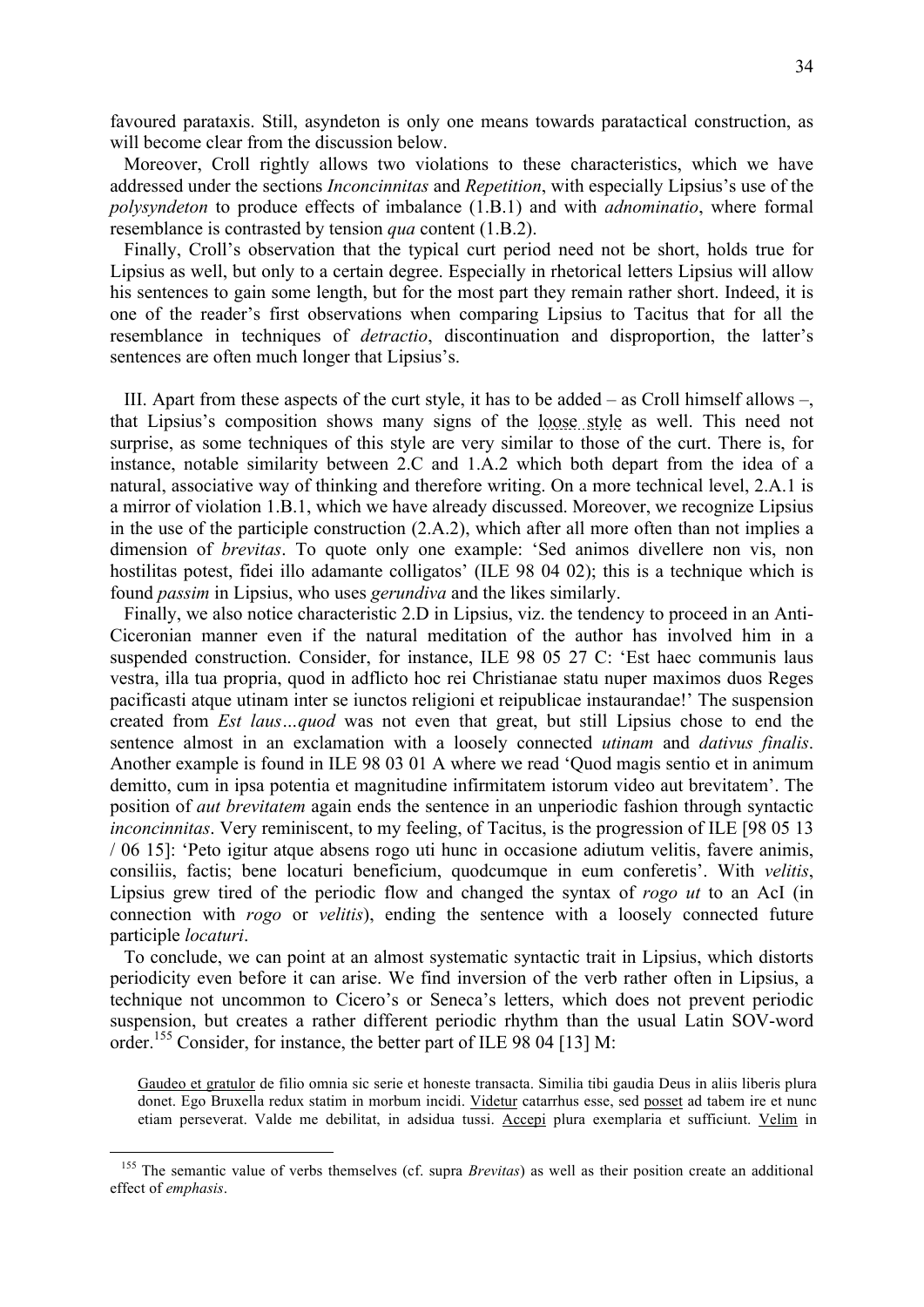favoured parataxis. Still, asyndeton is only one means towards paratactical construction, as will become clear from the discussion below.

Moreover, Croll rightly allows two violations to these characteristics, which we have addressed under the sections *Inconcinnitas* and *Repetition*, with especially Lipsius's use of the *polysyndeton* to produce effects of imbalance (1.B.1) and with *adnominatio*, where formal resemblance is contrasted by tension *qua* content (1.B.2).

Finally, Croll's observation that the typical curt period need not be short, holds true for Lipsius as well, but only to a certain degree. Especially in rhetorical letters Lipsius will allow his sentences to gain some length, but for the most part they remain rather short. Indeed, it is one of the reader's first observations when comparing Lipsius to Tacitus that for all the resemblance in techniques of *detractio*, discontinuation and disproportion, the latter's sentences are often much longer that Lipsius's.

III. Apart from these aspects of the curt style, it has to be added – as Croll himself allows –, that Lipsius's composition shows many signs of the loose style as well. This need not surprise, as some techniques of this style are very similar to those of the curt. There is, for instance, notable similarity between 2.C and 1.A.2 which both depart from the idea of a natural, associative way of thinking and therefore writing. On a more technical level, 2.A.1 is a mirror of violation 1.B.1, which we have already discussed. Moreover, we recognize Lipsius in the use of the participle construction (2.A.2), which after all more often than not implies a dimension of *brevitas*. To quote only one example: 'Sed animos divellere non vis, non hostilitas potest, fidei illo adamante colligatos' (ILE 98 04 02); this is a technique which is found *passim* in Lipsius, who uses *gerundiva* and the likes similarly.

Finally, we also notice characteristic 2.D in Lipsius, viz. the tendency to proceed in an Anti-Ciceronian manner even if the natural meditation of the author has involved him in a suspended construction. Consider, for instance, ILE 98 05 27 C: 'Est haec communis laus vestra, illa tua propria, quod in adflicto hoc rei Christianae statu nuper maximos duos Reges pacificasti atque utinam inter se iunctos religioni et reipublicae instaurandae!' The suspension created from *Est laus…quod* was not even that great, but still Lipsius chose to end the sentence almost in an exclamation with a loosely connected *utinam* and *dativus finalis*. Another example is found in ILE 98 03 01 A where we read 'Quod magis sentio et in animum demitto, cum in ipsa potentia et magnitudine infirmitatem istorum video aut brevitatem'. The position of *aut brevitatem* again ends the sentence in an unperiodic fashion through syntactic *inconcinnitas*. Very reminiscent, to my feeling, of Tacitus, is the progression of ILE [98 05 13 / 06 15]: 'Peto igitur atque absens rogo uti hunc in occasione adiutum velitis, favere animis, consiliis, factis; bene locaturi beneficium, quodcumque in eum conferetis'. With *velitis*, Lipsius grew tired of the periodic flow and changed the syntax of *rogo ut* to an AcI (in connection with *rogo* or *velitis*), ending the sentence with a loosely connected future participle *locaturi*.

To conclude, we can point at an almost systematic syntactic trait in Lipsius, which distorts periodicity even before it can arise. We find inversion of the verb rather often in Lipsius, a technique not uncommon to Cicero's or Seneca's letters, which does not prevent periodic suspension, but creates a rather different periodic rhythm than the usual Latin SOV-word order.[155] Consider, for instance, the better part of ILE 98 04 [13] M:

> Gaudeo et gratulor de filio omnia sic serie et honeste transacta. Similia tibi gaudia Deus in aliis liberis plura donet. Ego Bruxella redux statim in morbum incidi. Videtur catarrhus esse, sed posset ad tabem ire et nunc etiam perseverat. Valde me debilitat, in adsidua tussi. Accepi plura exemplaria et sufficiunt. Velim in

[155] The semantic value of verbs themselves (cf. supra *Brevitas*) as well as their position create an additional effect of *emphasis*.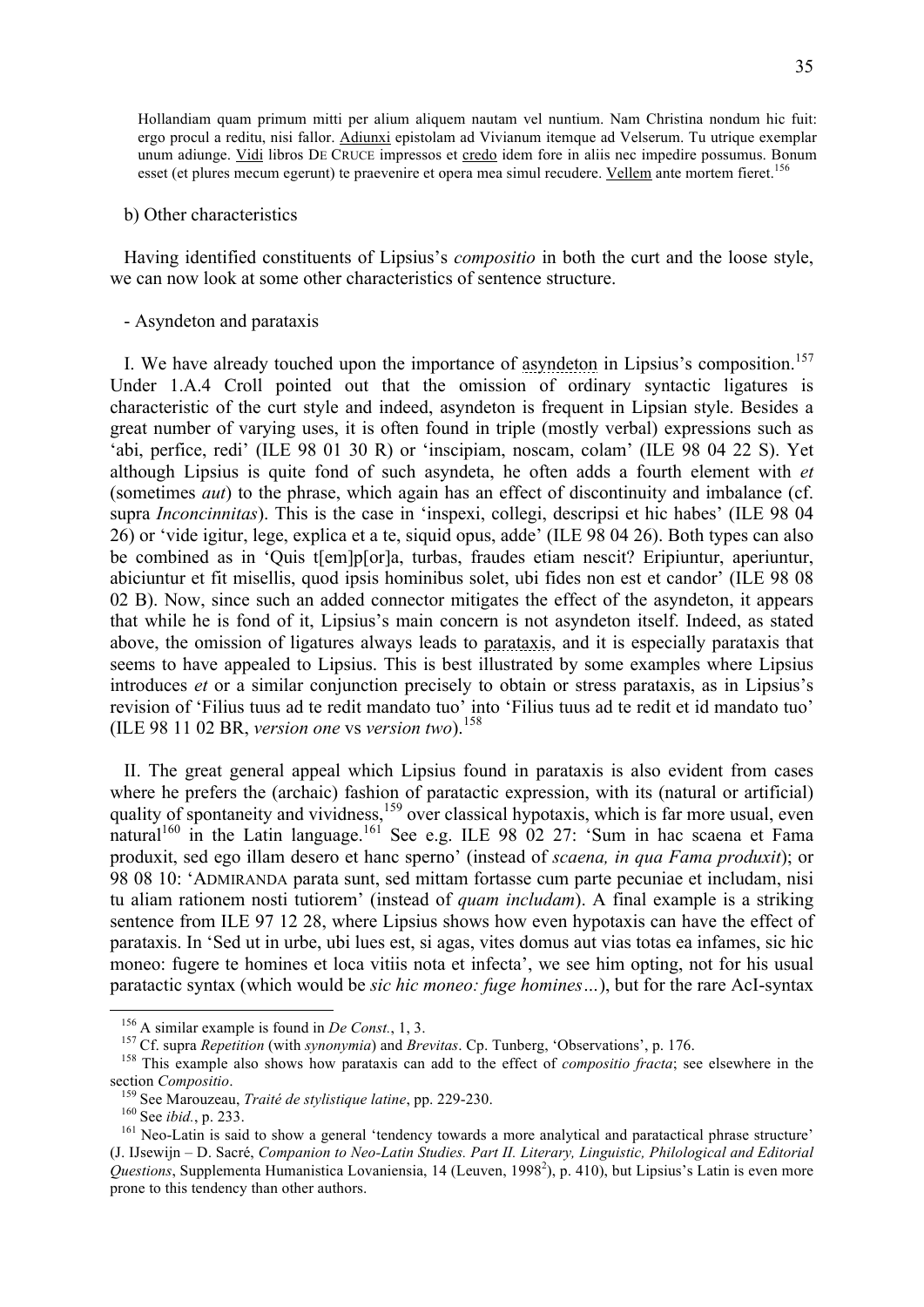Hollandiam quam primum mitti per alium aliquem nautam vel nuntium. Nam Christina nondum hic fuit: ergo procul a reditu, nisi fallor. Adiunxi epistolam ad Vivianum itemque ad Velserum. Tu utrique exemplar unum adiunge. Vidi libros DE CRUCE impressos et credo idem fore in aliis nec impedire possumus. Bonum esset (et plures mecum egerunt) te praevenire et opera mea simul recudere. Vellem ante mortem fieret.[156]

b) Other characteristics

Having identified constituents of Lipsius's *compositio* in both the curt and the loose style, we can now look at some other characteristics of sentence structure.

- Asyndeton and parataxis

I. We have already touched upon the importance of asyndeton in Lipsius's composition.[157] Under 1.A.4 Croll pointed out that the omission of ordinary syntactic ligatures is characteristic of the curt style and indeed, asyndeton is frequent in Lipsian style. Besides a great number of varying uses, it is often found in triple (mostly verbal) expressions such as 'abi, perfice, redi' (ILE 98 01 30 R) or 'inscipiam, noscam, colam' (ILE 98 04 22 S). Yet although Lipsius is quite fond of such asyndeta, he often adds a fourth element with *et* (sometimes *aut*) to the phrase, which again has an effect of discontinuity and imbalance (cf. supra *Inconcinnitas*). This is the case in 'inspexi, collegi, descripsi et hic habes' (ILE 98 04 26) or 'vide igitur, lege, explica et a te, siquid opus, adde' (ILE 98 04 26). Both types can also be combined as in 'Quis t[em]p[or]a, turbas, fraudes etiam nescit? Eripiuntur, aperiuntur, abiciuntur et fit misellis, quod ipsis hominibus solet, ubi fides non est et candor' (ILE 98 08 02 B). Now, since such an added connector mitigates the effect of the asyndeton, it appears that while he is fond of it, Lipsius's main concern is not asyndeton itself. Indeed, as stated above, the omission of ligatures always leads to parataxis, and it is especially parataxis that seems to have appealed to Lipsius. This is best illustrated by some examples where Lipsius introduces *et* or a similar conjunction precisely to obtain or stress parataxis, as in Lipsius's revision of 'Filius tuus ad te redit mandato tuo' into 'Filius tuus ad te redit et id mandato tuo' (ILE 98 11 02 BR, *version one* vs *version two*).[158]

II. The great general appeal which Lipsius found in parataxis is also evident from cases where he prefers the (archaic) fashion of paratactic expression, with its (natural or artificial) quality of spontaneity and vividness,[159] over classical hypotaxis, which is far more usual, even natural[160] in the Latin language.[161] See e.g. ILE 98 02 27: 'Sum in hac scaena et Fama produxit, sed ego illam desero et hanc sperno' (instead of *scaena, in qua Fama produxit*); or 98 08 10: 'ADMIRANDA parata sunt, sed mittam fortasse cum parte pecuniae et includam, nisi tu aliam rationem nosti tutiorem' (instead of *quam includam*). A final example is a striking sentence from ILE 97 12 28, where Lipsius shows how even hypotaxis can have the effect of parataxis. In 'Sed ut in urbe, ubi lues est, si agas, vites domus aut vias totas ea infames, sic hic moneo: fugere te homines et loca vitiis nota et infecta', we see him opting, not for his usual paratactic syntax (which would be *sic hic moneo: fuge homines…*), but for the rare AcI-syntax

---

[156] A similar example is found in *De Const.*, 1, 3.

[157] Cf. supra *Repetition* (with *synonymia*) and *Brevitas*. Cp. Tunberg, 'Observations', p. 176.

[158] This example also shows how parataxis can add to the effect of *compositio fracta*; see elsewhere in the section *Compositio*.

[159] See Marouzeau, *Traité de stylistique latine*, pp. 229-230.

[160] See *ibid.*, p. 233.

[161] Neo-Latin is said to show a general 'tendency towards a more analytical and paratactical phrase structure' (J. IJsewijn – D. Sacré, *Companion to Neo-Latin Studies. Part II. Literary, Linguistic, Philological and Editorial Questions*, Supplementa Humanistica Lovaniensia, 14 (Leuven, 1998$^2$), p. 410), but Lipsius's Latin is even more prone to this tendency than other authors.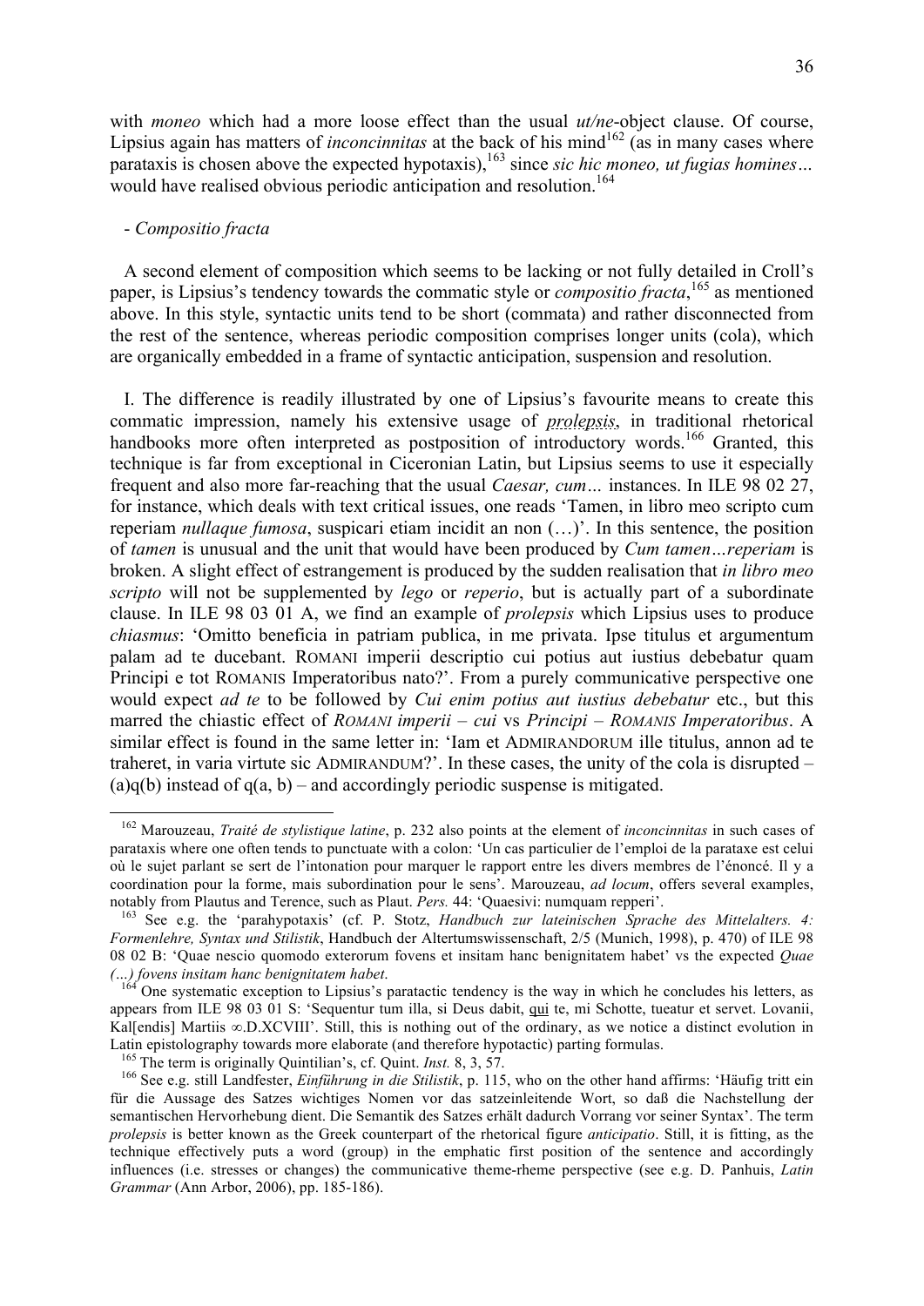with *moneo* which had a more loose effect than the usual *ut/ne*-object clause. Of course, Lipsius again has matters of *inconcinnitas* at the back of his mind[162] (as in many cases where parataxis is chosen above the expected hypotaxis),[163] since *sic hic moneo, ut fugias homines…* would have realised obvious periodic anticipation and resolution.[164]

- *Compositio fracta*

A second element of composition which seems to be lacking or not fully detailed in Croll's paper, is Lipsius's tendency towards the commatic style or *compositio fracta*,[165] as mentioned above. In this style, syntactic units tend to be short (commata) and rather disconnected from the rest of the sentence, whereas periodic composition comprises longer units (cola), which are organically embedded in a frame of syntactic anticipation, suspension and resolution.

I. The difference is readily illustrated by one of Lipsius's favourite means to create this commatic impression, namely his extensive usage of *prolepsis*, in traditional rhetorical handbooks more often interpreted as postposition of introductory words.[166] Granted, this technique is far from exceptional in Ciceronian Latin, but Lipsius seems to use it especially frequent and also more far-reaching that the usual *Caesar, cum…* instances. In ILE 98 02 27, for instance, which deals with text critical issues, one reads 'Tamen, in libro meo scripto cum reperiam *nullaque fumosa*, suspicari etiam incidit an non (…)'. In this sentence, the position of *tamen* is unusual and the unit that would have been produced by *Cum tamen…reperiam* is broken. A slight effect of estrangement is produced by the sudden realisation that *in libro meo scripto* will not be supplemented by *lego* or *reperio*, but is actually part of a subordinate clause. In ILE 98 03 01 A, we find an example of *prolepsis* which Lipsius uses to produce *chiasmus*: 'Omitto beneficia in patriam publica, in me privata. Ipse titulus et argumentum palam ad te ducebant. ROMANI imperii descriptio cui potius aut iustius debebatur quam Principi e tot ROMANIS Imperatoribus nato?'. From a purely communicative perspective one would expect *ad te* to be followed by *Cui enim potius aut iustius debebatur* etc., but this marred the chiastic effect of *ROMANI imperii* – *cui* vs *Principi* – *ROMANIS Imperatoribus*. A similar effect is found in the same letter in: 'Iam et ADMIRANDORUM ille titulus, annon ad te traheret, in varia virtute sic ADMIRANDUM?'. In these cases, the unity of the cola is disrupted – (a)q(b) instead of q(a, b) – and accordingly periodic suspense is mitigated.

---

[162] Marouzeau, *Traité de stylistique latine*, p. 232 also points at the element of *inconcinnitas* in such cases of parataxis where one often tends to punctuate with a colon: 'Un cas particulier de l'emploi de la parataxe est celui où le sujet parlant se sert de l'intonation pour marquer le rapport entre les divers membres de l'énoncé. Il y a coordination pour la forme, mais subordination pour le sens'. Marouzeau, *ad locum*, offers several examples, notably from Plautus and Terence, such as Plaut. *Pers.* 44: 'Quaesivi: numquam repperi'.

[163] See e.g. the 'parahypotaxis' (cf. P. Stotz, *Handbuch zur lateinischen Sprache des Mittelalters. 4: Formenlehre, Syntax und Stilistik*, Handbuch der Altertumswissenschaft, 2/5 (Munich, 1998), p. 470) of ILE 98 08 02 B: 'Quae nescio quomodo exterorum fovens et insitam hanc benignitatem habet' vs the expected *Quae (…) fovens insitam hanc benignitatem habet*.

[164] One systematic exception to Lipsius's paratactic tendency is the way in which he concludes his letters, as appears from ILE 98 03 01 S: 'Sequentur tum illa, si Deus dabit, qui te, mi Schotte, tueatur et servet. Lovanii, Kal[endis] Martiis ∞.D.XCVIII'. Still, this is nothing out of the ordinary, as we notice a distinct evolution in Latin epistolography towards more elaborate (and therefore hypotactic) parting formulas.

[165] The term is originally Quintilian's, cf. Quint. *Inst.* 8, 3, 57.

[166] See e.g. still Landfester, *Einführung in die Stilistik*, p. 115, who on the other hand affirms: 'Häufig tritt ein für die Aussage des Satzes wichtiges Nomen vor das satzeinleitende Wort, so daß die Nachstellung der semantischen Hervorhebung dient. Die Semantik des Satzes erhält dadurch Vorrang vor seiner Syntax'. The term *prolepsis* is better known as the Greek counterpart of the rhetorical figure *anticipatio*. Still, it is fitting, as the technique effectively puts a word (group) in the emphatic first position of the sentence and accordingly influences (i.e. stresses or changes) the communicative theme-rheme perspective (see e.g. D. Panhuis, *Latin Grammar* (Ann Arbor, 2006), pp. 185-186).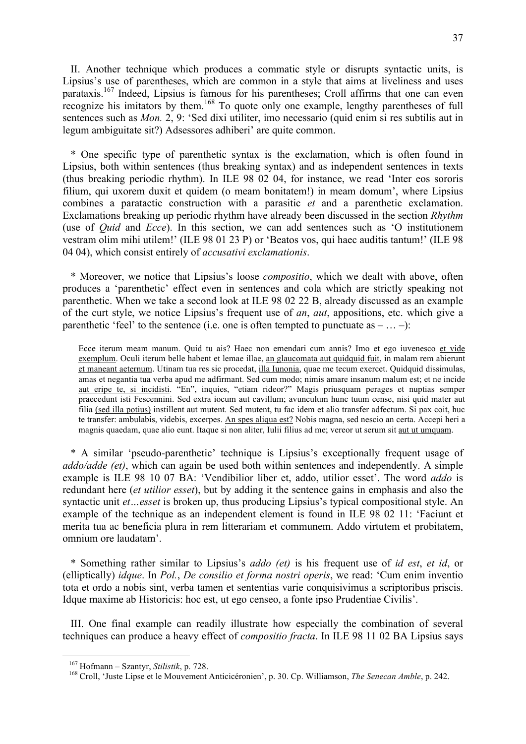II. Another technique which produces a commatic style or disrupts syntactic units, is Lipsius's use of parentheses, which are common in a style that aims at liveliness and uses parataxis.[167] Indeed, Lipsius is famous for his parentheses; Croll affirms that one can even recognize his imitators by them.[168] To quote only one example, lengthy parentheses of full sentences such as *Mon.* 2, 9: 'Sed dixi utiliter, imo necessario (quid enim si res subtilis aut in legum ambiguitate sit?) Adsessores adhiberi' are quite common.

\* One specific type of parenthetic syntax is the exclamation, which is often found in Lipsius, both within sentences (thus breaking syntax) and as independent sentences in texts (thus breaking periodic rhythm). In ILE 98 02 04, for instance, we read 'Inter eos sororis filium, qui uxorem duxit et quidem (o meam bonitatem!) in meam domum', where Lipsius combines a paratactic construction with a parasitic *et* and a parenthetic exclamation. Exclamations breaking up periodic rhythm have already been discussed in the section *Rhythm* (use of *Quid* and *Ecce*). In this section, we can add sentences such as 'O institutionem vestram olim mihi utilem!' (ILE 98 01 23 P) or 'Beatos vos, qui haec auditis tantum!' (ILE 98 04 04), which consist entirely of *accusativi exclamationis*.

\* Moreover, we notice that Lipsius's loose *compositio*, which we dealt with above, often produces a 'parenthetic' effect even in sentences and cola which are strictly speaking not parenthetic. When we take a second look at ILE 98 02 22 B, already discussed as an example of the curt style, we notice Lipsius's frequent use of *an*, *aut*, appositions, etc. which give a parenthetic 'feel' to the sentence (i.e. one is often tempted to punctuate as – … –):

> Ecce iterum meam manum. Quid tu ais? Haec non emendari cum annis? Imo et ego iuvenesco <u>et vide exemplum</u>. Oculi iterum belle habent et lemae illae, <u>an glaucomata aut quidquid fuit</u>, in malam rem abierunt <u>et maneant aeternum</u>. Utinam tua res sic procedat, <u>illa Iunonia</u>, quae me tecum exercet. Quidquid dissimulas, amas et negantia tua verba apud me adfirmant. Sed cum modo; nimis amare insanum malum est; et ne incide <u>aut eripe te, si incidisti</u>. "En", inquies, "etiam rideor?" Magis priusquam peragas et nuptias semper praecedunt isti Fescennini. Sed extra iocum aut cavillum; avunculum hunc tuum cense, nisi quid mater aut filia <u>(sed illa potius)</u> instillent aut mutent. Sed mutent, tu fac idem et alio transfer adfectum. Si pax coit, huc te transfer: ambulabis, videbis, excerpes. <u>An spes aliqua est?</u> Nobis magna, sed nescio an certa. Accepi heri a magnis quaedam, quae alio eunt. Itaque si non aliter, Iulii filius ad me; vereor ut serum sit <u>aut ut umquam</u>.

\* A similar 'pseudo-parenthetic' technique is Lipsius's exceptionally frequent usage of *addo/adde (et)*, which can again be used both within sentences and independently. A simple example is ILE 98 10 07 BA: 'Vendibilior liber et, addo, utilior esset'. The word *addo* is redundant here (*et utilior esset*), but by adding it the sentence gains in emphasis and also the syntactic unit *et…esset* is broken up, thus producing Lipsius's typical compositional style. An example of the technique as an independent element is found in ILE 98 02 11: 'Faciunt et merita tua ac beneficia plura in rem litterariam et communem. Addo virtutem et probitatem, omnium ore laudatam'.

\* Something rather similar to Lipsius's *addo (et)* is his frequent use of *id est*, *et id*, or (elliptically) *idque*. In *Pol.*, *De consilio et forma nostri operis*, we read: 'Cum enim inventio tota et ordo a nobis sint, verba tamen et sententias varie conquisivimus a scriptoribus priscis. Idque maxime ab Historicis: hoc est, ut ego censeo, a fonte ipso Prudentiae Civilis'.

III. One final example can readily illustrate how especially the combination of several techniques can produce a heavy effect of *compositio fracta*. In ILE 98 11 02 BA Lipsius says

---

[167] Hofmann – Szantyr, *Stilistik*, p. 728.

[168] Croll, 'Juste Lipse et le Mouvement Anticicéronien', p. 30. Cp. Williamson, *The Senecan Amble*, p. 242.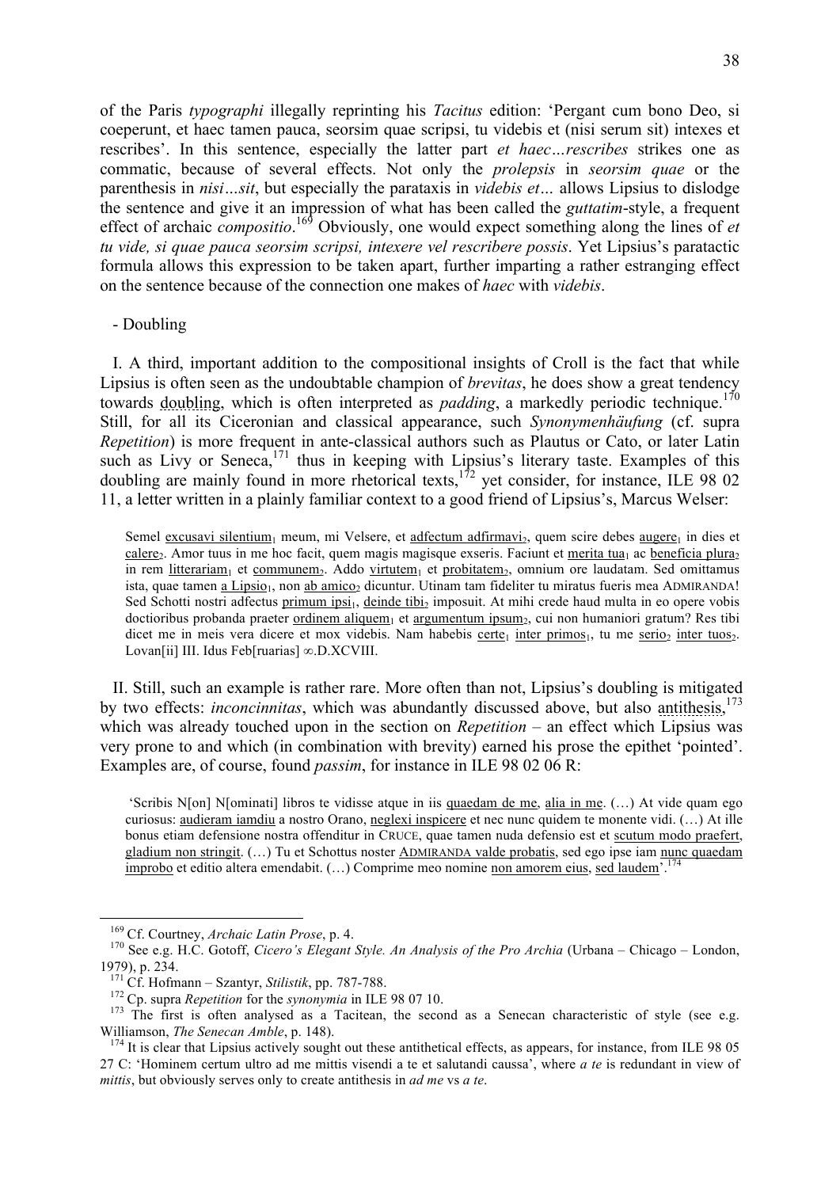of the Paris *typographi* illegally reprinting his *Tacitus* edition: 'Pergant cum bono Deo, si coeperunt, et haec tamen pauca, seorsim quae scripsi, tu videbis et (nisi serum sit) intexes et rescribes'. In this sentence, especially the latter part *et haec…rescribes* strikes one as commatic, because of several effects. Not only the *prolepsis* in *seorsim quae* or the parenthesis in *nisi…sit*, but especially the parataxis in *videbis et…* allows Lipsius to dislodge the sentence and give it an impression of what has been called the *guttatim*-style, a frequent effect of archaic *compositio*.[169] Obviously, one would expect something along the lines of *et tu vide, si quae pauca seorsim scripsi, intexere vel rescribere possis*. Yet Lipsius's paratactic formula allows this expression to be taken apart, further imparting a rather estranging effect on the sentence because of the connection one makes of *haec* with *videbis*.

- Doubling

I. A third, important addition to the compositional insights of Croll is the fact that while Lipsius is often seen as the undoubtable champion of *brevitas*, he does show a great tendency towards doubling, which is often interpreted as *padding*, a markedly periodic technique.[170] Still, for all its Ciceronian and classical appearance, such *Synonymenhäufung* (cf. supra *Repetition*) is more frequent in ante-classical authors such as Plautus or Cato, or later Latin such as Livy or Seneca,[171] thus in keeping with Lipsius's literary taste. Examples of this doubling are mainly found in more rhetorical texts,[172] yet consider, for instance, ILE 98 02 11, a letter written in a plainly familiar context to a good friend of Lipsius's, Marcus Welser:

> Semel excusavi silentium$_1$ meum, mi Velsere, et adfectum adfirmavi$_2$, quem scire debes augere$_1$ in dies et calere$_2$. Amor tuus in me hoc facit, quem magis magisque exseris. Faciunt et merita tua$_1$ ac beneficia plura$_2$ in rem litterariam$_1$ et communem$_2$. Addo virtutem$_1$ et probitatem$_2$, omnium ore laudatam. Sed omittamus ista, quae tamen a Lipsio$_1$, non ab amico$_2$ dicuntur. Utinam tam fideliter tu miratus fueris mea ADMIRANDA! Sed Schotti nostri adfectus primum ipsi$_1$, deinde tibi$_2$ imposuit. At mihi crede haud multa in eo opere vobis doctioribus probanda praeter ordinem aliquem$_1$ et argumentum ipsum$_2$, cui non humaniori gratum? Res tibi dicet me in meis vera dicere et mox videbis. Nam habebis certe$_1$ inter primos$_1$, tu me serio$_2$ inter tuos$_2$. Lovan[ii] III. Idus Feb[ruarias] ∞.D.XCVIII.

II. Still, such an example is rather rare. More often than not, Lipsius's doubling is mitigated by two effects: *inconcinnitas*, which was abundantly discussed above, but also antithesis,[173] which was already touched upon in the section on *Repetition* – an effect which Lipsius was very prone to and which (in combination with brevity) earned his prose the epithet 'pointed'. Examples are, of course, found *passim*, for instance in ILE 98 02 06 R:

> 'Scribis N[on] N[ominati] libros te vidisse atque in iis quaedam de me, alia in me. (…) At vide quam ego curiosus: audieram iamdiu a nostro Orano, neglexi inspicere et nec nunc quidem te monente vidi. (…) At ille bonus etiam defensione nostra offenditur in CRUCE, quae tamen nuda defensio est et scutum modo praefert, gladium non stringit. (…) Tu et Schottus noster ADMIRANDA valde probatis, sed ego ipse iam nunc quaedam improbo et editio altera emendabit. (…) Comprime meo nomine non amorem eius, sed laudem'.[174]

---

[169] Cf. Courtney, *Archaic Latin Prose*, p. 4.

[170] See e.g. H.C. Gotoff, *Cicero's Elegant Style. An Analysis of the Pro Archia* (Urbana – Chicago – London, 1979), p. 234.

[171] Cf. Hofmann – Szantyr, *Stilistik*, pp. 787-788.

[172] Cp. supra *Repetition* for the *synonymia* in ILE 98 07 10.

[173] The first is often analysed as a Tacitean, the second as a Senecan characteristic of style (see e.g. Williamson, *The Senecan Amble*, p. 148).

[174] It is clear that Lipsius actively sought out these antithetical effects, as appears, for instance, from ILE 98 05 27 C: 'Hominem certum ultro ad me mittis visendi a te et salutandi caussa', where *a te* is redundant in view of *mittis*, but obviously serves only to create antithesis in *ad me* vs *a te*.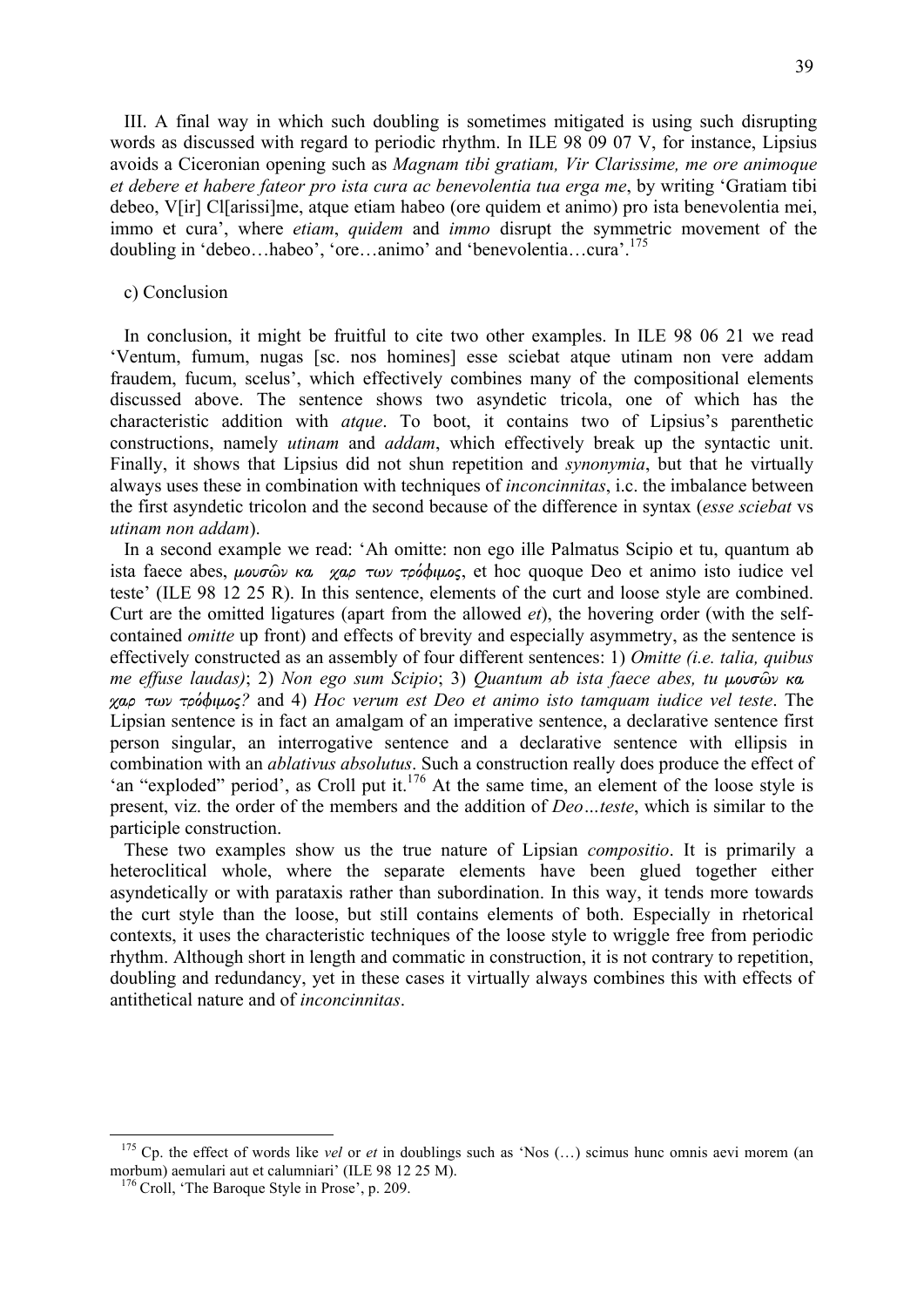III. A final way in which such doubling is sometimes mitigated is using such disrupting words as discussed with regard to periodic rhythm. In ILE 98 09 07 V, for instance, Lipsius avoids a Ciceronian opening such as *Magnam tibi gratiam, Vir Clarissime, me ore animoque et debere et habere fateor pro ista cura ac benevolentia tua erga me*, by writing 'Gratiam tibi debeo, V[ir] Cl[arissi]me, atque etiam habeo (ore quidem et animo) pro ista benevolentia mei, immo et cura', where *etiam*, *quidem* and *immo* disrupt the symmetric movement of the doubling in 'debeo…habeo', 'ore…animo' and 'benevolentia…cura'.[175]

c) Conclusion

In conclusion, it might be fruitful to cite two other examples. In ILE 98 06 21 we read 'Ventum, fumum, nugas [sc. nos homines] esse sciebat atque utinam non vere addam fraudem, fucum, scelus', which effectively combines many of the compositional elements discussed above. The sentence shows two asyndetic tricola, one of which has the characteristic addition with *atque*. To boot, it contains two of Lipsius's parenthetic constructions, namely *utinam* and *addam*, which effectively break up the syntactic unit. Finally, it shows that Lipsius did not shun repetition and *synonymia*, but that he virtually always uses these in combination with techniques of *inconcinnitas*, i.c. the imbalance between the first asyndetic tricolon and the second because of the difference in syntax (*esse sciebat* vs *utinam non addam*).

In a second example we read: 'Ah omitte: non ego ille Palmatus Scipio et tu, quantum ab ista faece abes, μουσῶν και χαρ των τρόφιμος, et hoc quoque Deo et animo isto iudice vel teste' (ILE 98 12 25 R). In this sentence, elements of the curt and loose style are combined. Curt are the omitted ligatures (apart from the allowed *et*), the hovering order (with the self-contained *omitte* up front) and effects of brevity and especially asymmetry, as the sentence is effectively constructed as an assembly of four different sentences: 1) *Omitte (i.e. talia, quibus me effuse laudas)*; 2) *Non ego sum Scipio*; 3) *Quantum ab ista faece abes, tu μουσῶν και χαρ των τρόφιμος?* and 4) *Hoc verum est Deo et animo isto tamquam iudice vel teste*. The Lipsian sentence is in fact an amalgam of an imperative sentence, a declarative sentence first person singular, an interrogative sentence and a declarative sentence with ellipsis in combination with an *ablativus absolutus*. Such a construction really does produce the effect of 'an "exploded" period', as Croll put it.[176] At the same time, an element of the loose style is present, viz. the order of the members and the addition of *Deo…teste*, which is similar to the participle construction.

These two examples show us the true nature of Lipsian *compositio*. It is primarily a heteroclitical whole, where the separate elements have been glued together either asyndetically or with parataxis rather than subordination. In this way, it tends more towards the curt style than the loose, but still contains elements of both. Especially in rhetorical contexts, it uses the characteristic techniques of the loose style to wriggle free from periodic rhythm. Although short in length and commatic in construction, it is not contrary to repetition, doubling and redundancy, yet in these cases it virtually always combines this with effects of antithetical nature and of *inconcinnitas*.

---

[175] Cp. the effect of words like *vel* or *et* in doublings such as 'Nos (…) scimus hunc omnis aevi morem (an morbum) aemulari aut et calumniari' (ILE 98 12 25 M).

[176] Croll, 'The Baroque Style in Prose', p. 209.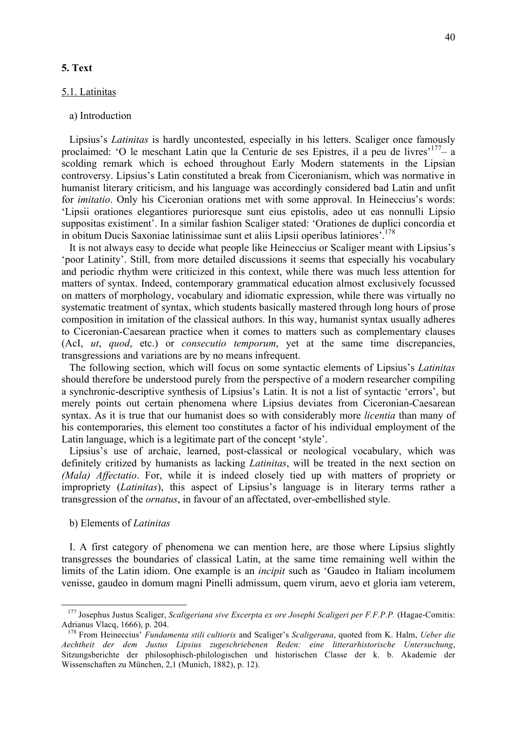## 5. Text

### 5.1. Latinitas

a) Introduction

Lipsius's *Latinitas* is hardly uncontested, especially in his letters. Scaliger once famously proclaimed: 'O le meschant Latin que la Centurie de ses Epistres, il a peu de livres'[177]– a scolding remark which is echoed throughout Early Modern statements in the Lipsian controversy. Lipsius's Latin constituted a break from Ciceronianism, which was normative in humanist literary criticism, and his language was accordingly considered bad Latin and unfit for *imitatio*. Only his Ciceronian orations met with some approval. In Heineccius's words: 'Lipsii orationes elegantiores purioresque sunt eius epistolis, adeo ut eas nonnulli Lipsio suppositas existiment'. In a similar fashion Scaliger stated: 'Orationes de duplici concordia et in obitum Ducis Saxoniae latinissimae sunt et aliis Lipsii operibus latiniores'.[178]

It is not always easy to decide what people like Heineccius or Scaliger meant with Lipsius's 'poor Latinity'. Still, from more detailed discussions it seems that especially his vocabulary and periodic rhythm were criticized in this context, while there was much less attention for matters of syntax. Indeed, contemporary grammatical education almost exclusively focussed on matters of morphology, vocabulary and idiomatic expression, while there was virtually no systematic treatment of syntax, which students basically mastered through long hours of prose composition in imitation of the classical authors. In this way, humanist syntax usually adheres to Ciceronian-Caesarean practice when it comes to matters such as complementary clauses (AcI, *ut*, *quod*, etc.) or *consecutio temporum*, yet at the same time discrepancies, transgressions and variations are by no means infrequent.

The following section, which will focus on some syntactic elements of Lipsius's *Latinitas* should therefore be understood purely from the perspective of a modern researcher compiling a synchronic-descriptive synthesis of Lipsius's Latin. It is not a list of syntactic 'errors', but merely points out certain phenomena where Lipsius deviates from Ciceronian-Caesarean syntax. As it is true that our humanist does so with considerably more *licentia* than many of his contemporaries, this element too constitutes a factor of his individual employment of the Latin language, which is a legitimate part of the concept 'style'.

Lipsius's use of archaic, learned, post-classical or neological vocabulary, which was definitely critized by humanists as lacking *Latinitas*, will be treated in the next section on *(Mala) Affectatio*. For, while it is indeed closely tied up with matters of propriety or impropriety (*Latinitas*), this aspect of Lipsius's language is in literary terms rather a transgression of the *ornatus*, in favour of an affectated, over-embellished style.

b) Elements of *Latinitas*

I. A first category of phenomena we can mention here, are those where Lipsius slightly transgresses the boundaries of classical Latin, at the same time remaining well within the limits of the Latin idiom. One example is an *incipit* such as 'Gaudeo in Italiam incolumem venisse, gaudeo in domum magni Pinelli admissum, quem virum, aevo et gloria iam veterem,

---

[177] Josephus Justus Scaliger, *Scaligeriana sive Excerpta ex ore Josephi Scaligeri per F.F.P.P.* (Hagae-Comitis: Adrianus Vlacq, 1666), p. 204.

[178] From Heineccius' *Fundamenta stili cultioris* and Scaliger's *Scaligerana*, quoted from K. Halm, *Ueber die Aechtheit der dem Justus Lipsius zugeschriebenen Reden: eine litterarhistorische Untersuchung*, Sitzungsberichte der philosophisch-philologischen und historischen Classe der k. b. Akademie der Wissenschaften zu München, 2,1 (Munich, 1882), p. 12).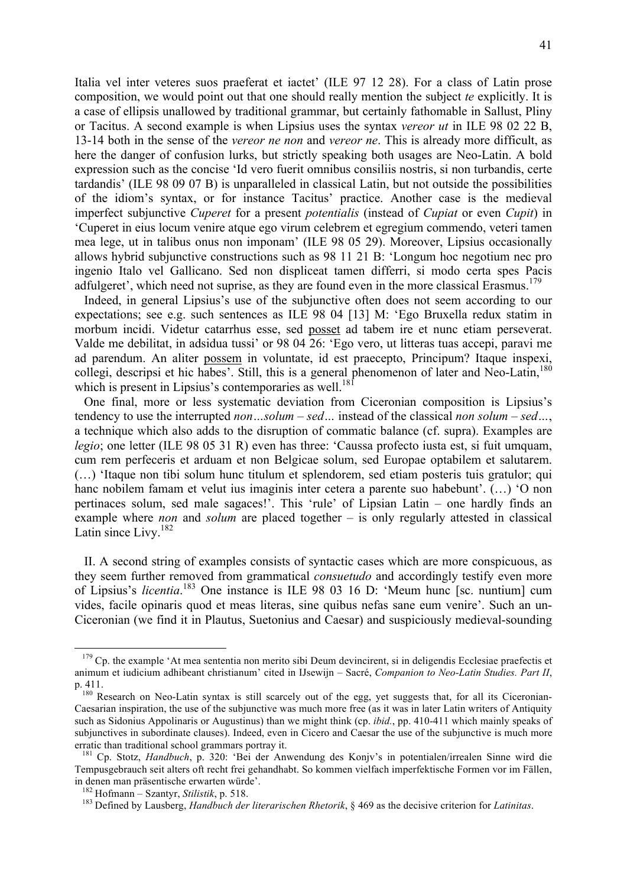Italia vel inter veteres suos praeferat et iactet' (ILE 97 12 28). For a class of Latin prose composition, we would point out that one should really mention the subject *te* explicitly. It is a case of ellipsis unallowed by traditional grammar, but certainly fathomable in Sallust, Pliny or Tacitus. A second example is when Lipsius uses the syntax *vereor ut* in ILE 98 02 22 B, 13-14 both in the sense of the *vereor ne non* and *vereor ne*. This is already more difficult, as here the danger of confusion lurks, but strictly speaking both usages are Neo-Latin. A bold expression such as the concise 'Id vero fuerit omnibus consiliis nostris, si non turbandis, certe tardandis' (ILE 98 09 07 B) is unparalleled in classical Latin, but not outside the possibilities of the idiom's syntax, or for instance Tacitus' practice. Another case is the medieval imperfect subjunctive *Cuperet* for a present *potentialis* (instead of *Cupiat* or even *Cupit*) in 'Cuperet in eius locum venire atque ego virum celebrem et egregium commendo, veteri tamen mea lege, ut in talibus onus non imponam' (ILE 98 05 29). Moreover, Lipsius occasionally allows hybrid subjunctive constructions such as 98 11 21 B: 'Longum hoc negotium nec pro ingenio Italo vel Gallicano. Sed non displiceat tamen differri, si modo certa spes Pacis adfulgeret', which need not suprise, as they are found even in the more classical Erasmus.[179]

Indeed, in general Lipsius's use of the subjunctive often does not seem according to our expectations; see e.g. such sentences as ILE 98 04 [13] M: 'Ego Bruxella redux statim in morbum incidi. Videtur catarrhus esse, sed <u>posset</u> ad tabem ire et nunc etiam perseverat. Valde me debilitat, in adsidua tussi' or 98 04 26: 'Ego vero, ut litteras tuas accepi, paravi me ad parendum. An aliter <u>possem</u> in voluntate, id est praecepto, Principum? Itaque inspexi, collegi, descripsi et hic habes'. Still, this is a general phenomenon of later and Neo-Latin,[180] which is present in Lipsius's contemporaries as well.[181]

One final, more or less systematic deviation from Ciceronian composition is Lipsius's tendency to use the interrupted *non…solum – sed…* instead of the classical *non solum – sed…*, a technique which also adds to the disruption of commatic balance (cf. supra). Examples are *legio*; one letter (ILE 98 05 31 R) even has three: 'Caussa profecto iusta est, si fuit umquam, cum rem perfeceris et arduam et non Belgicae solum, sed Europae optabilem et salutarem. (…) 'Itaque non tibi solum hunc titulum et splendorem, sed etiam posteris tuis gratulor; qui hanc nobilem famam et velut ius imaginis inter cetera a parente suo habebunt'. (…) 'O non pertinaces solum, sed male sagaces!'. This 'rule' of Lipsian Latin – one hardly finds an example where *non* and *solum* are placed together – is only regularly attested in classical Latin since Livy.[182]

II. A second string of examples consists of syntactic cases which are more conspicuous, as they seem further removed from grammatical *consuetudo* and accordingly testify even more of Lipsius's *licentia*.[183] One instance is ILE 98 03 16 D: 'Meum hunc [sc. nuntium] cum vides, facile opinaris quod et meas literas, sine quibus nefas sane eum venire'. Such an un-Ciceronian (we find it in Plautus, Suetonius and Caesar) and suspiciously medieval-sounding

---

[179] Cp. the example 'At mea sententia non merito sibi Deum devincirent, si in deligendis Ecclesiae praefectis et animum et iudicium adhibeant christianum' cited in IJsewijn – Sacré, *Companion to Neo-Latin Studies. Part II*, p. 411.

[180] Research on Neo-Latin syntax is still scarcely out of the egg, yet suggests that, for all its Ciceronian-Caesarian inspiration, the use of the subjunctive was much more free (as it was in later Latin writers of Antiquity such as Sidonius Appolinaris or Augustinus) than we might think (cp. *ibid.*, pp. 410-411 which mainly speaks of subjunctives in subordinate clauses). Indeed, even in Cicero and Caesar the use of the subjunctive is much more erratic than traditional school grammars portray it.

[181] Cp. Stotz, *Handbuch*, p. 320: 'Bei der Anwendung des Konjv's in potentialen/irrealen Sinne wird die Tempusgebrauch seit alters oft recht frei gehandhabt. So kommen vielfach imperfektische Formen vor im Fällen, in denen man präsentische erwarten würde'.

[182] Hofmann – Szantyr, *Stilistik*, p. 518.

[183] Defined by Lausberg, *Handbuch der literarischen Rhetorik*, § 469 as the decisive criterion for *Latinitas*.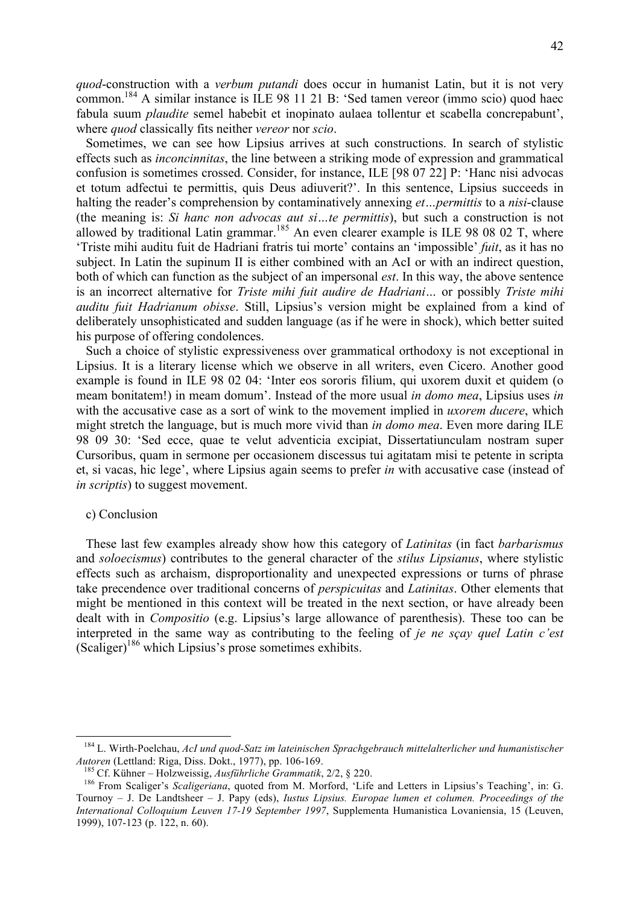*quod*-construction with a *verbum putandi* does occur in humanist Latin, but it is not very common.[184] A similar instance is ILE 98 11 21 B: 'Sed tamen vereor (immo scio) quod haec fabula suum *plaudite* semel habebit et inopinato aulaea tollentur et scabella concrepabunt', where *quod* classically fits neither *vereor* nor *scio*.

Sometimes, we can see how Lipsius arrives at such constructions. In search of stylistic effects such as *inconcinnitas*, the line between a striking mode of expression and grammatical confusion is sometimes crossed. Consider, for instance, ILE [98 07 22] P: 'Hanc nisi advocas et totum adfectui te permittis, quis Deus adiuverit?'. In this sentence, Lipsius succeeds in halting the reader's comprehension by contaminatively annexing *et…permittis* to a *nisi*-clause (the meaning is: *Si hanc non advocas aut si…te permittis*), but such a construction is not allowed by traditional Latin grammar.[185] An even clearer example is ILE 98 08 02 T, where 'Triste mihi auditu fuit de Hadriani fratris tui morte' contains an 'impossible' *fuit*, as it has no subject. In Latin the supinum II is either combined with an AcI or with an indirect question, both of which can function as the subject of an impersonal *est*. In this way, the above sentence is an incorrect alternative for *Triste mihi fuit audire de Hadriani…* or possibly *Triste mihi auditu fuit Hadrianum obisse*. Still, Lipsius's version might be explained from a kind of deliberately unsophisticated and sudden language (as if he were in shock), which better suited his purpose of offering condolences.

Such a choice of stylistic expressiveness over grammatical orthodoxy is not exceptional in Lipsius. It is a literary license which we observe in all writers, even Cicero. Another good example is found in ILE 98 02 04: 'Inter eos sororis filium, qui uxorem duxit et quidem (o meam bonitatem!) in meam domum'. Instead of the more usual *in domo mea*, Lipsius uses *in* with the accusative case as a sort of wink to the movement implied in *uxorem ducere*, which might stretch the language, but is much more vivid than *in domo mea*. Even more daring ILE 98 09 30: 'Sed ecce, quae te velut adventicia excipiat, Dissertatiunculam nostram super Cursoribus, quam in sermone per occasionem discessus tui agitatam misi te petente in scripta et, si vacas, hic lege', where Lipsius again seems to prefer *in* with accusative case (instead of *in scriptis*) to suggest movement.

c) Conclusion

These last few examples already show how this category of *Latinitas* (in fact *barbarismus* and *soloecismus*) contributes to the general character of the *stilus Lipsianus*, where stylistic effects such as archaism, disproportionality and unexpected expressions or turns of phrase take precendence over traditional concerns of *perspicuitas* and *Latinitas*. Other elements that might be mentioned in this context will be treated in the next section, or have already been dealt with in *Compositio* (e.g. Lipsius's large allowance of parenthesis). These too can be interpreted in the same way as contributing to the feeling of *je ne sçay quel Latin c'est* (Scaliger)[186] which Lipsius's prose sometimes exhibits.

---

[184] L. Wirth-Poelchau, *AcI und quod-Satz im lateinischen Sprachgebrauch mittelalterlicher und humanistischer Autoren* (Lettland: Riga, Diss. Dokt., 1977), pp. 106-169.

[185] Cf. Kühner – Holzweissig, *Ausführliche Grammatik*, 2/2, § 220.

[186] From Scaliger's *Scaligeriana*, quoted from M. Morford, 'Life and Letters in Lipsius's Teaching', in: G. Tournoy – J. De Landtsheer – J. Papy (eds), *Iustus Lipsius. Europae lumen et columen. Proceedings of the International Colloquium Leuven 17-19 September 1997*, Supplementa Humanistica Lovaniensia, 15 (Leuven, 1999), 107-123 (p. 122, n. 60).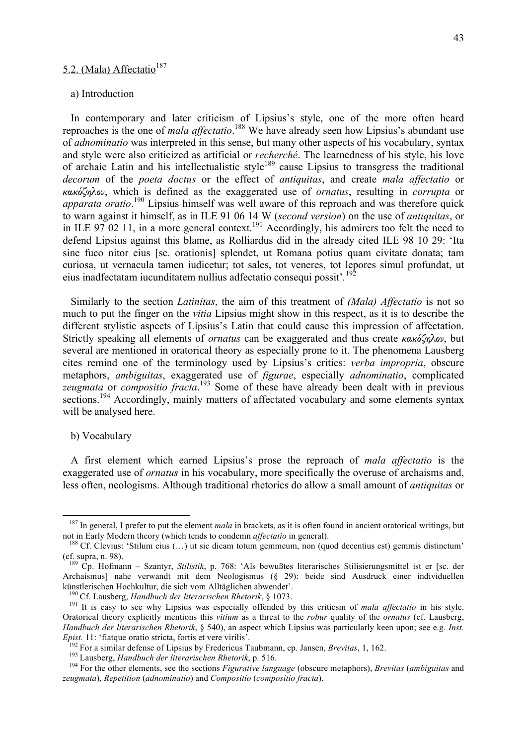## 5.2. (Mala) Affectatio[187]

### a) Introduction

In contemporary and later criticism of Lipsius's style, one of the more often heard reproaches is the one of *mala affectatio*.[188] We have already seen how Lipsius's abundant use of *adnominatio* was interpreted in this sense, but many other aspects of his vocabulary, syntax and style were also criticized as artificial or *recherché*. The learnedness of his style, his love of archaic Latin and his intellectualistic style[189] cause Lipsius to transgress the traditional *decorum* of the *poeta doctus* or the effect of *antiquitas*, and create *mala affectatio* or *κακόζηλον*, which is defined as the exaggerated use of *ornatus*, resulting in *corrupta* or *apparata oratio*.[190] Lipsius himself was well aware of this reproach and was therefore quick to warn against it himself, as in ILE 91 06 14 W (*second version*) on the use of *antiquitas*, or in ILE 97 02 11, in a more general context.[191] Accordingly, his admirers too felt the need to defend Lipsius against this blame, as Rolliardus did in the already cited ILE 98 10 29: 'Ita sine fuco nitor eius [sc. orationis] splendet, ut Romana potius quam civitate donata; tam curiosa, ut vernacula tamen iudicetur; tot sales, tot veneres, tot lepores simul profundat, ut eius inadfectatam iucunditatem nullius adfectatio consequi possit'.[192]

Similarly to the section *Latinitas*, the aim of this treatment of *(Mala) Affectatio* is not so much to put the finger on the *vitia* Lipsius might show in this respect, as it is to describe the different stylistic aspects of Lipsius's Latin that could cause this impression of affectation. Strictly speaking all elements of *ornatus* can be exaggerated and thus create *κακόζηλον*, but several are mentioned in oratorical theory as especially prone to it. The phenomena Lausberg cites remind one of the terminology used by Lipsius's critics: *verba impropria*, obscure metaphors, *ambiguitas*, exaggerated use of *figurae*, especially *adnominatio*, complicated *zeugmata* or *compositio fracta*.[193] Some of these have already been dealt with in previous sections.[194] Accordingly, mainly matters of affectated vocabulary and some elements syntax will be analysed here.

### b) Vocabulary

A first element which earned Lipsius's prose the reproach of *mala affectatio* is the exaggerated use of *ornatus* in his vocabulary, more specifically the overuse of archaisms and, less often, neologisms. Although traditional rhetorics do allow a small amount of *antiquitas* or

---

[187] In general, I prefer to put the element *mala* in brackets, as it is often found in ancient oratorical writings, but not in Early Modern theory (which tends to condemn *affectatio* in general).

[188] Cf. Clevius: 'Stilum eius (…) ut sic dicam totum gemmeum, non (quod decentius est) gemmis distinctum' (cf. supra, n. 98).

[189] Cp. Hofmann – Szantyr, *Stilistik*, p. 768: 'Als bewußtes literarisches Stilisierungsmittel ist er [sc. der Archaismus] nahe verwandt mit dem Neologismus (§ 29): beide sind Ausdruck einer individuellen künstlerischen Hochkultur, die sich vom Alltäglichen abwendet'.

[190] Cf. Lausberg, *Handbuch der literarischen Rhetorik*, § 1073.

[191] It is easy to see why Lipsius was especially offended by this criticsm of *mala affectatio* in his style. Oratorical theory explicitly mentions this *vitium* as a threat to the *robur* quality of the *ornatus* (cf. Lausberg, *Handbuch der literarischen Rhetorik*, § 540), an aspect which Lipsius was particularly keen upon; see e.g. *Inst. Epist.* 11: 'fiatque oratio stricta, fortis et vere virilis'.

[192] For a similar defense of Lipsius by Fredericus Taubmann, cp. Jansen, *Brevitas*, 1, 162.

[193] Lausberg, *Handbuch der literarischen Rhetorik*, p. 516.

[194] For the other elements, see the sections *Figurative language* (obscure metaphors), *Brevitas* (*ambiguitas* and *zeugmata*), *Repetition* (*adnominatio*) and *Compositio* (*compositio fracta*).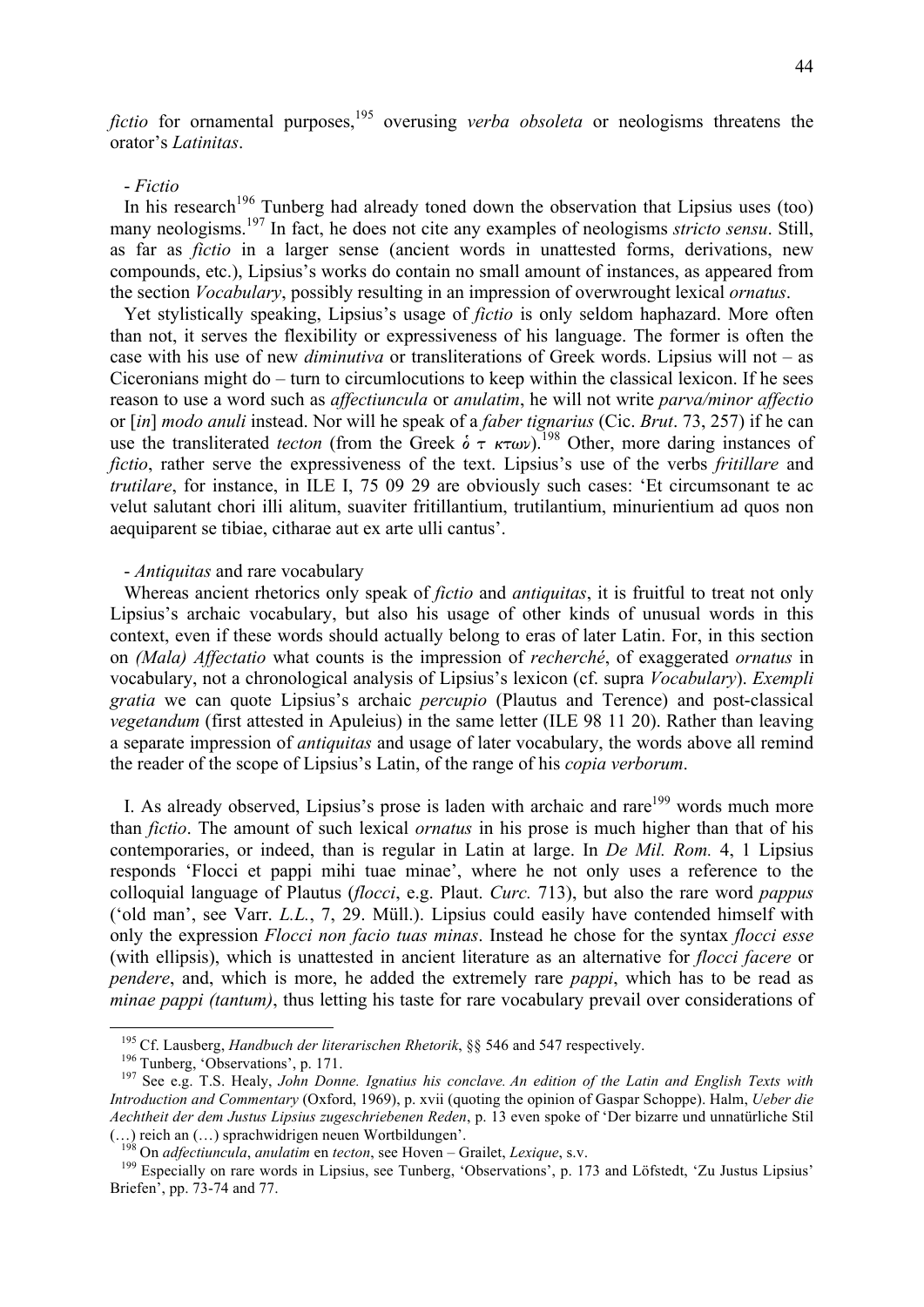*fictio* for ornamental purposes,[195] overusing *verba obsoleta* or neologisms threatens the orator's *Latinitas*.

- *Fictio*

In his research[196] Tunberg had already toned down the observation that Lipsius uses (too) many neologisms.[197] In fact, he does not cite any examples of neologisms *stricto sensu*. Still, as far as *fictio* in a larger sense (ancient words in unattested forms, derivations, new compounds, etc.), Lipsius's works do contain no small amount of instances, as appeared from the section *Vocabulary*, possibly resulting in an impression of overwrought lexical *ornatus*.

Yet stylistically speaking, Lipsius's usage of *fictio* is only seldom haphazard. More often than not, it serves the flexibility or expressiveness of his language. The former is often the case with his use of new *diminutiva* or transliterations of Greek words. Lipsius will not – as Ciceronians might do – turn to circumlocutions to keep within the classical lexicon. If he sees reason to use a word such as *affectiuncula* or *anulatim*, he will not write *parva/minor affectio* or [*in*] *modo anuli* instead. Nor will he speak of a *faber tignarius* (Cic. *Brut*. 73, 257) if he can use the transliterated *tecton* (from the Greek *ὁ τ κτων*).[198] Other, more daring instances of *fictio*, rather serve the expressiveness of the text. Lipsius's use of the verbs *fritillare* and *trutilare*, for instance, in ILE I, 75 09 29 are obviously such cases: 'Et circumsonant te ac velut salutant chori illi alitum, suaviter fritillantium, trutilantium, minurientium ad quos non aequiparent se tibiae, citharae aut ex arte ulli cantus'.

- *Antiquitas* and rare vocabulary

Whereas ancient rhetorics only speak of *fictio* and *antiquitas*, it is fruitful to treat not only Lipsius's archaic vocabulary, but also his usage of other kinds of unusual words in this context, even if these words should actually belong to eras of later Latin. For, in this section on *(Mala) Affectatio* what counts is the impression of *recherché*, of exaggerated *ornatus* in vocabulary, not a chronological analysis of Lipsius's lexicon (cf. supra *Vocabulary*). *Exempli gratia* we can quote Lipsius's archaic *percupio* (Plautus and Terence) and post-classical *vegetandum* (first attested in Apuleius) in the same letter (ILE 98 11 20). Rather than leaving a separate impression of *antiquitas* and usage of later vocabulary, the words above all remind the reader of the scope of Lipsius's Latin, of the range of his *copia verborum*.

I. As already observed, Lipsius's prose is laden with archaic and rare[199] words much more than *fictio*. The amount of such lexical *ornatus* in his prose is much higher than that of his contemporaries, or indeed, than is regular in Latin at large. In *De Mil. Rom.* 4, 1 Lipsius responds 'Flocci et pappi mihi tuae minae', where he not only uses a reference to the colloquial language of Plautus (*flocci*, e.g. Plaut. *Curc.* 713), but also the rare word *pappus* ('old man', see Varr. *L.L.*, 7, 29. Müll.). Lipsius could easily have contended himself with only the expression *Flocci non facio tuas minas*. Instead he chose for the syntax *flocci esse* (with ellipsis), which is unattested in ancient literature as an alternative for *flocci facere* or *pendere*, and, which is more, he added the extremely rare *pappi*, which has to be read as *minae pappi (tantum)*, thus letting his taste for rare vocabulary prevail over considerations of

---

[195] Cf. Lausberg, *Handbuch der literarischen Rhetorik*, §§ 546 and 547 respectively.

[196] Tunberg, 'Observations', p. 171.

[197] See e.g. T.S. Healy, *John Donne. Ignatius his conclave. An edition of the Latin and English Texts with Introduction and Commentary* (Oxford, 1969), p. xvii (quoting the opinion of Gaspar Schoppe). Halm, *Ueber die Aechtheit der dem Justus Lipsius zugeschriebenen Reden*, p. 13 even spoke of 'Der bizarre und unnatürliche Stil (…) reich an (…) sprachwidrigen neuen Wortbildungen'.

[198] On *adfectiuncula*, *anulatim* en *tecton*, see Hoven – Grailet, *Lexique*, s.v.

[199] Especially on rare words in Lipsius, see Tunberg, 'Observations', p. 173 and Löfstedt, 'Zu Justus Lipsius' Briefen', pp. 73-74 and 77.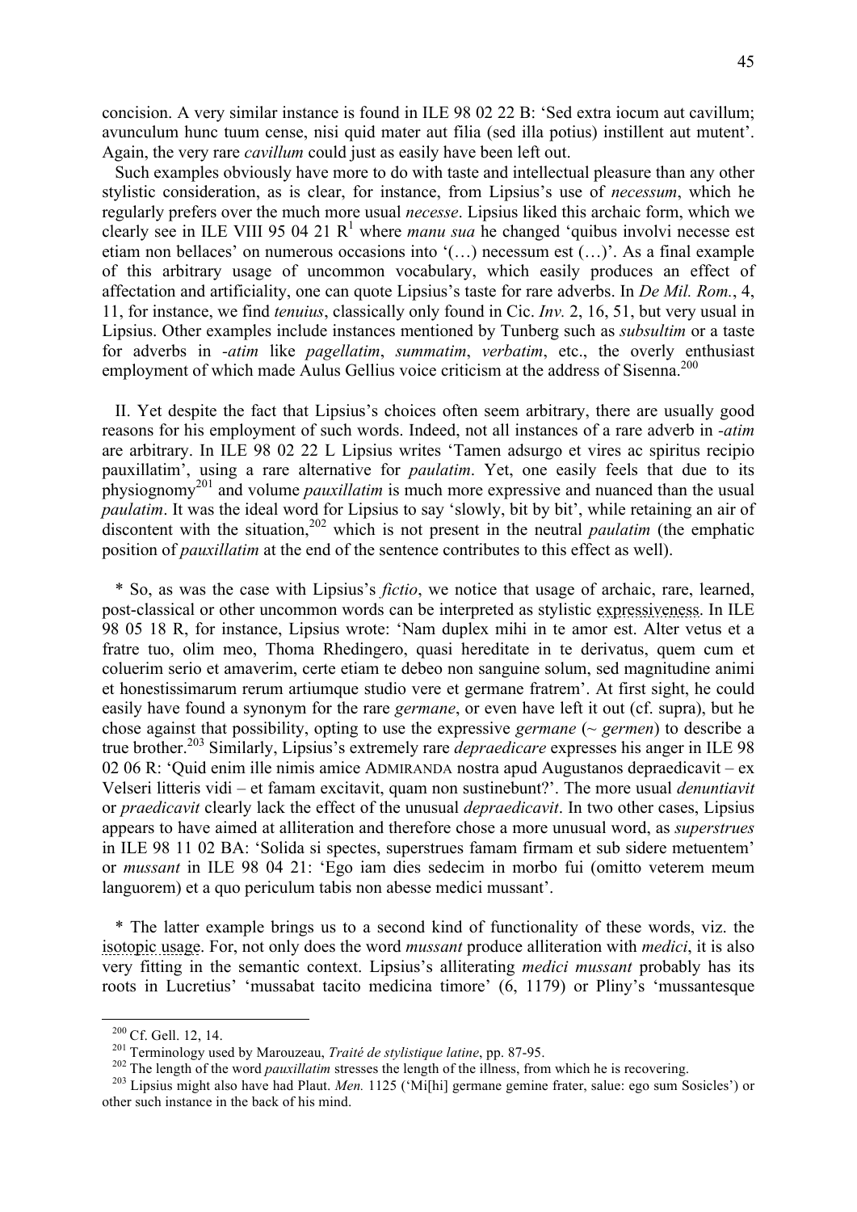concision. A very similar instance is found in ILE 98 02 22 B: 'Sed extra iocum aut cavillum; avunculum hunc tuum cense, nisi quid mater aut filia (sed illa potius) instillent aut mutent'. Again, the very rare *cavillum* could just as easily have been left out.

Such examples obviously have more to do with taste and intellectual pleasure than any other stylistic consideration, as is clear, for instance, from Lipsius's use of *necessum*, which he regularly prefers over the much more usual *necesse*. Lipsius liked this archaic form, which we clearly see in ILE VIII 95 04 21 R[1] where *manu sua* he changed 'quibus involvi necesse est etiam non bellaces' on numerous occasions into '(…) necessum est (…)'. As a final example of this arbitrary usage of uncommon vocabulary, which easily produces an effect of affectation and artificiality, one can quote Lipsius's taste for rare adverbs. In *De Mil. Rom.*, 4, 11, for instance, we find *tenuius*, classically only found in Cic. *Inv.* 2, 16, 51, but very usual in Lipsius. Other examples include instances mentioned by Tunberg such as *subsultim* or a taste for adverbs in *-atim* like *pagellatim*, *summatim*, *verbatim*, etc., the overly enthusiast employment of which made Aulus Gellius voice criticism at the address of Sisenna.[200]

II. Yet despite the fact that Lipsius's choices often seem arbitrary, there are usually good reasons for his employment of such words. Indeed, not all instances of a rare adverb in *-atim* are arbitrary. In ILE 98 02 22 L Lipsius writes 'Tamen adsurgo et vires ac spiritus recipio pauxillatim', using a rare alternative for *paulatim*. Yet, one easily feels that due to its physiognomy[201] and volume *pauxillatim* is much more expressive and nuanced than the usual *paulatim*. It was the ideal word for Lipsius to say 'slowly, bit by bit', while retaining an air of discontent with the situation,[202] which is not present in the neutral *paulatim* (the emphatic position of *pauxillatim* at the end of the sentence contributes to this effect as well).

\* So, as was the case with Lipsius's *fictio*, we notice that usage of archaic, rare, learned, post-classical or other uncommon words can be interpreted as stylistic expressiveness. In ILE 98 05 18 R, for instance, Lipsius wrote: 'Nam duplex mihi in te amor est. Alter vetus et a fratre tuo, olim meo, Thoma Rhedingero, quasi hereditate in te derivatus, quem cum et coluerim serio et amaverim, certe etiam te debeo non sanguine solum, sed magnitudine animi et honestissimarum rerum artiumque studio vere et germane fratrem'. At first sight, he could easily have found a synonym for the rare *germane*, or even have left it out (cf. supra), but he chose against that possibility, opting to use the expressive *germane* (~ *germen*) to describe a true brother.[203] Similarly, Lipsius's extremely rare *depraedicare* expresses his anger in ILE 98 02 06 R: 'Quid enim ille nimis amice ADMIRANDA nostra apud Augustanos depraedicavit – ex Velseri litteris vidi – et famam excitavit, quam non sustinebunt?'. The more usual *denuntiavit* or *praedicavit* clearly lack the effect of the unusual *depraedicavit*. In two other cases, Lipsius appears to have aimed at alliteration and therefore chose a more unusual word, as *superstrues* in ILE 98 11 02 BA: 'Solida si spectes, superstrues famam firmam et sub sidere metuentem' or *mussant* in ILE 98 04 21: 'Ego iam dies sedecim in morbo fui (omitto veterem meum languorem) et a quo periculum tabis non abesse medici mussant'.

\* The latter example brings us to a second kind of functionality of these words, viz. the isotopic usage. For, not only does the word *mussant* produce alliteration with *medici*, it is also very fitting in the semantic context. Lipsius's alliterating *medici mussant* probably has its roots in Lucretius' 'mussabat tacito medicina timore' (6, 1179) or Pliny's 'mussantesque

---

[200] Cf. Gell. 12, 14.

[201] Terminology used by Marouzeau, *Traité de stylistique latine*, pp. 87-95.

[202] The length of the word *pauxillatim* stresses the length of the illness, from which he is recovering.

[203] Lipsius might also have had Plaut. *Men.* 1125 ('Mi[hi] germane gemine frater, salue: ego sum Sosicles') or other such instance in the back of his mind.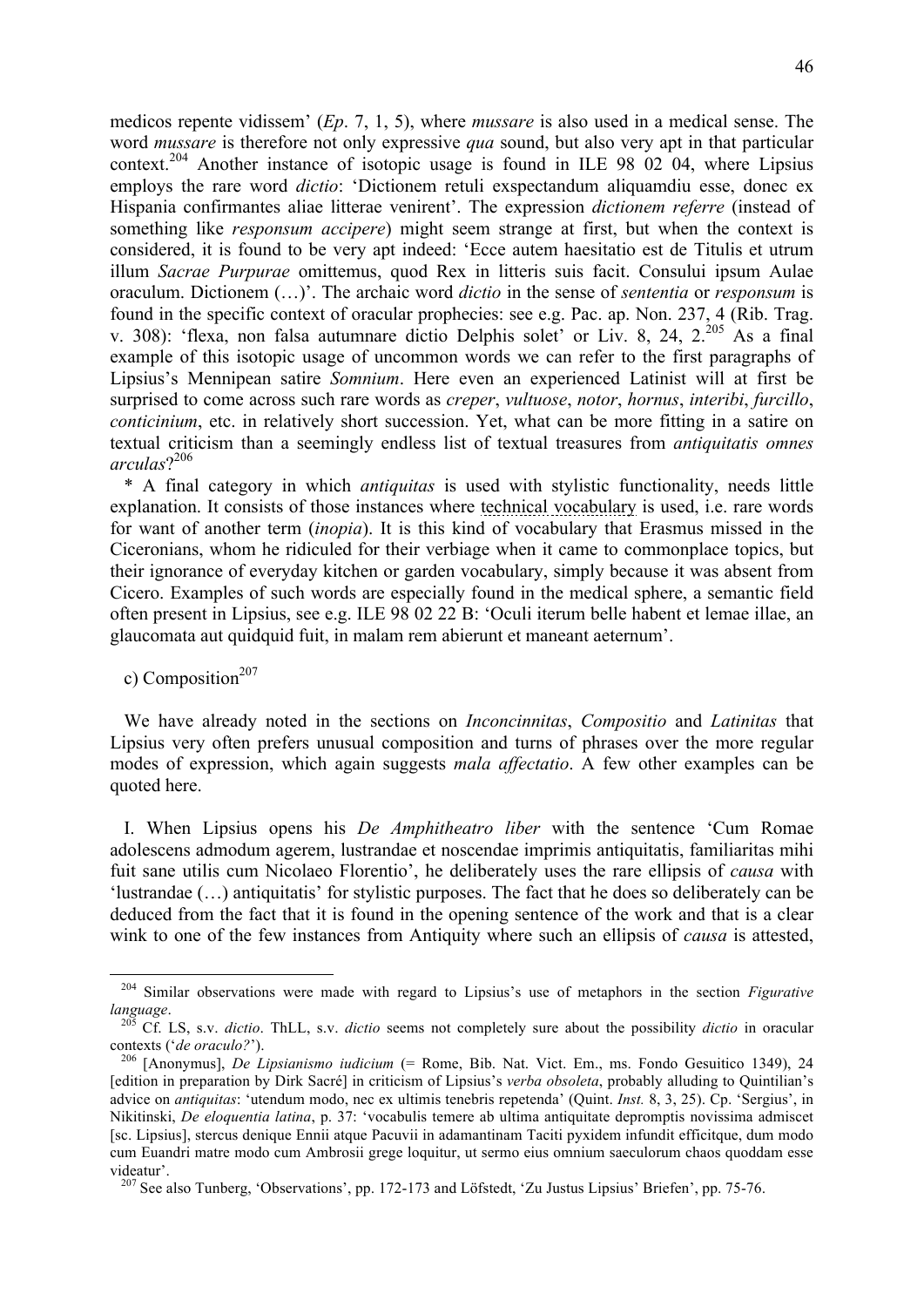medicos repente vidissem' (*Ep*. 7, 1, 5), where *mussare* is also used in a medical sense. The word *mussare* is therefore not only expressive *qua* sound, but also very apt in that particular context.[204] Another instance of isotopic usage is found in ILE 98 02 04, where Lipsius employs the rare word *dictio*: 'Dictionem retuli exspectandum aliquamdiu esse, donec ex Hispania confirmantes aliae litterae venirent'. The expression *dictionem referre* (instead of something like *responsum accipere*) might seem strange at first, but when the context is considered, it is found to be very apt indeed: 'Ecce autem haesitatio est de Titulis et utrum illum *Sacrae Purpurae* omittemus, quod Rex in litteris suis facit. Consului ipsum Aulae oraculum. Dictionem (…)'. The archaic word *dictio* in the sense of *sententia* or *responsum* is found in the specific context of oracular prophecies: see e.g. Pac. ap. Non. 237, 4 (Rib. Trag. v. 308): 'flexa, non falsa autumnare dictio Delphis solet' or Liv. 8, 24, 2.[205] As a final example of this isotopic usage of uncommon words we can refer to the first paragraphs of Lipsius's Mennipean satire *Somnium*. Here even an experienced Latinist will at first be surprised to come across such rare words as *creper*, *vultuose*, *notor*, *hornus*, *interibi*, *furcillo*, *conticinium*, etc. in relatively short succession. Yet, what can be more fitting in a satire on textual criticism than a seemingly endless list of textual treasures from *antiquitatis omnes arculas*?[206]

* A final category in which *antiquitas* is used with stylistic functionality, needs little explanation. It consists of those instances where technical vocabulary is used, i.e. rare words for want of another term (*inopia*). It is this kind of vocabulary that Erasmus missed in the Ciceronians, whom he ridiculed for their verbiage when it came to commonplace topics, but their ignorance of everyday kitchen or garden vocabulary, simply because it was absent from Cicero. Examples of such words are especially found in the medical sphere, a semantic field often present in Lipsius, see e.g. ILE 98 02 22 B: 'Oculi iterum belle habent et lemae illae, an glaucomata aut quidquid fuit, in malam rem abierunt et maneant aeternum'.

c) Composition[207]

We have already noted in the sections on *Inconcinnitas*, *Compositio* and *Latinitas* that Lipsius very often prefers unusual composition and turns of phrases over the more regular modes of expression, which again suggests *mala affectatio*. A few other examples can be quoted here.

I. When Lipsius opens his *De Amphitheatro liber* with the sentence 'Cum Romae adolescens admodum agerem, lustrandae et noscendae imprimis antiquitatis, familiaritas mihi fuit sane utilis cum Nicolaeo Florentio', he deliberately uses the rare ellipsis of *causa* with 'lustrandae (…) antiquitatis' for stylistic purposes. The fact that he does so deliberately can be deduced from the fact that it is found in the opening sentence of the work and that is a clear wink to one of the few instances from Antiquity where such an ellipsis of *causa* is attested,

---

[204] Similar observations were made with regard to Lipsius's use of metaphors in the section *Figurative language*.

[205] Cf. LS, s.v. *dictio*. ThLL, s.v. *dictio* seems not completely sure about the possibility *dictio* in oracular contexts ('*de oraculo?*').

[206] [Anonymus], *De Lipsianismo iudicium* (= Rome, Bib. Nat. Vict. Em., ms. Fondo Gesuitico 1349), 24 [edition in preparation by Dirk Sacré] in criticism of Lipsius's *verba obsoleta*, probably alluding to Quintilian's advice on *antiquitas*: 'utendum modo, nec ex ultimis tenebris repetenda' (Quint. *Inst.* 8, 3, 25). Cp. 'Sergius', in Nikitinski, *De eloquentia latina*, p. 37: 'vocabulis temere ab ultima antiquitate depromptis novissima admiscet [sc. Lipsius], stercus denique Ennii atque Pacuvii in adamantinam Taciti pyxidem infundit efficitque, dum modo cum Euandri matre modo cum Ambrosii grege loquitur, ut sermo eius omnium saeculorum chaos quoddam esse videatur'.

[207] See also Tunberg, 'Observations', pp. 172-173 and Löfstedt, 'Zu Justus Lipsius' Briefen', pp. 75-76.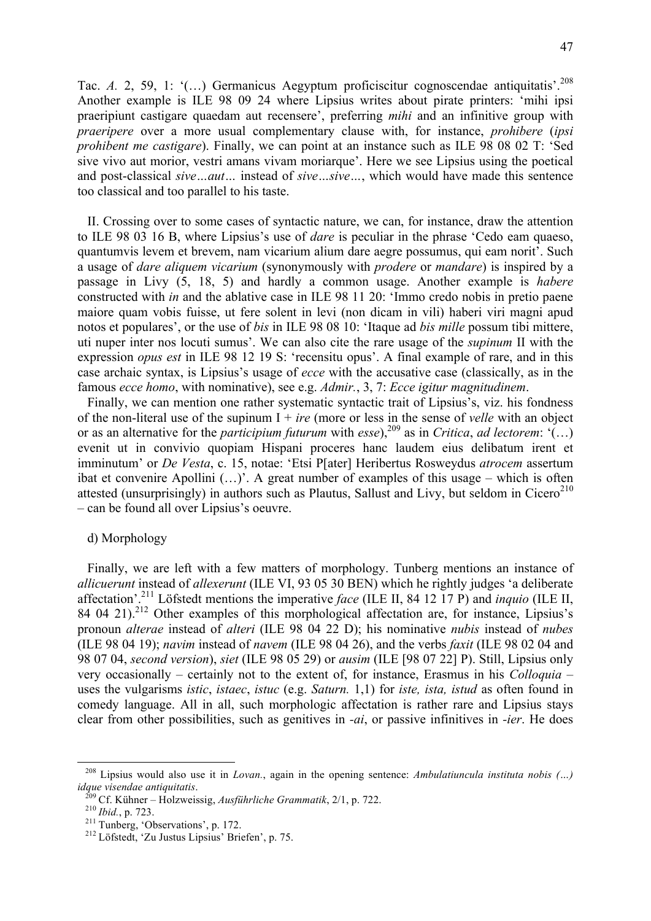Tac. *A.* 2, 59, 1: '(…) Germanicus Aegyptum proficiscitur cognoscendae antiquitatis'.[208] Another example is ILE 98 09 24 where Lipsius writes about pirate printers: 'mihi ipsi praeripiunt castigare quaedam aut recensere', preferring *mihi* and an infinitive group with *praeripere* over a more usual complementary clause with, for instance, *prohibere* (*ipsi prohibent me castigare*). Finally, we can point at an instance such as ILE 98 08 02 T: 'Sed sive vivo aut morior, vestri amans vivam moriarque'. Here we see Lipsius using the poetical and post-classical *sive…aut…* instead of *sive…sive…*, which would have made this sentence too classical and too parallel to his taste.

II. Crossing over to some cases of syntactic nature, we can, for instance, draw the attention to ILE 98 03 16 B, where Lipsius's use of *dare* is peculiar in the phrase 'Cedo eam quaeso, quantumvis levem et brevem, nam vicarium alium dare aegre possumus, qui eam norit'. Such a usage of *dare aliquem vicarium* (synonymously with *prodere* or *mandare*) is inspired by a passage in Livy (5, 18, 5) and hardly a common usage. Another example is *habere* constructed with *in* and the ablative case in ILE 98 11 20: 'Immo credo nobis in pretio paene maiore quam vobis fuisse, ut fere solent in levi (non dicam in vili) haberi viri magni apud notos et populares', or the use of *bis* in ILE 98 08 10: 'Itaque ad *bis mille* possum tibi mittere, uti nuper inter nos locuti sumus'. We can also cite the rare usage of the *supinum* II with the expression *opus est* in ILE 98 12 19 S: 'recensitu opus'. A final example of rare, and in this case archaic syntax, is Lipsius's usage of *ecce* with the accusative case (classically, as in the famous *ecce homo*, with nominative), see e.g. *Admir.*, 3, 7: *Ecce igitur magnitudinem*.

Finally, we can mention one rather systematic syntactic trait of Lipsius's, viz. his fondness of the non-literal use of the supinum I + *ire* (more or less in the sense of *velle* with an object or as an alternative for the *participium futurum* with *esse*),[209] as in *Critica*, *ad lectorem*: '(…) evenit ut in convivio quopiam Hispani proceres hanc laudem eius delibatum irent et imminutum' or *De Vesta*, c. 15, notae: 'Etsi P[ater] Heribertus Rosweydus *atrocem* assertum ibat et convenire Apollini (…)'. A great number of examples of this usage – which is often attested (unsurprisingly) in authors such as Plautus, Sallust and Livy, but seldom in Cicero[210] – can be found all over Lipsius's oeuvre.

d) Morphology

Finally, we are left with a few matters of morphology. Tunberg mentions an instance of *allicuerunt* instead of *allexerunt* (ILE VI, 93 05 30 BEN) which he rightly judges 'a deliberate affectation'.[211] Löfstedt mentions the imperative *face* (ILE II, 84 12 17 P) and *inquio* (ILE II, 84 04 21).[212] Other examples of this morphological affectation are, for instance, Lipsius's pronoun *alterae* instead of *alteri* (ILE 98 04 22 D); his nominative *nubis* instead of *nubes* (ILE 98 04 19); *navim* instead of *navem* (ILE 98 04 26), and the verbs *faxit* (ILE 98 02 04 and 98 07 04, *second version*), *siet* (ILE 98 05 29) or *ausim* (ILE [98 07 22] P). Still, Lipsius only very occasionally – certainly not to the extent of, for instance, Erasmus in his *Colloquia* – uses the vulgarisms *istic*, *istaec*, *istuc* (e.g. *Saturn.* 1,1) for *iste, ista, istud* as often found in comedy language. All in all, such morphologic affectation is rather rare and Lipsius stays clear from other possibilities, such as genitives in *-ai*, or passive infinitives in *-ier*. He does

---

[208] Lipsius would also use it in *Lovan.*, again in the opening sentence: *Ambulatiuncula instituta nobis (…) idque visendae antiquitatis*.

[209] Cf. Kühner – Holzweissig, *Ausführliche Grammatik*, 2/1, p. 722.

[210] *Ibid.*, p. 723.

[211] Tunberg, 'Observations', p. 172.

[212] Löfstedt, 'Zu Justus Lipsius' Briefen', p. 75.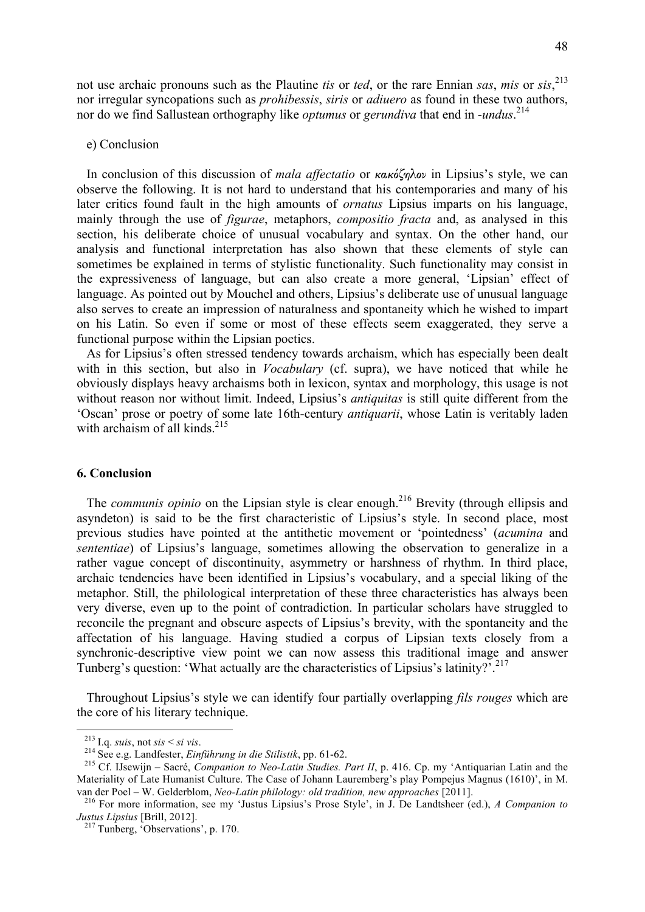not use archaic pronouns such as the Plautine *tis* or *ted*, or the rare Ennian *sas*, *mis* or *sis*,[213] nor irregular syncopations such as *prohibessis*, *siris* or *adiuero* as found in these two authors, nor do we find Sallustean orthography like *optumus* or *gerundiva* that end in -*undus*.[214]

e) Conclusion

In conclusion of this discussion of *mala affectatio* or *κακόζηλον* in Lipsius's style, we can observe the following. It is not hard to understand that his contemporaries and many of his later critics found fault in the high amounts of *ornatus* Lipsius imparts on his language, mainly through the use of *figurae*, metaphors, *compositio fracta* and, as analysed in this section, his deliberate choice of unusual vocabulary and syntax. On the other hand, our analysis and functional interpretation has also shown that these elements of style can sometimes be explained in terms of stylistic functionality. Such functionality may consist in the expressiveness of language, but can also create a more general, 'Lipsian' effect of language. As pointed out by Mouchel and others, Lipsius's deliberate use of unusual language also serves to create an impression of naturalness and spontaneity which he wished to impart on his Latin. So even if some or most of these effects seem exaggerated, they serve a functional purpose within the Lipsian poetics.

As for Lipsius's often stressed tendency towards archaism, which has especially been dealt with in this section, but also in *Vocabulary* (cf. supra), we have noticed that while he obviously displays heavy archaisms both in lexicon, syntax and morphology, this usage is not without reason nor without limit. Indeed, Lipsius's *antiquitas* is still quite different from the 'Oscan' prose or poetry of some late 16th-century *antiquarii*, whose Latin is veritably laden with archaism of all kinds.[215]

## 6. Conclusion

The *communis opinio* on the Lipsian style is clear enough.[216] Brevity (through ellipsis and asyndeton) is said to be the first characteristic of Lipsius's style. In second place, most previous studies have pointed at the antithetic movement or 'pointedness' (*acumina* and *sententiae*) of Lipsius's language, sometimes allowing the observation to generalize in a rather vague concept of discontinuity, asymmetry or harshness of rhythm. In third place, archaic tendencies have been identified in Lipsius's vocabulary, and a special liking of the metaphor. Still, the philological interpretation of these three characteristics has always been very diverse, even up to the point of contradiction. In particular scholars have struggled to reconcile the pregnant and obscure aspects of Lipsius's brevity, with the spontaneity and the affectation of his language. Having studied a corpus of Lipsian texts closely from a synchronic-descriptive view point we can now assess this traditional image and answer Tunberg's question: 'What actually are the characteristics of Lipsius's latinity?'.[217]

Throughout Lipsius's style we can identify four partially overlapping *fils rouges* which are the core of his literary technique.

---

[213] I.q. *suis*, not *sis* < *si vis*.

[214] See e.g. Landfester, *Einführung in die Stilistik*, pp. 61-62.

[215] Cf. IJsewijn – Sacré, *Companion to Neo-Latin Studies. Part II*, p. 416. Cp. my 'Antiquarian Latin and the Materiality of Late Humanist Culture. The Case of Johann Lauremberg's play Pompejus Magnus (1610)', in M. van der Poel – W. Gelderblom, *Neo-Latin philology: old tradition, new approaches* [2011].

[216] For more information, see my 'Justus Lipsius's Prose Style', in J. De Landtsheer (ed.), *A Companion to Justus Lipsius* [Brill, 2012].

[217] Tunberg, 'Observations', p. 170.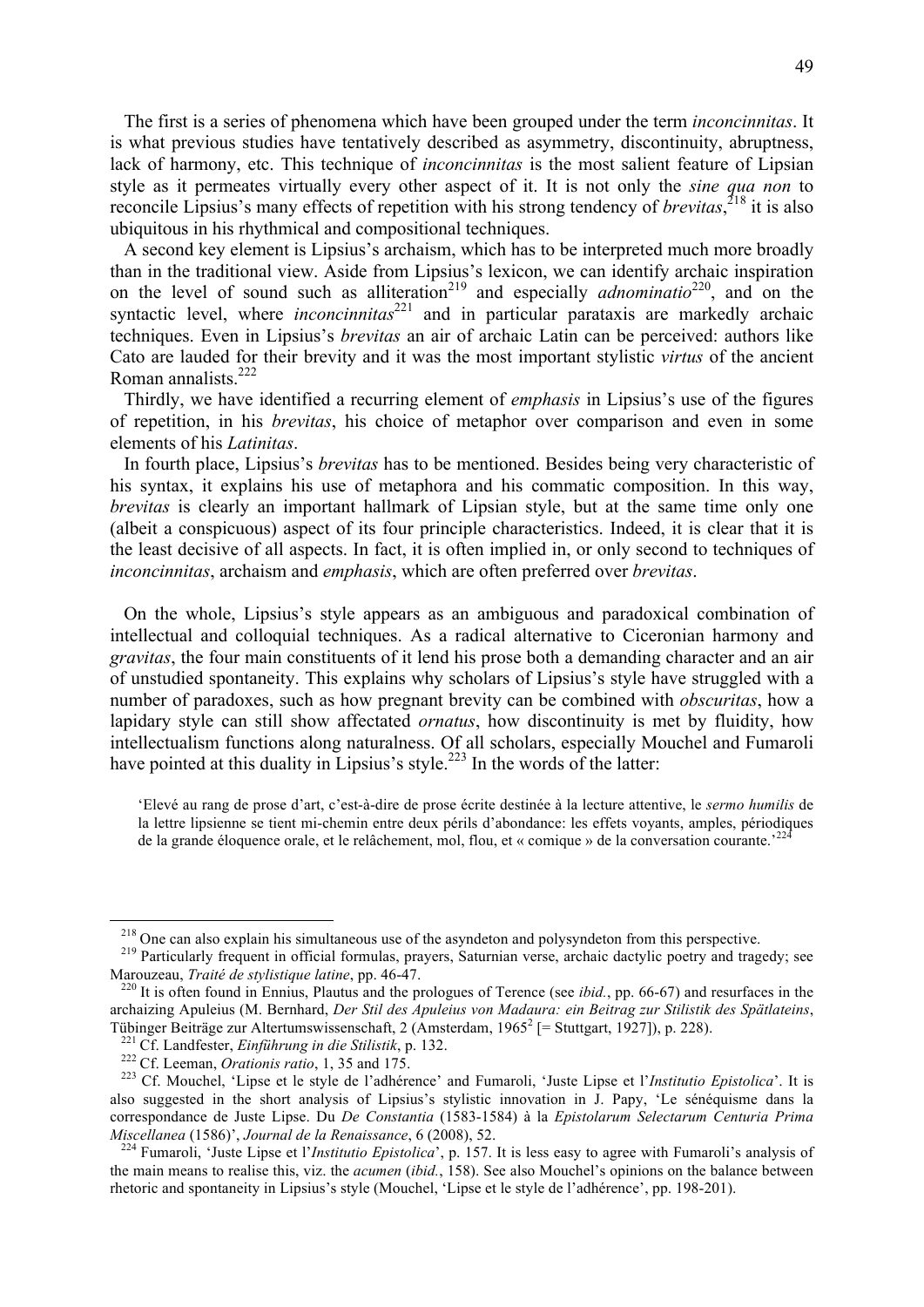The first is a series of phenomena which have been grouped under the term *inconcinnitas*. It is what previous studies have tentatively described as asymmetry, discontinuity, abruptness, lack of harmony, etc. This technique of *inconcinnitas* is the most salient feature of Lipsian style as it permeates virtually every other aspect of it. It is not only the *sine qua non* to reconcile Lipsius's many effects of repetition with his strong tendency of *brevitas*,[218] it is also ubiquitous in his rhythmical and compositional techniques.

A second key element is Lipsius's archaism, which has to be interpreted much more broadly than in the traditional view. Aside from Lipsius's lexicon, we can identify archaic inspiration on the level of sound such as alliteration[219] and especially *adnominatio*[220], and on the syntactic level, where *inconcinnitas*[221] and in particular parataxis are markedly archaic techniques. Even in Lipsius's *brevitas* an air of archaic Latin can be perceived: authors like Cato are lauded for their brevity and it was the most important stylistic *virtus* of the ancient Roman annalists.[222]

Thirdly, we have identified a recurring element of *emphasis* in Lipsius's use of the figures of repetition, in his *brevitas*, his choice of metaphor over comparison and even in some elements of his *Latinitas*.

In fourth place, Lipsius's *brevitas* has to be mentioned. Besides being very characteristic of his syntax, it explains his use of metaphora and his commatic composition. In this way, *brevitas* is clearly an important hallmark of Lipsian style, but at the same time only one (albeit a conspicuous) aspect of its four principle characteristics. Indeed, it is clear that it is the least decisive of all aspects. In fact, it is often implied in, or only second to techniques of *inconcinnitas*, archaism and *emphasis*, which are often preferred over *brevitas*.

On the whole, Lipsius's style appears as an ambiguous and paradoxical combination of intellectual and colloquial techniques. As a radical alternative to Ciceronian harmony and *gravitas*, the four main constituents of it lend his prose both a demanding character and an air of unstudied spontaneity. This explains why scholars of Lipsius's style have struggled with a number of paradoxes, such as how pregnant brevity can be combined with *obscuritas*, how a lapidary style can still show affectated *ornatus*, how discontinuity is met by fluidity, how intellectualism functions along naturalness. Of all scholars, especially Mouchel and Fumaroli have pointed at this duality in Lipsius's style.[223] In the words of the latter:

> 'Elevé au rang de prose d'art, c'est-à-dire de prose écrite destinée à la lecture attentive, le *sermo humilis* de la lettre lipsienne se tient mi-chemin entre deux périls d'abondance: les effets voyants, amples, périodiques de la grande éloquence orale, et le relâchement, mol, flou, et « comique » de la conversation courante.'[224]

---

[218] One can also explain his simultaneous use of the asyndeton and polysyndeton from this perspective.

[219] Particularly frequent in official formulas, prayers, Saturnian verse, archaic dactylic poetry and tragedy; see Marouzeau, *Traité de stylistique latine*, pp. 46-47.

[220] It is often found in Ennius, Plautus and the prologues of Terence (see *ibid.*, pp. 66-67) and resurfaces in the archaizing Apuleius (M. Bernhard, *Der Stil des Apuleius von Madaura: ein Beitrag zur Stilistik des Spätlateins*, Tübinger Beiträge zur Altertumswissenschaft, 2 (Amsterdam, 1965[2] [= Stuttgart, 1927]), p. 228).

[221] Cf. Landfester, *Einführung in die Stilistik*, p. 132.

[222] Cf. Leeman, *Orationis ratio*, 1, 35 and 175.

[223] Cf. Mouchel, 'Lipse et le style de l'adhérence' and Fumaroli, 'Juste Lipse et l'*Institutio Epistolica*'. It is also suggested in the short analysis of Lipsius's stylistic innovation in J. Papy, 'Le sénéquisme dans la correspondance de Juste Lipse. Du *De Constantia* (1583-1584) à la *Epistolarum Selectarum Centuria Prima Miscellanea* (1586)', *Journal de la Renaissance*, 6 (2008), 52.

[224] Fumaroli, 'Juste Lipse et l'*Institutio Epistolica*', p. 157. It is less easy to agree with Fumaroli's analysis of the main means to realise this, viz. the *acumen* (*ibid.*, 158). See also Mouchel's opinions on the balance between rhetoric and spontaneity in Lipsius's style (Mouchel, 'Lipse et le style de l'adhérence', pp. 198-201).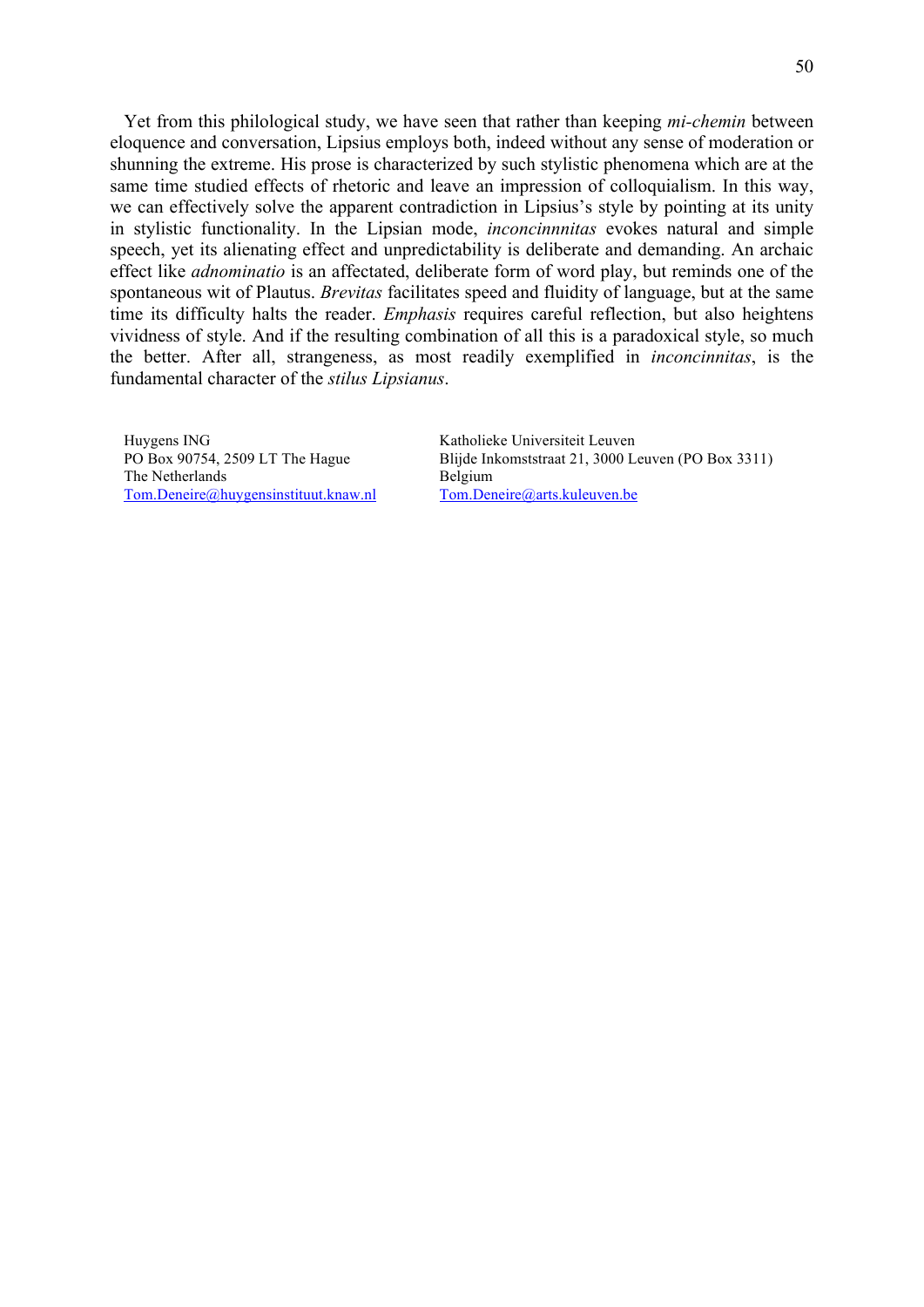Yet from this philological study, we have seen that rather than keeping *mi-chemin* between eloquence and conversation, Lipsius employs both, indeed without any sense of moderation or shunning the extreme. His prose is characterized by such stylistic phenomena which are at the same time studied effects of rhetoric and leave an impression of colloquialism. In this way, we can effectively solve the apparent contradiction in Lipsius's style by pointing at its unity in stylistic functionality. In the Lipsian mode, *inconcinnnitas* evokes natural and simple speech, yet its alienating effect and unpredictability is deliberate and demanding. An archaic effect like *adnominatio* is an affectated, deliberate form of word play, but reminds one of the spontaneous wit of Plautus. *Brevitas* facilitates speed and fluidity of language, but at the same time its difficulty halts the reader. *Emphasis* requires careful reflection, but also heightens vividness of style. And if the resulting combination of all this is a paradoxical style, so much the better. After all, strangeness, as most readily exemplified in *inconcinnitas*, is the fundamental character of the *stilus Lipsianus*.

Huygens ING
PO Box 90754, 2509 LT The Hague
The Netherlands
Tom.Deneire@huygensinstituut.knaw.nl

Katholieke Universiteit Leuven
Blijde Inkomststraat 21, 3000 Leuven (PO Box 3311)
Belgium
Tom.Deneire@arts.kuleuven.be